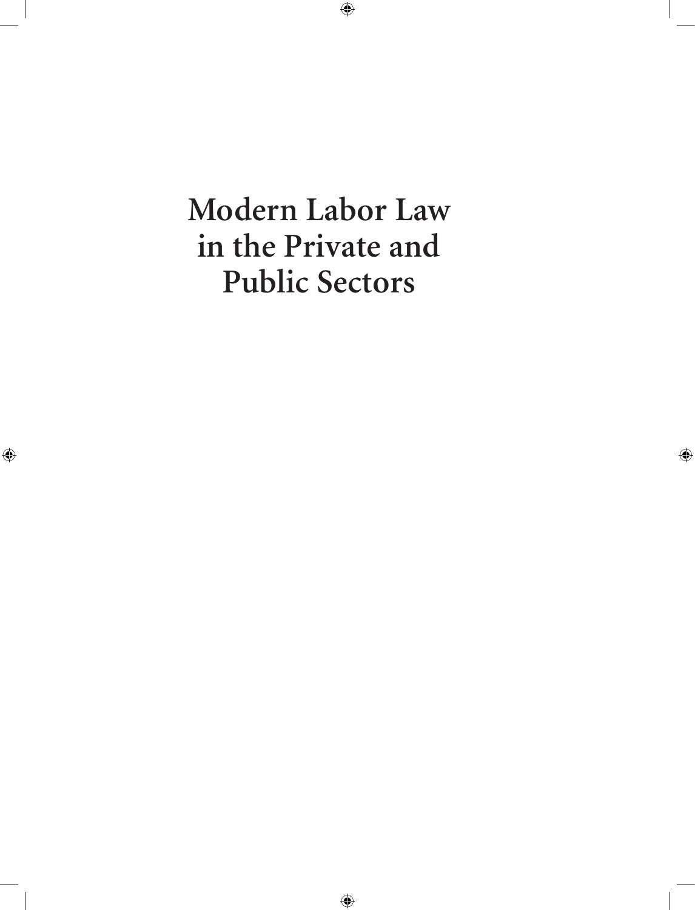# Modern Labor Law in the Private and Public Sectors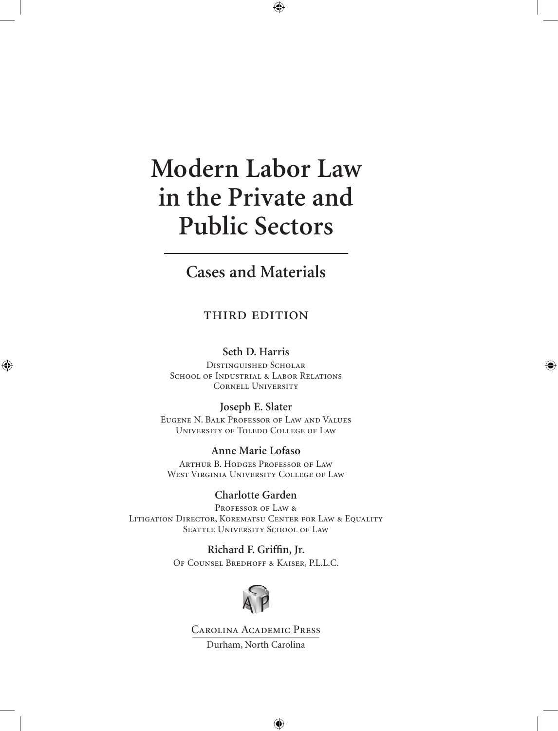# Modern Labor Law in the Private and Public Sectors

## Cases and Materials

THIRD EDITION

**Seth D. Harris**
Distinguished Scholar
School of Industrial & Labor Relations
Cornell University

**Joseph E. Slater**
Eugene N. Balk Professor of Law and Values
University of Toledo College of Law

**Anne Marie Lofaso**
Arthur B. Hodges Professor of Law
West Virginia University College of Law

**Charlotte Garden**
Professor of Law &
Litigation Director, Korematsu Center for Law & Equality
Seattle University School of Law

**Richard F. Griffin, Jr.**
Of Counsel Bredhoff & Kaiser, P.L.L.C.

Carolina Academic Press
Durham, North Carolina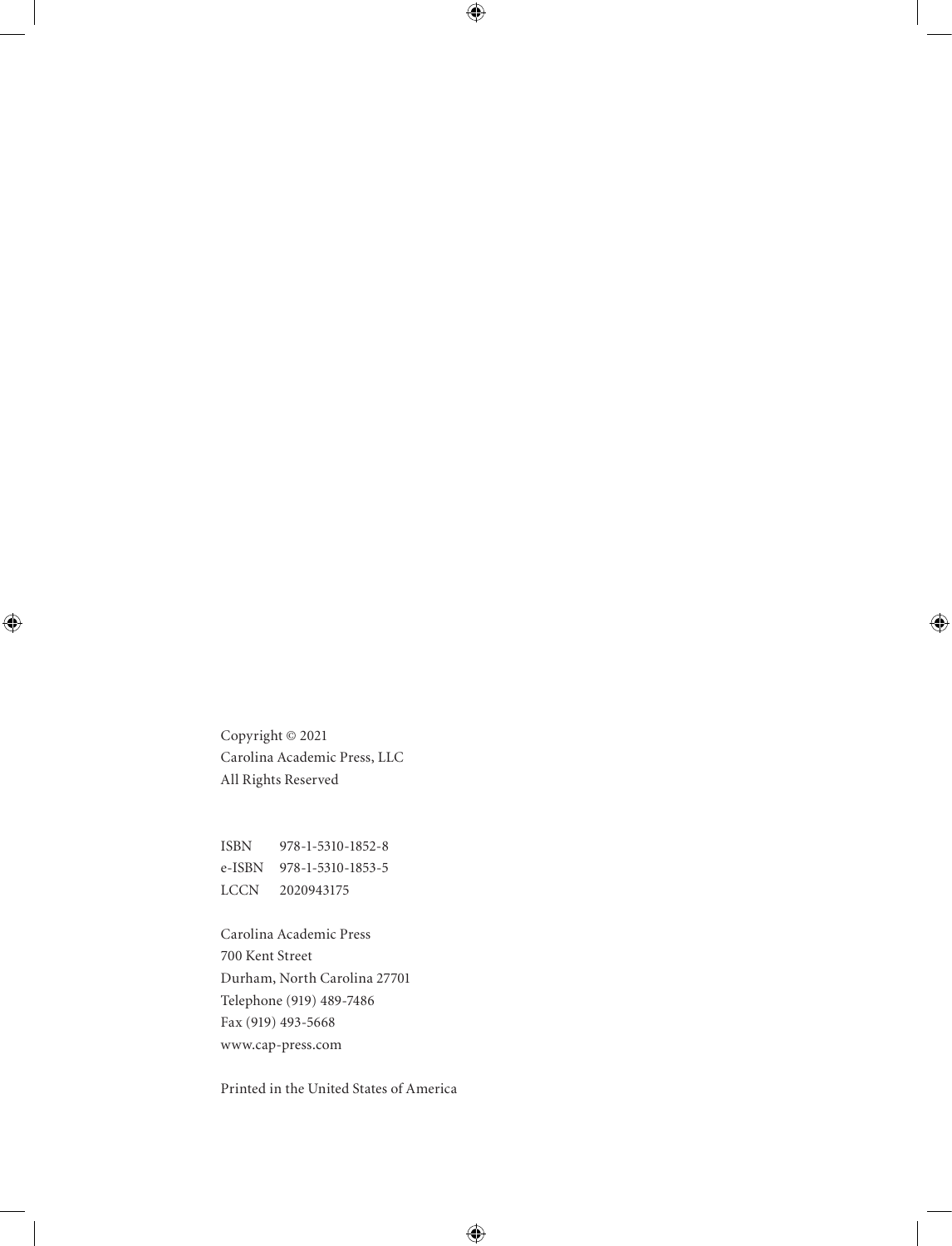Copyright © 2021
Carolina Academic Press, LLC
All Rights Reserved

ISBN 978-1-5310-1852-8
e-ISBN 978-1-5310-1853-5
LCCN 2020943175

Carolina Academic Press
700 Kent Street
Durham, North Carolina 27701
Telephone (919) 489-7486
Fax (919) 493-5668
www.cap-press.com

Printed in the United States of America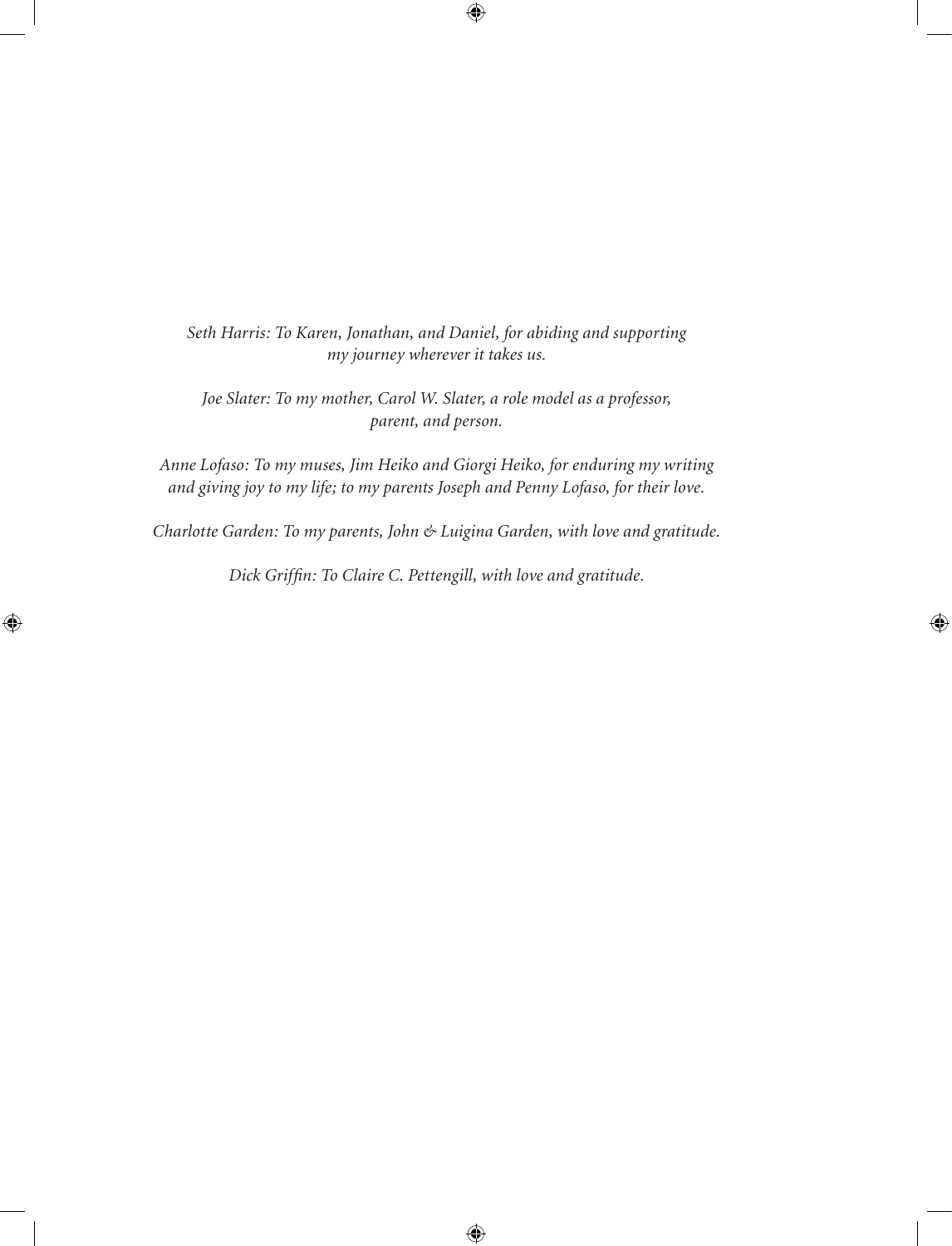*Seth Harris: To Karen, Jonathan, and Daniel, for abiding and supporting my journey wherever it takes us.*

*Joe Slater: To my mother, Carol W. Slater, a role model as a professor, parent, and person.*

*Anne Lofaso: To my muses, Jim Heiko and Giorgi Heiko, for enduring my writing and giving joy to my life; to my parents Joseph and Penny Lofaso, for their love.*

*Charlotte Garden: To my parents, John & Luigina Garden, with love and gratitude.*

*Dick Griffin: To Claire C. Pettengill, with love and gratitude.*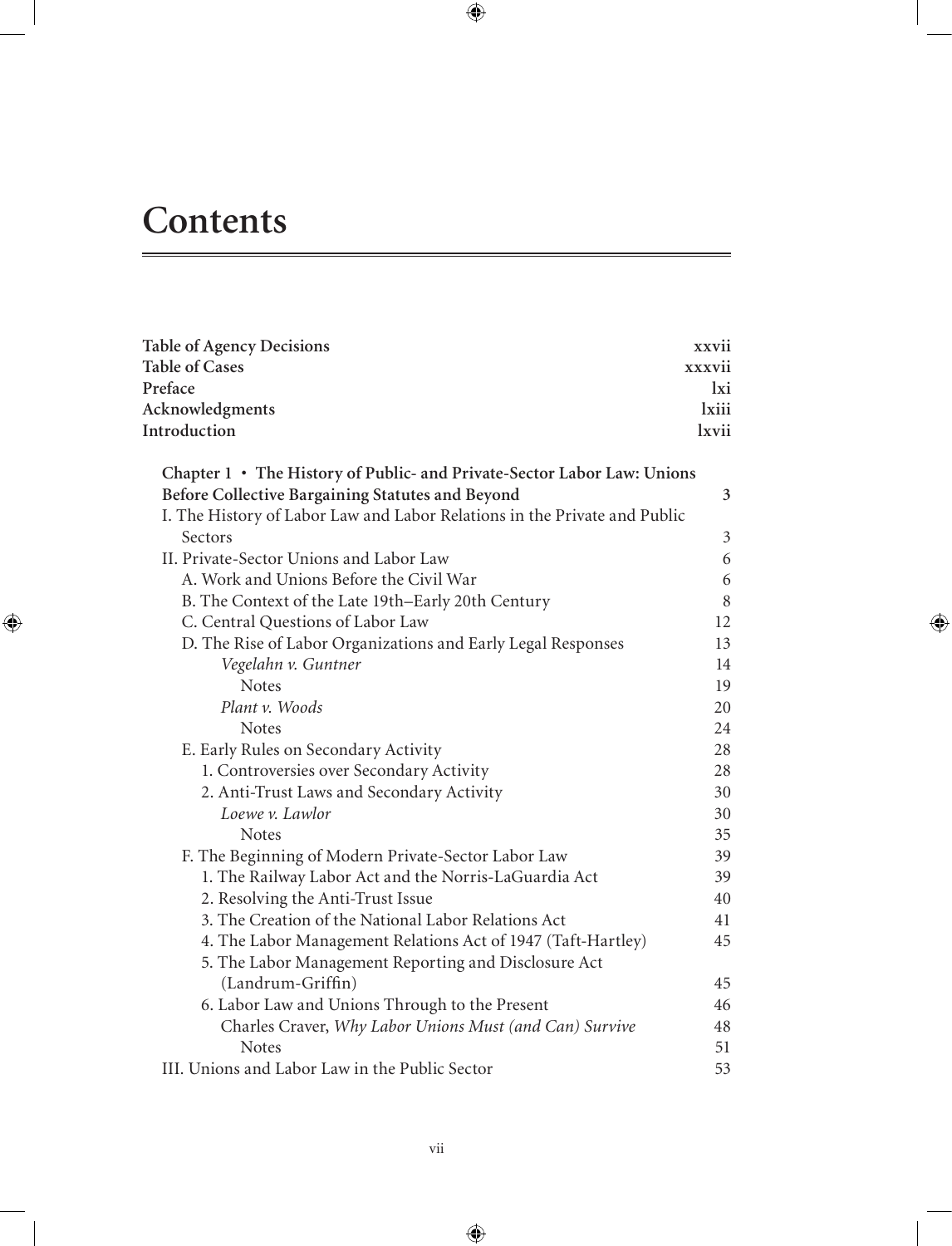# Contents

| | |
|---|---|
| **Table of Agency Decisions** | **xxvii** |
| **Table of Cases** | **xxxvii** |
| **Preface** | **lxi** |
| **Acknowledgments** | **lxiii** |
| **Introduction** | **lxvii** |

| | |
|---|---|
| **Chapter 1 • The History of Public- and Private-Sector Labor Law: Unions Before Collective Bargaining Statutes and Beyond** | **3** |
| I. The History of Labor Law and Labor Relations in the Private and Public Sectors | 3 |
| II. Private-Sector Unions and Labor Law | 6 |
| A. Work and Unions Before the Civil War | 6 |
| B. The Context of the Late 19th–Early 20th Century | 8 |
| C. Central Questions of Labor Law | 12 |
| D. The Rise of Labor Organizations and Early Legal Responses | 13 |
| *Vegelahn v. Guntner* | 14 |
| Notes | 19 |
| *Plant v. Woods* | 20 |
| Notes | 24 |
| E. Early Rules on Secondary Activity | 28 |
| 1. Controversies over Secondary Activity | 28 |
| 2. Anti-Trust Laws and Secondary Activity | 30 |
| *Loewe v. Lawlor* | 30 |
| Notes | 35 |
| F. The Beginning of Modern Private-Sector Labor Law | 39 |
| 1. The Railway Labor Act and the Norris-LaGuardia Act | 39 |
| 2. Resolving the Anti-Trust Issue | 40 |
| 3. The Creation of the National Labor Relations Act | 41 |
| 4. The Labor Management Relations Act of 1947 (Taft-Hartley) | 45 |
| 5. The Labor Management Reporting and Disclosure Act (Landrum-Griffin) | 45 |
| 6. Labor Law and Unions Through to the Present | 46 |
| Charles Craver, *Why Labor Unions Must (and Can) Survive* | 48 |
| Notes | 51 |
| III. Unions and Labor Law in the Public Sector | 53 |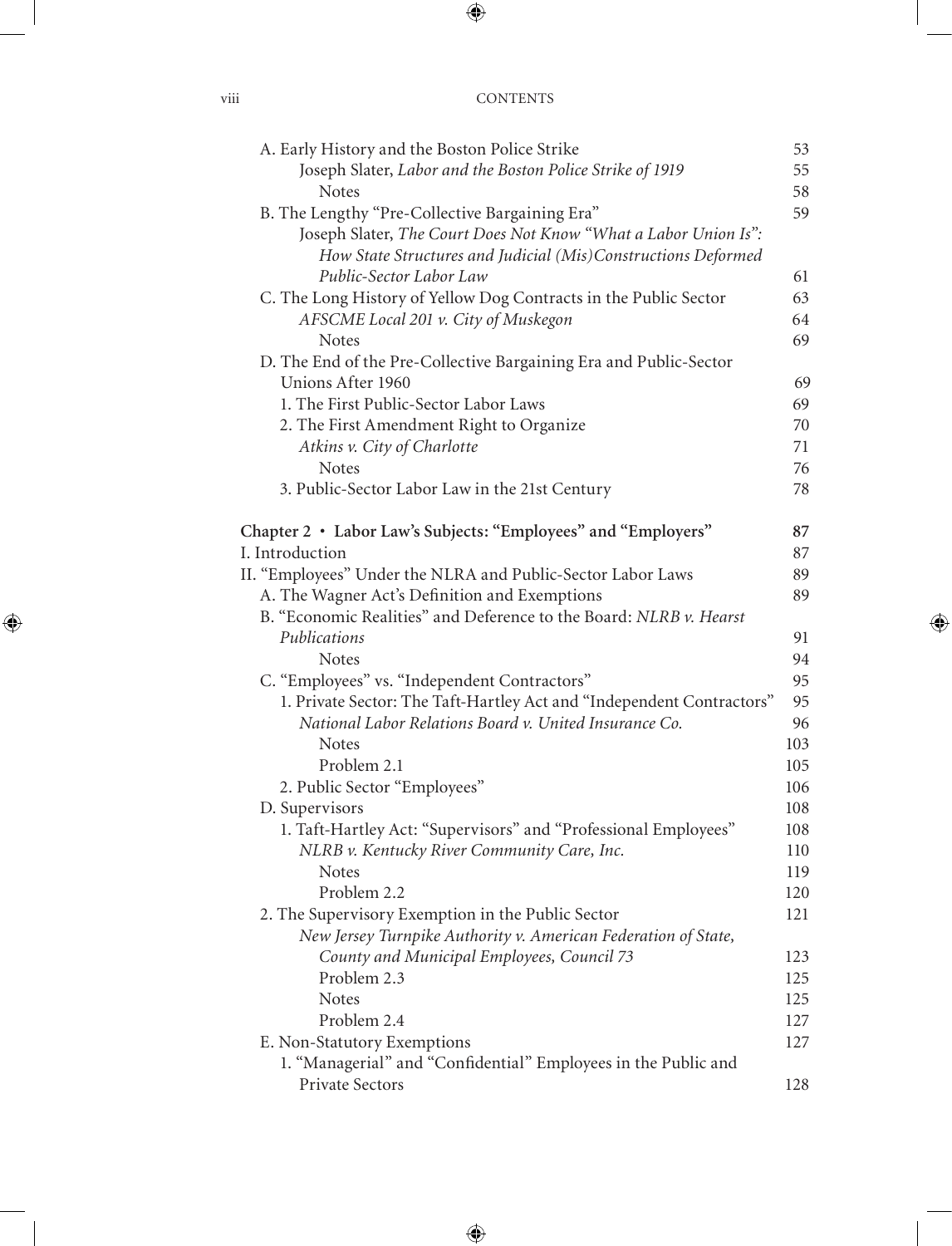A. Early History and the Boston Police Strike 53

*Joseph Slater, Labor and the Boston Police Strike of 1919* 55

Notes 58

B. The Lengthy "Pre-Collective Bargaining Era" 59

*Joseph Slater, The Court Does Not Know "What a Labor Union Is": How State Structures and Judicial (Mis)Constructions Deformed Public-Sector Labor Law* 61

C. The Long History of Yellow Dog Contracts in the Public Sector 63

*AFSCME Local 201 v. City of Muskegon* 64

Notes 69

D. The End of the Pre-Collective Bargaining Era and Public-Sector Unions After 1960 69

1. The First Public-Sector Labor Laws 69
2. The First Amendment Right to Organize 70

*Atkins v. City of Charlotte* 71

Notes 76

3. Public-Sector Labor Law in the 21st Century 78

**Chapter 2 • Labor Law's Subjects: "Employees" and "Employers"** **87**

I. Introduction 87

II. "Employees" Under the NLRA and Public-Sector Labor Laws 89

A. The Wagner Act's Definition and Exemptions 89

B. "Economic Realities" and Deference to the Board: *NLRB v. Hearst Publications* 91

Notes 94

C. "Employees" vs. "Independent Contractors" 95

1. Private Sector: The Taft-Hartley Act and "Independent Contractors" 95

*National Labor Relations Board v. United Insurance Co.* 96

Notes 103

Problem 2.1 105

2. Public Sector "Employees" 106

D. Supervisors 108

1. Taft-Hartley Act: "Supervisors" and "Professional Employees" 108

*NLRB v. Kentucky River Community Care, Inc.* 110

Notes 119

Problem 2.2 120

2. The Supervisory Exemption in the Public Sector 121

*New Jersey Turnpike Authority v. American Federation of State, County and Municipal Employees, Council 73* 123

Problem 2.3 125

Notes 125

Problem 2.4 127

E. Non-Statutory Exemptions 127

1. "Managerial" and "Confidential" Employees in the Public and Private Sectors 128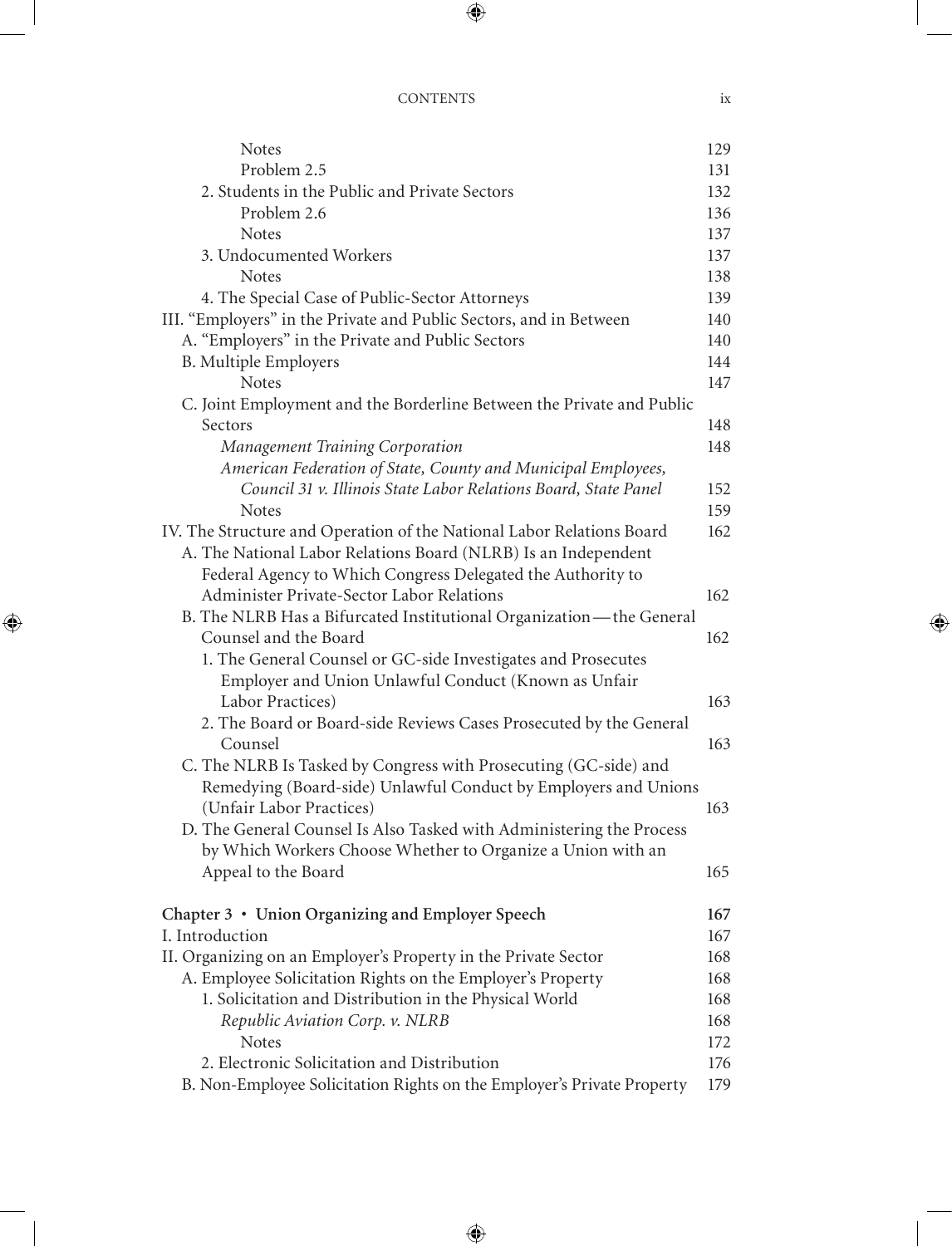Notes 129
Problem 2.5 131
2. Students in the Public and Private Sectors 132
Problem 2.6 136
Notes 137
3. Undocumented Workers 137
Notes 138
4. The Special Case of Public-Sector Attorneys 139

III. "Employers" in the Private and Public Sectors, and in Between 140
A. "Employers" in the Private and Public Sectors 140
B. Multiple Employers 144
Notes 147
C. Joint Employment and the Borderline Between the Private and Public Sectors 148
*Management Training Corporation* 148
*American Federation of State, County and Municipal Employees, Council 31 v. Illinois State Labor Relations Board, State Panel* 152
Notes 159

IV. The Structure and Operation of the National Labor Relations Board 162
A. The National Labor Relations Board (NLRB) Is an Independent Federal Agency to Which Congress Delegated the Authority to Administer Private-Sector Labor Relations 162
B. The NLRB Has a Bifurcated Institutional Organization—the General Counsel and the Board 162
1. The General Counsel or GC-side Investigates and Prosecutes Employer and Union Unlawful Conduct (Known as Unfair Labor Practices) 163
2. The Board or Board-side Reviews Cases Prosecuted by the General Counsel 163
C. The NLRB Is Tasked by Congress with Prosecuting (GC-side) and Remedying (Board-side) Unlawful Conduct by Employers and Unions (Unfair Labor Practices) 163
D. The General Counsel Is Also Tasked with Administering the Process by Which Workers Choose Whether to Organize a Union with an Appeal to the Board 165

**Chapter 3 • Union Organizing and Employer Speech 167**

I. Introduction 167

II. Organizing on an Employer's Property in the Private Sector 168
A. Employee Solicitation Rights on the Employer's Property 168
1. Solicitation and Distribution in the Physical World 168
*Republic Aviation Corp. v. NLRB* 168
Notes 172
2. Electronic Solicitation and Distribution 176
B. Non-Employee Solicitation Rights on the Employer's Private Property 179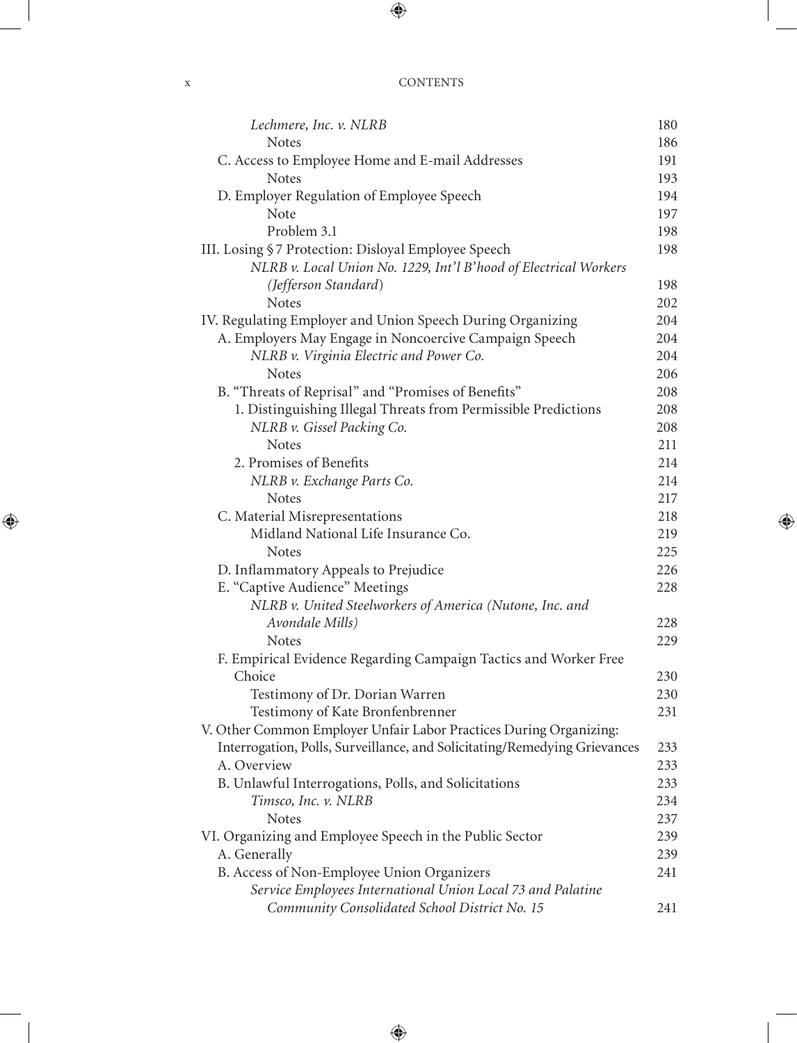| | |
|---|---|
| *Lechmere, Inc. v. NLRB* | 180 |
| Notes | 186 |
| C. Access to Employee Home and E-mail Addresses | 191 |
| Notes | 193 |
| D. Employer Regulation of Employee Speech | 194 |
| Note | 197 |
| Problem 3.1 | 198 |
| III. Losing § 7 Protection: Disloyal Employee Speech | 198 |
| *NLRB v. Local Union No. 1229, Int'l B'hood of Electrical Workers (Jefferson Standard)* | 198 |
| Notes | 202 |
| IV. Regulating Employer and Union Speech During Organizing | 204 |
| A. Employers May Engage in Noncoercive Campaign Speech | 204 |
| *NLRB v. Virginia Electric and Power Co.* | 204 |
| Notes | 206 |
| B. "Threats of Reprisal" and "Promises of Benefits" | 208 |
| 1. Distinguishing Illegal Threats from Permissible Predictions | 208 |
| *NLRB v. Gissel Packing Co.* | 208 |
| Notes | 211 |
| 2. Promises of Benefits | 214 |
| *NLRB v. Exchange Parts Co.* | 214 |
| Notes | 217 |
| C. Material Misrepresentations | 218 |
| Midland National Life Insurance Co. | 219 |
| Notes | 225 |
| D. Inflammatory Appeals to Prejudice | 226 |
| E. "Captive Audience" Meetings | 228 |
| *NLRB v. United Steelworkers of America (Nutone, Inc. and Avondale Mills)* | 228 |
| Notes | 229 |
| F. Empirical Evidence Regarding Campaign Tactics and Worker Free Choice | 230 |
| Testimony of Dr. Dorian Warren | 230 |
| Testimony of Kate Bronfenbrenner | 231 |
| V. Other Common Employer Unfair Labor Practices During Organizing: Interrogation, Polls, Surveillance, and Solicitating/Remedying Grievances | 233 |
| A. Overview | 233 |
| B. Unlawful Interrogations, Polls, and Solicitations | 233 |
| *Timsco, Inc. v. NLRB* | 234 |
| Notes | 237 |
| VI. Organizing and Employee Speech in the Public Sector | 239 |
| A. Generally | 239 |
| B. Access of Non-Employee Union Organizers | 241 |
| *Service Employees International Union Local 73 and Palatine Community Consolidated School District No. 15* | 241 |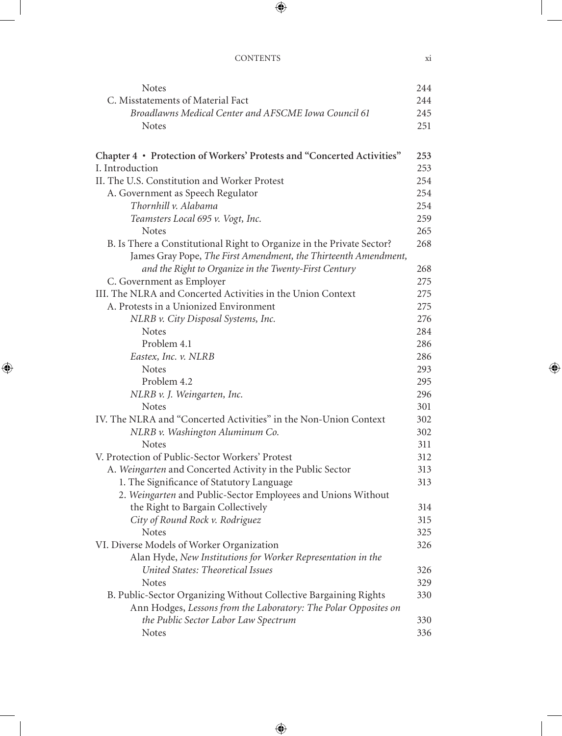| | |
|---|---|
| Notes | 244 |
| C. Misstatements of Material Fact | 244 |
| *Broadlawns Medical Center and AFSCME Iowa Council 61* | 245 |
| Notes | 251 |
| **Chapter 4 • Protection of Workers' Protests and "Concerted Activities"** | **253** |
| I. Introduction | 253 |
| II. The U.S. Constitution and Worker Protest | 254 |
| A. Government as Speech Regulator | 254 |
| *Thornhill v. Alabama* | 254 |
| *Teamsters Local 695 v. Vogt, Inc.* | 259 |
| Notes | 265 |
| B. Is There a Constitutional Right to Organize in the Private Sector? | 268 |
| James Gray Pope, *The First Amendment, the Thirteenth Amendment, and the Right to Organize in the Twenty-First Century* | 268 |
| C. Government as Employer | 275 |
| III. The NLRA and Concerted Activities in the Union Context | 275 |
| A. Protests in a Unionized Environment | 275 |
| *NLRB v. City Disposal Systems, Inc.* | 276 |
| Notes | 284 |
| Problem 4.1 | 286 |
| *Eastex, Inc. v. NLRB* | 286 |
| Notes | 293 |
| Problem 4.2 | 295 |
| *NLRB v. J. Weingarten, Inc.* | 296 |
| Notes | 301 |
| IV. The NLRA and "Concerted Activities" in the Non-Union Context | 302 |
| *NLRB v. Washington Aluminum Co.* | 302 |
| Notes | 311 |
| V. Protection of Public-Sector Workers' Protest | 312 |
| A. *Weingarten* and Concerted Activity in the Public Sector | 313 |
| 1. The Significance of Statutory Language | 313 |
| 2. *Weingarten* and Public-Sector Employees and Unions Without the Right to Bargain Collectively | 314 |
| *City of Round Rock v. Rodriguez* | 315 |
| Notes | 325 |
| VI. Diverse Models of Worker Organization | 326 |
| Alan Hyde, *New Institutions for Worker Representation in the United States: Theoretical Issues* | 326 |
| Notes | 329 |
| B. Public-Sector Organizing Without Collective Bargaining Rights | 330 |
| Ann Hodges, *Lessons from the Laboratory: The Polar Opposites on the Public Sector Labor Law Spectrum* | 330 |
| Notes | 336 |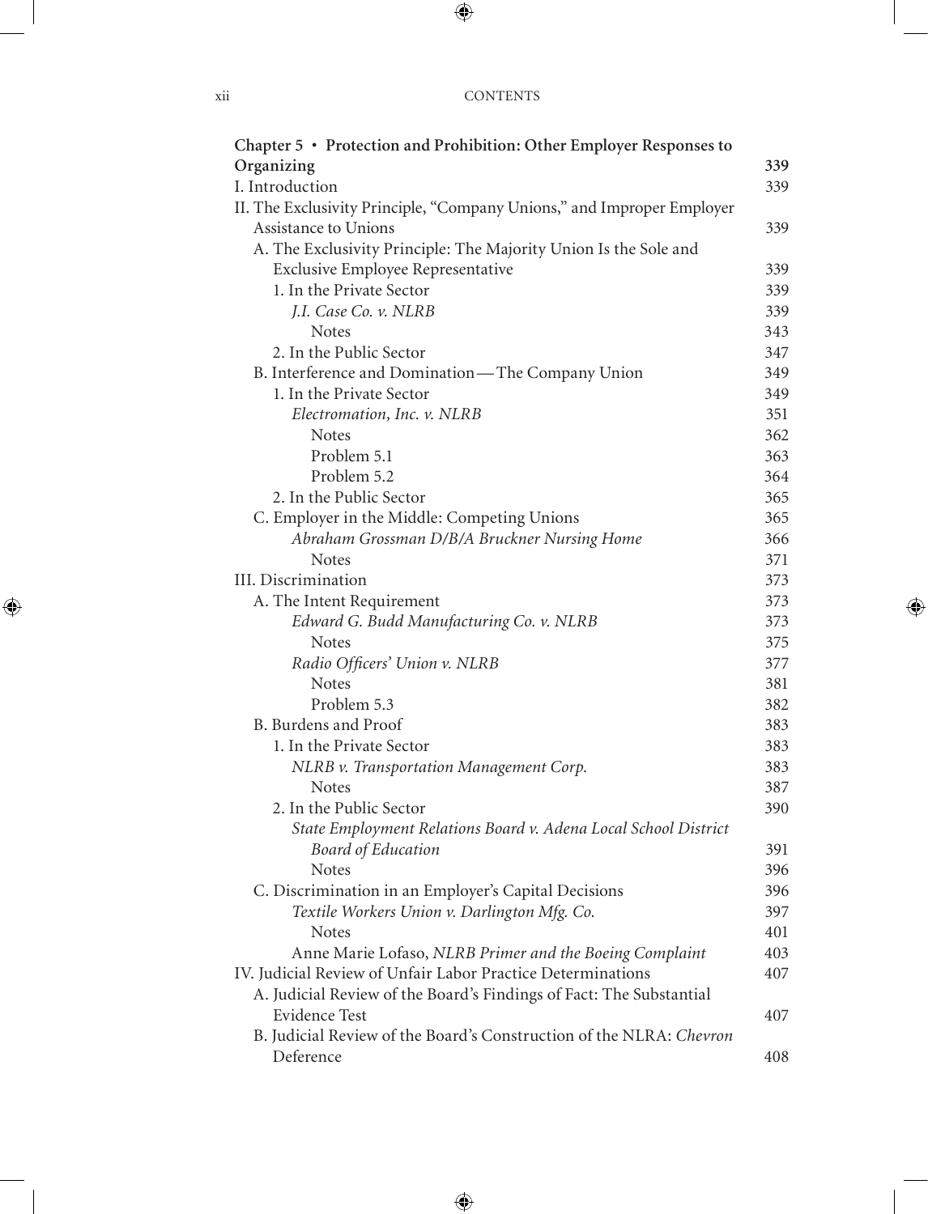| | |
|---|---|
| **Chapter 5 • Protection and Prohibition: Other Employer Responses to Organizing** | **339** |
| I. Introduction | 339 |
| II. The Exclusivity Principle, "Company Unions," and Improper Employer Assistance to Unions | 339 |
| A. The Exclusivity Principle: The Majority Union Is the Sole and Exclusive Employee Representative | 339 |
| 1. In the Private Sector | 339 |
| *J.I. Case Co. v. NLRB* | 339 |
| Notes | 343 |
| 2. In the Public Sector | 347 |
| B. Interference and Domination—The Company Union | 349 |
| 1. In the Private Sector | 349 |
| *Electromation, Inc. v. NLRB* | 351 |
| Notes | 362 |
| Problem 5.1 | 363 |
| Problem 5.2 | 364 |
| 2. In the Public Sector | 365 |
| C. Employer in the Middle: Competing Unions | 365 |
| *Abraham Grossman D/B/A Bruckner Nursing Home* | 366 |
| Notes | 371 |
| III. Discrimination | 373 |
| A. The Intent Requirement | 373 |
| *Edward G. Budd Manufacturing Co. v. NLRB* | 373 |
| Notes | 375 |
| *Radio Officers' Union v. NLRB* | 377 |
| Notes | 381 |
| Problem 5.3 | 382 |
| B. Burdens and Proof | 383 |
| 1. In the Private Sector | 383 |
| *NLRB v. Transportation Management Corp.* | 383 |
| Notes | 387 |
| 2. In the Public Sector | 390 |
| *State Employment Relations Board v. Adena Local School District Board of Education* | 391 |
| Notes | 396 |
| C. Discrimination in an Employer's Capital Decisions | 396 |
| *Textile Workers Union v. Darlington Mfg. Co.* | 397 |
| Notes | 401 |
| Anne Marie Lofaso, *NLRB Primer and the Boeing Complaint* | 403 |
| IV. Judicial Review of Unfair Labor Practice Determinations | 407 |
| A. Judicial Review of the Board's Findings of Fact: The Substantial Evidence Test | 407 |
| B. Judicial Review of the Board's Construction of the NLRA: *Chevron* Deference | 408 |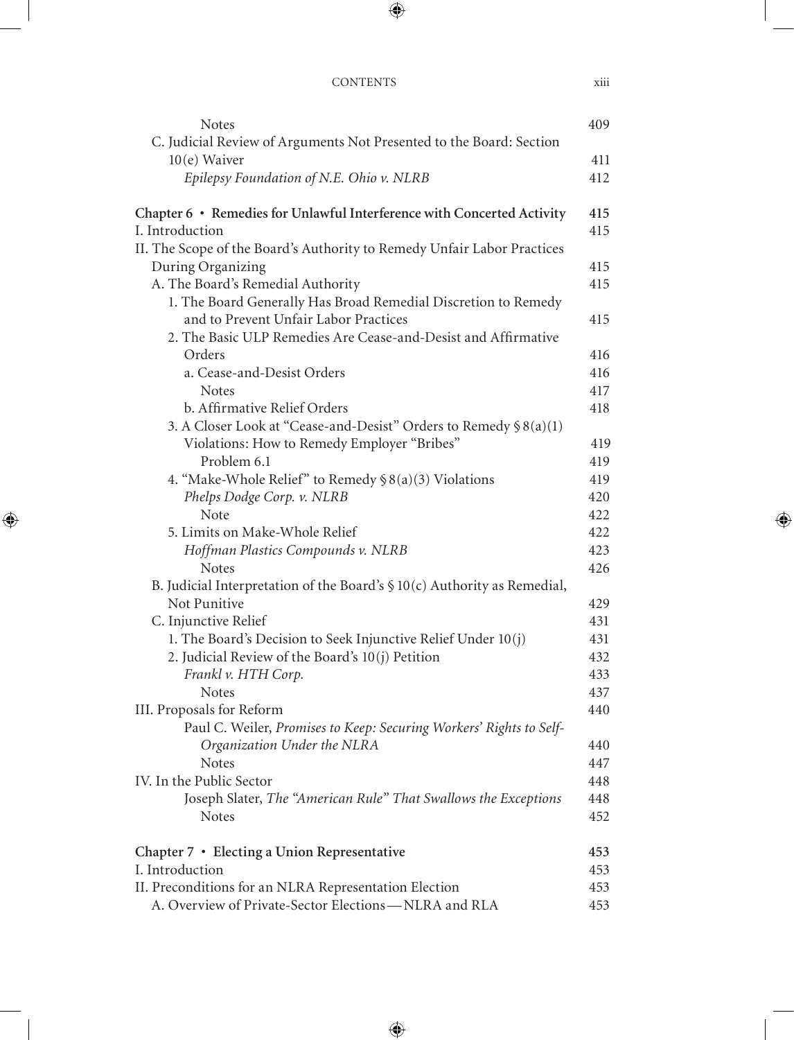| | |
|---|---|
| Notes | 409 |
| C. Judicial Review of Arguments Not Presented to the Board: Section 10(e) Waiver | 411 |
| *Epilepsy Foundation of N.E. Ohio v. NLRB* | 412 |
| **Chapter 6 • Remedies for Unlawful Interference with Concerted Activity** | **415** |
| I. Introduction | 415 |
| II. The Scope of the Board's Authority to Remedy Unfair Labor Practices During Organizing | 415 |
| A. The Board's Remedial Authority | 415 |
| 1. The Board Generally Has Broad Remedial Discretion to Remedy and to Prevent Unfair Labor Practices | 415 |
| 2. The Basic ULP Remedies Are Cease-and-Desist and Affirmative Orders | 416 |
| a. Cease-and-Desist Orders | 416 |
| Notes | 417 |
| b. Affirmative Relief Orders | 418 |
| 3. A Closer Look at "Cease-and-Desist" Orders to Remedy § 8(a)(1) Violations: How to Remedy Employer "Bribes" | 419 |
| Problem 6.1 | 419 |
| 4. "Make-Whole Relief" to Remedy § 8(a)(3) Violations | 419 |
| *Phelps Dodge Corp. v. NLRB* | 420 |
| Note | 422 |
| 5. Limits on Make-Whole Relief | 422 |
| *Hoffman Plastics Compounds v. NLRB* | 423 |
| Notes | 426 |
| B. Judicial Interpretation of the Board's § 10(c) Authority as Remedial, Not Punitive | 429 |
| C. Injunctive Relief | 431 |
| 1. The Board's Decision to Seek Injunctive Relief Under 10(j) | 431 |
| 2. Judicial Review of the Board's 10(j) Petition | 432 |
| *Frankl v. HTH Corp.* | 433 |
| Notes | 437 |
| III. Proposals for Reform | 440 |
| Paul C. Weiler, *Promises to Keep: Securing Workers' Rights to Self-Organization Under the NLRA* | 440 |
| Notes | 447 |
| IV. In the Public Sector | 448 |
| Joseph Slater, *The "American Rule" That Swallows the Exceptions* | 448 |
| Notes | 452 |
| **Chapter 7 • Electing a Union Representative** | **453** |
| I. Introduction | 453 |
| II. Preconditions for an NLRA Representation Election | 453 |
| A. Overview of Private-Sector Elections — NLRA and RLA | 453 |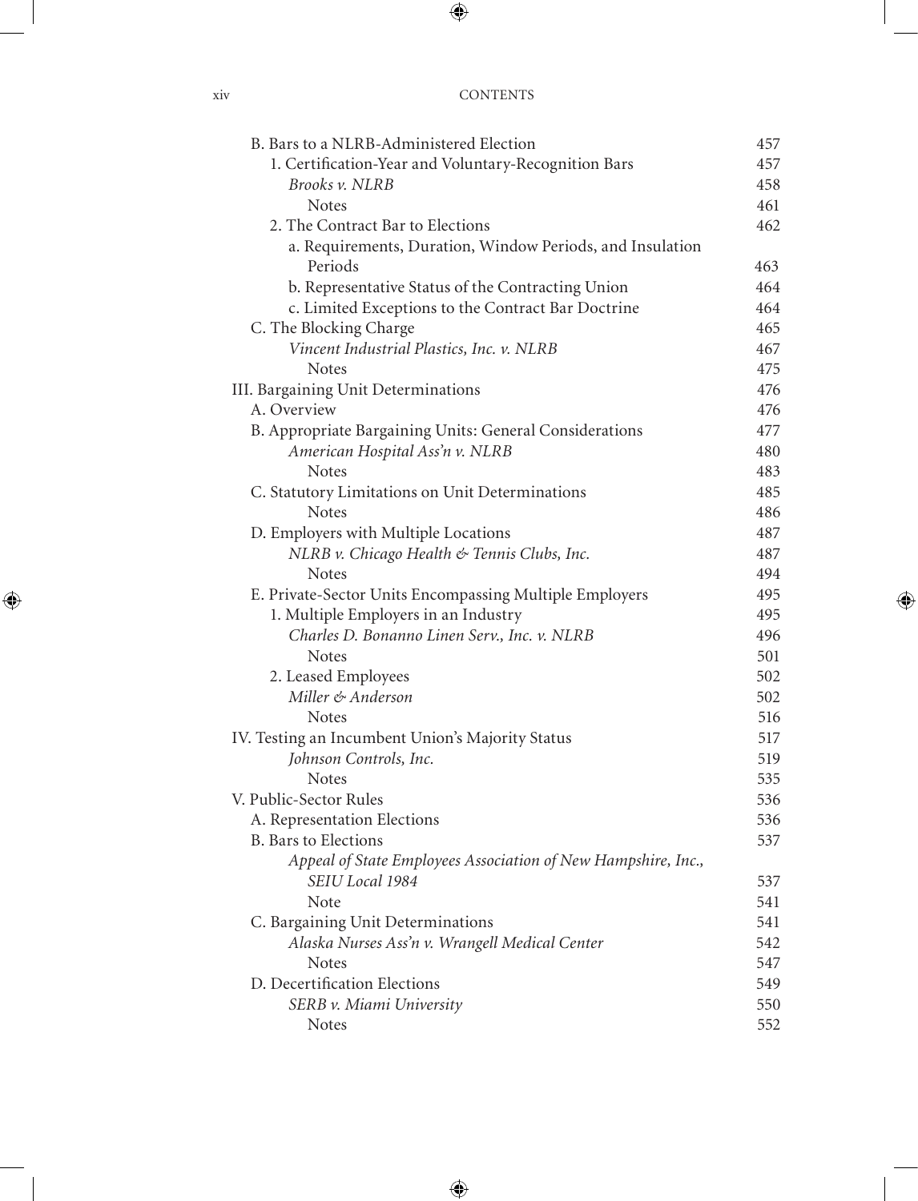| | |
|---|---|
| B. Bars to a NLRB-Administered Election | 457 |
| 1. Certification-Year and Voluntary-Recognition Bars | 457 |
| *Brooks v. NLRB* | 458 |
| Notes | 461 |
| 2. The Contract Bar to Elections | 462 |
| a. Requirements, Duration, Window Periods, and Insulation Periods | 463 |
| b. Representative Status of the Contracting Union | 464 |
| c. Limited Exceptions to the Contract Bar Doctrine | 464 |
| C. The Blocking Charge | 465 |
| *Vincent Industrial Plastics, Inc. v. NLRB* | 467 |
| Notes | 475 |
| III. Bargaining Unit Determinations | 476 |
| A. Overview | 476 |
| B. Appropriate Bargaining Units: General Considerations | 477 |
| *American Hospital Ass'n v. NLRB* | 480 |
| Notes | 483 |
| C. Statutory Limitations on Unit Determinations | 485 |
| Notes | 486 |
| D. Employers with Multiple Locations | 487 |
| *NLRB v. Chicago Health & Tennis Clubs, Inc.* | 487 |
| Notes | 494 |
| E. Private-Sector Units Encompassing Multiple Employers | 495 |
| 1. Multiple Employers in an Industry | 495 |
| *Charles D. Bonanno Linen Serv., Inc. v. NLRB* | 496 |
| Notes | 501 |
| 2. Leased Employees | 502 |
| *Miller & Anderson* | 502 |
| Notes | 516 |
| IV. Testing an Incumbent Union's Majority Status | 517 |
| *Johnson Controls, Inc.* | 519 |
| Notes | 535 |
| V. Public-Sector Rules | 536 |
| A. Representation Elections | 536 |
| B. Bars to Elections | 537 |
| *Appeal of State Employees Association of New Hampshire, Inc., SEIU Local 1984* | 537 |
| Note | 541 |
| C. Bargaining Unit Determinations | 541 |
| *Alaska Nurses Ass'n v. Wrangell Medical Center* | 542 |
| Notes | 547 |
| D. Decertification Elections | 549 |
| *SERB v. Miami University* | 550 |
| Notes | 552 |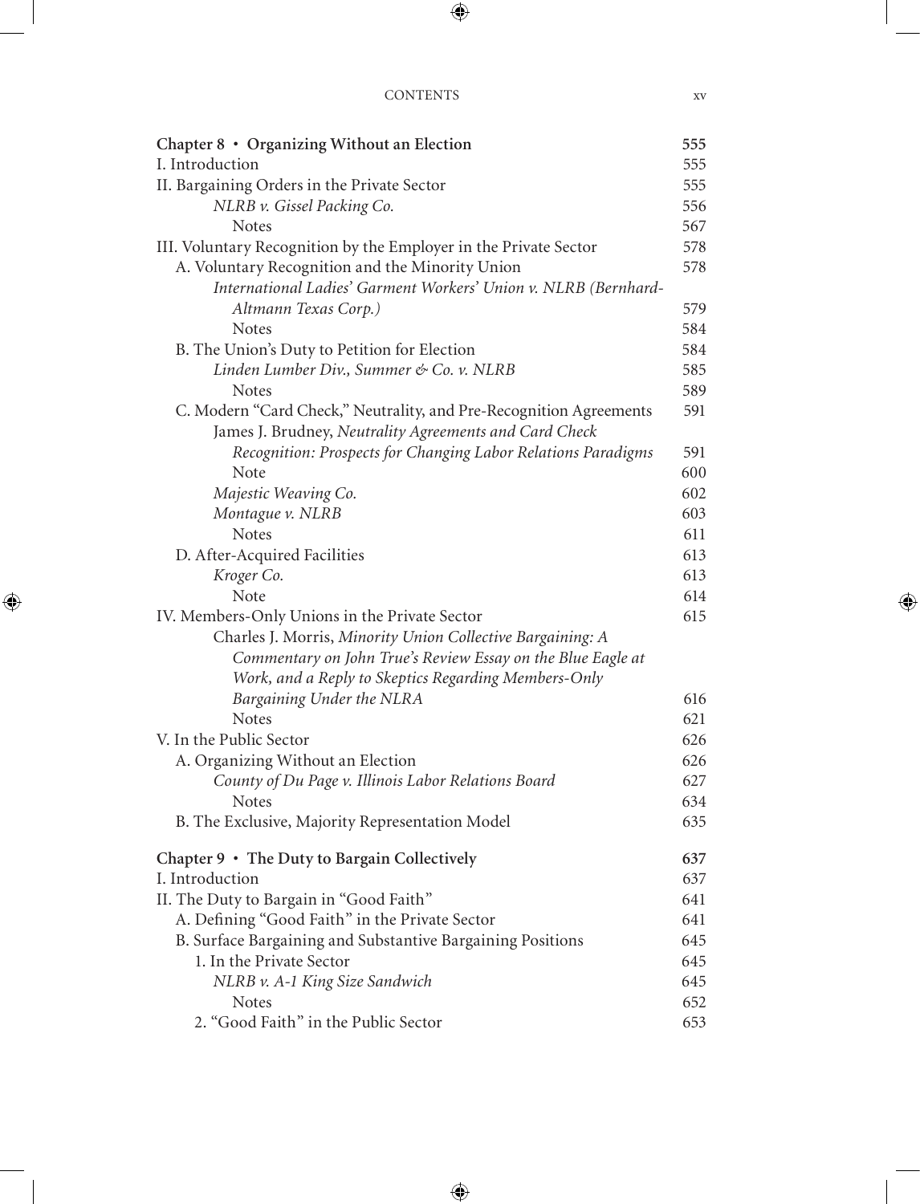**Chapter 8 · Organizing Without an Election** 555

I. Introduction 555

II. Bargaining Orders in the Private Sector 555

*NLRB v. Gissel Packing Co.* 556

Notes 567

III. Voluntary Recognition by the Employer in the Private Sector 578

A. Voluntary Recognition and the Minority Union 578

*International Ladies' Garment Workers' Union v. NLRB (Bernhard-Altmann Texas Corp.)* 579

Notes 584

B. The Union's Duty to Petition for Election 584

*Linden Lumber Div., Summer & Co. v. NLRB* 585

Notes 589

C. Modern "Card Check," Neutrality, and Pre-Recognition Agreements 591

James J. Brudney, *Neutrality Agreements and Card Check Recognition: Prospects for Changing Labor Relations Paradigms* 591

Note 600

*Majestic Weaving Co.* 602

*Montague v. NLRB* 603

Notes 611

D. After-Acquired Facilities 613

*Kroger Co.* 613

Note 614

IV. Members-Only Unions in the Private Sector 615

Charles J. Morris, *Minority Union Collective Bargaining: A Commentary on John True's Review Essay on the Blue Eagle at Work, and a Reply to Skeptics Regarding Members-Only Bargaining Under the NLRA* 616

Notes 621

V. In the Public Sector 626

A. Organizing Without an Election 626

*County of Du Page v. Illinois Labor Relations Board* 627

Notes 634

B. The Exclusive, Majority Representation Model 635

**Chapter 9 · The Duty to Bargain Collectively** 637

I. Introduction 637

II. The Duty to Bargain in "Good Faith" 641

A. Defining "Good Faith" in the Private Sector 641

B. Surface Bargaining and Substantive Bargaining Positions 645

1. In the Private Sector 645

*NLRB v. A-1 King Size Sandwich* 645

Notes 652

2. "Good Faith" in the Public Sector 653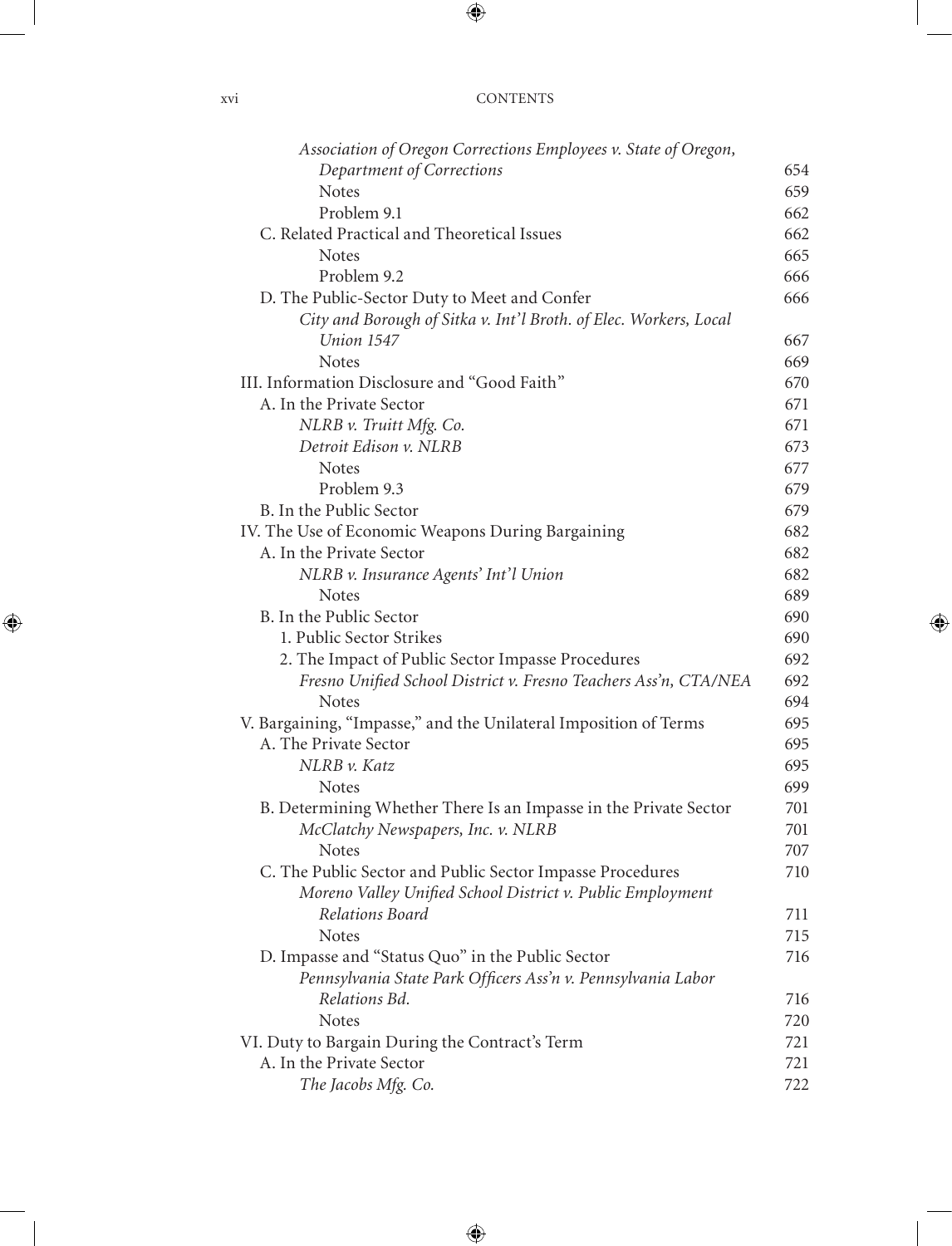| | |
|---|---|
| *Association of Oregon Corrections Employees v. State of Oregon, Department of Corrections* | 654 |
| Notes | 659 |
| Problem 9.1 | 662 |
| C. Related Practical and Theoretical Issues | 662 |
| Notes | 665 |
| Problem 9.2 | 666 |
| D. The Public-Sector Duty to Meet and Confer | 666 |
| *City and Borough of Sitka v. Int'l Broth. of Elec. Workers, Local Union 1547* | 667 |
| Notes | 669 |
| III. Information Disclosure and "Good Faith" | 670 |
| A. In the Private Sector | 671 |
| *NLRB v. Truitt Mfg. Co.* | 671 |
| *Detroit Edison v. NLRB* | 673 |
| Notes | 677 |
| Problem 9.3 | 679 |
| B. In the Public Sector | 679 |
| IV. The Use of Economic Weapons During Bargaining | 682 |
| A. In the Private Sector | 682 |
| *NLRB v. Insurance Agents' Int'l Union* | 682 |
| Notes | 689 |
| B. In the Public Sector | 690 |
| 1. Public Sector Strikes | 690 |
| 2. The Impact of Public Sector Impasse Procedures | 692 |
| *Fresno Unified School District v. Fresno Teachers Ass'n, CTA/NEA* | 692 |
| Notes | 694 |
| V. Bargaining, "Impasse," and the Unilateral Imposition of Terms | 695 |
| A. The Private Sector | 695 |
| *NLRB v. Katz* | 695 |
| Notes | 699 |
| B. Determining Whether There Is an Impasse in the Private Sector | 701 |
| *McClatchy Newspapers, Inc. v. NLRB* | 701 |
| Notes | 707 |
| C. The Public Sector and Public Sector Impasse Procedures | 710 |
| *Moreno Valley Unified School District v. Public Employment Relations Board* | 711 |
| Notes | 715 |
| D. Impasse and "Status Quo" in the Public Sector | 716 |
| *Pennsylvania State Park Officers Ass'n v. Pennsylvania Labor Relations Bd.* | 716 |
| Notes | 720 |
| VI. Duty to Bargain During the Contract's Term | 721 |
| A. In the Private Sector | 721 |
| *The Jacobs Mfg. Co.* | 722 |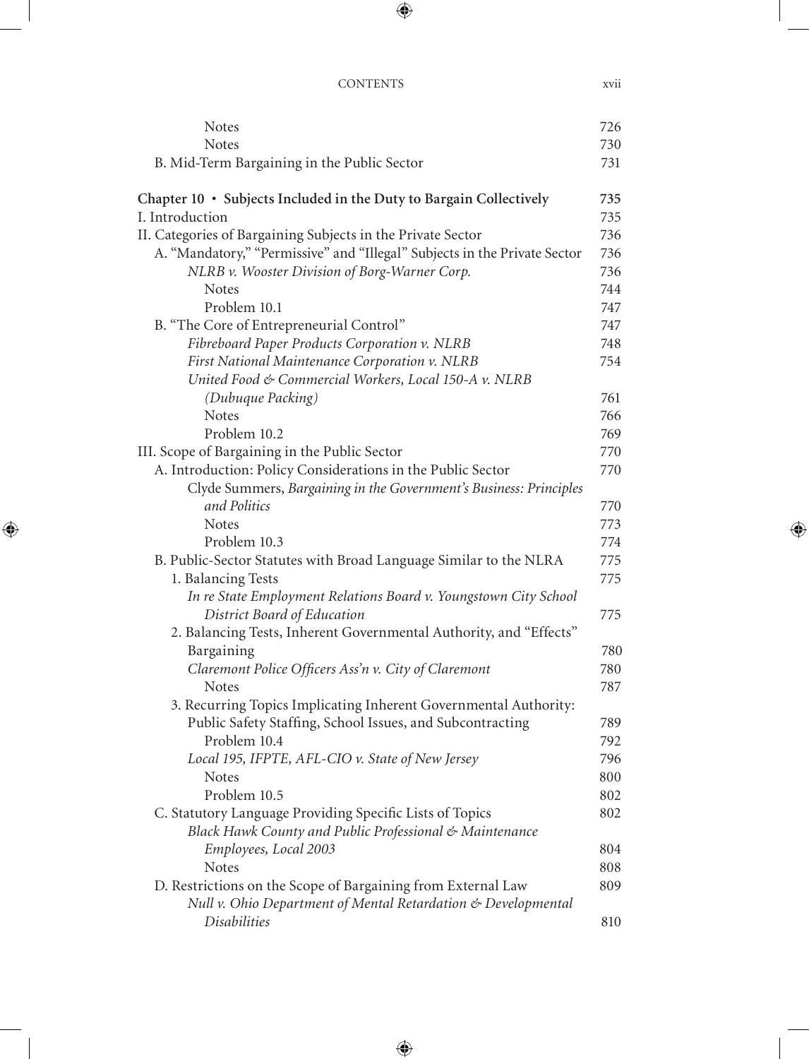| | |
|---|---|
| Notes | 726 |
| Notes | 730 |
| B. Mid-Term Bargaining in the Public Sector | 731 |
| **Chapter 10 • Subjects Included in the Duty to Bargain Collectively** | **735** |
| I. Introduction | 735 |
| II. Categories of Bargaining Subjects in the Private Sector | 736 |
| A. "Mandatory," "Permissive" and "Illegal" Subjects in the Private Sector | 736 |
| *NLRB v. Wooster Division of Borg-Warner Corp.* | 736 |
| Notes | 744 |
| Problem 10.1 | 747 |
| B. "The Core of Entrepreneurial Control" | 747 |
| *Fibreboard Paper Products Corporation v. NLRB* | 748 |
| *First National Maintenance Corporation v. NLRB* | 754 |
| *United Food & Commercial Workers, Local 150-A v. NLRB (Dubuque Packing)* | 761 |
| Notes | 766 |
| Problem 10.2 | 769 |
| III. Scope of Bargaining in the Public Sector | 770 |
| A. Introduction: Policy Considerations in the Public Sector | 770 |
| Clyde Summers, *Bargaining in the Government's Business: Principles and Politics* | 770 |
| Notes | 773 |
| Problem 10.3 | 774 |
| B. Public-Sector Statutes with Broad Language Similar to the NLRA | 775 |
| 1. Balancing Tests | 775 |
| *In re State Employment Relations Board v. Youngstown City School District Board of Education* | 775 |
| 2. Balancing Tests, Inherent Governmental Authority, and "Effects" Bargaining | 780 |
| *Claremont Police Officers Ass'n v. City of Claremont* | 780 |
| Notes | 787 |
| 3. Recurring Topics Implicating Inherent Governmental Authority: Public Safety Staffing, School Issues, and Subcontracting | 789 |
| Problem 10.4 | 792 |
| *Local 195, IFPTE, AFL-CIO v. State of New Jersey* | 796 |
| Notes | 800 |
| Problem 10.5 | 802 |
| C. Statutory Language Providing Specific Lists of Topics | 802 |
| *Black Hawk County and Public Professional & Maintenance Employees, Local 2003* | 804 |
| Notes | 808 |
| D. Restrictions on the Scope of Bargaining from External Law | 809 |
| *Null v. Ohio Department of Mental Retardation & Developmental Disabilities* | 810 |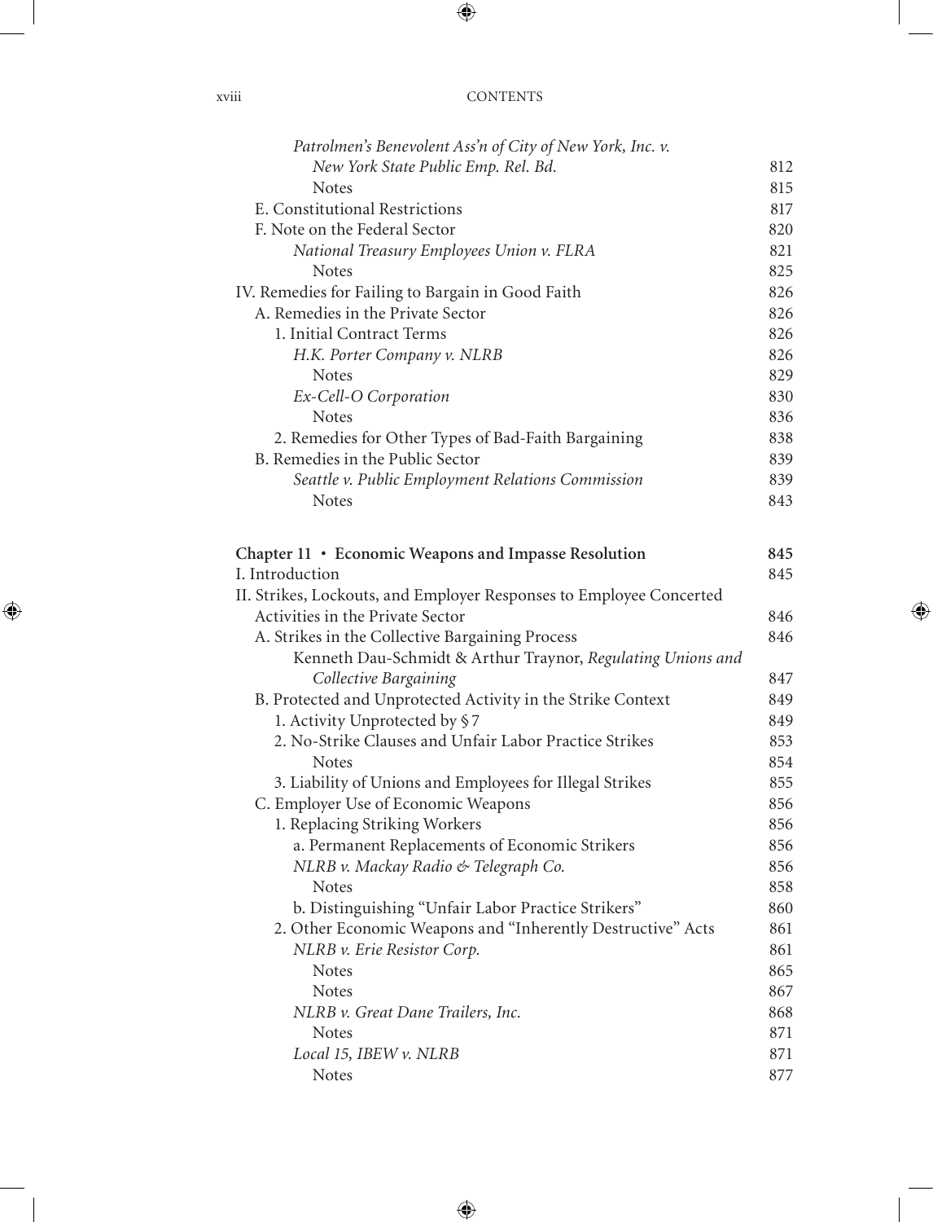| | |
|---|---|
| *Patrolmen's Benevolent Ass'n of City of New York, Inc. v. New York State Public Emp. Rel. Bd.* | 812 |
| Notes | 815 |
| E. Constitutional Restrictions | 817 |
| F. Note on the Federal Sector | 820 |
| *National Treasury Employees Union v. FLRA* | 821 |
| Notes | 825 |
| IV. Remedies for Failing to Bargain in Good Faith | 826 |
| A. Remedies in the Private Sector | 826 |
| 1. Initial Contract Terms | 826 |
| *H.K. Porter Company v. NLRB* | 826 |
| Notes | 829 |
| *Ex-Cell-O Corporation* | 830 |
| Notes | 836 |
| 2. Remedies for Other Types of Bad-Faith Bargaining | 838 |
| B. Remedies in the Public Sector | 839 |
| *Seattle v. Public Employment Relations Commission* | 839 |
| Notes | 843 |

| | |
|---|---|
| **Chapter 11 • Economic Weapons and Impasse Resolution** | **845** |
| I. Introduction | 845 |
| II. Strikes, Lockouts, and Employer Responses to Employee Concerted Activities in the Private Sector | 846 |
| A. Strikes in the Collective Bargaining Process | 846 |
| Kenneth Dau-Schmidt & Arthur Traynor, *Regulating Unions and Collective Bargaining* | 847 |
| B. Protected and Unprotected Activity in the Strike Context | 849 |
| 1. Activity Unprotected by §7 | 849 |
| 2. No-Strike Clauses and Unfair Labor Practice Strikes | 853 |
| Notes | 854 |
| 3. Liability of Unions and Employees for Illegal Strikes | 855 |
| C. Employer Use of Economic Weapons | 856 |
| 1. Replacing Striking Workers | 856 |
| a. Permanent Replacements of Economic Strikers | 856 |
| *NLRB v. Mackay Radio & Telegraph Co.* | 856 |
| Notes | 858 |
| b. Distinguishing "Unfair Labor Practice Strikers" | 860 |
| 2. Other Economic Weapons and "Inherently Destructive" Acts | 861 |
| *NLRB v. Erie Resistor Corp.* | 861 |
| Notes | 865 |
| Notes | 867 |
| *NLRB v. Great Dane Trailers, Inc.* | 868 |
| Notes | 871 |
| *Local 15, IBEW v. NLRB* | 871 |
| Notes | 877 |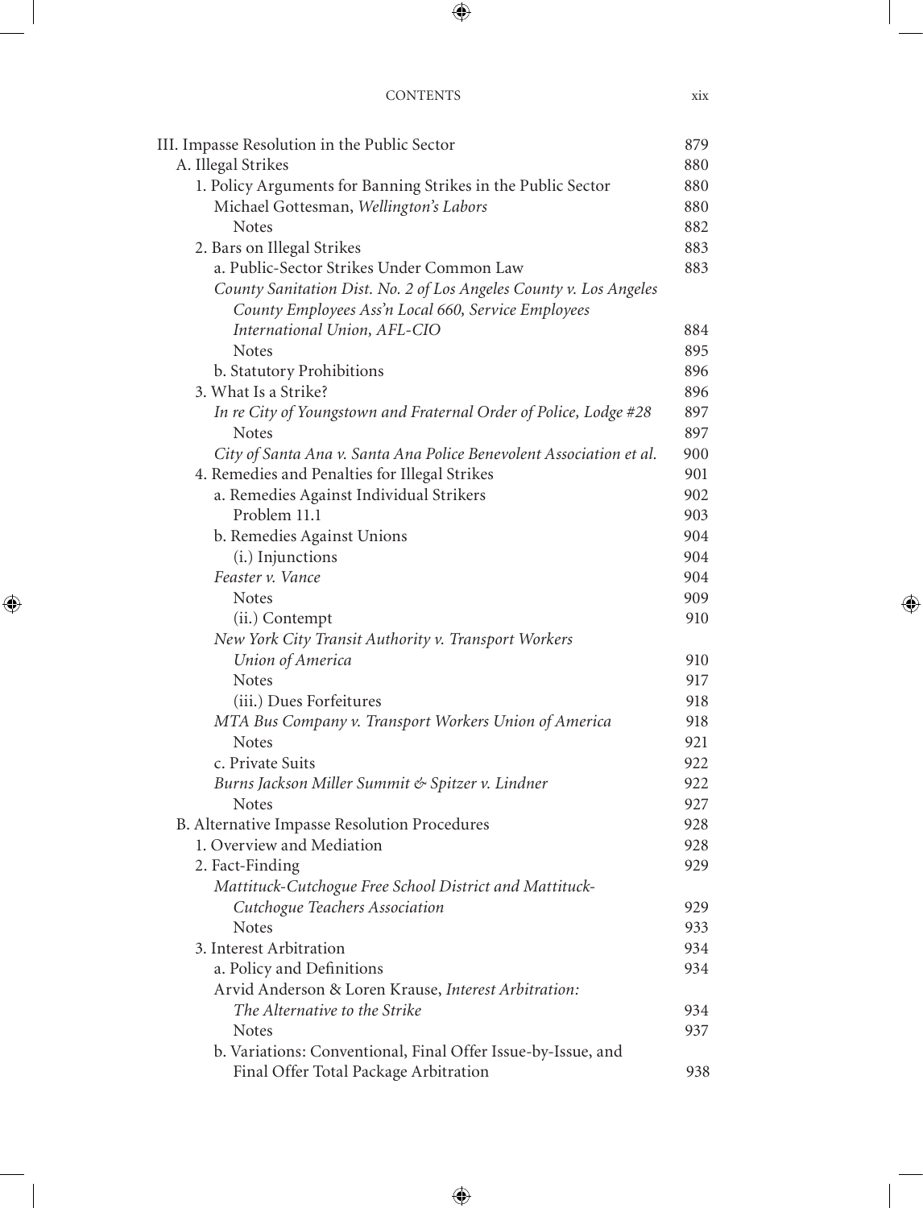| | |
|---|---|
| III. Impasse Resolution in the Public Sector | 879 |
| A. Illegal Strikes | 880 |
| 1. Policy Arguments for Banning Strikes in the Public Sector | 880 |
| Michael Gottesman, *Wellington's Labors* | 880 |
| Notes | 882 |
| 2. Bars on Illegal Strikes | 883 |
| a. Public-Sector Strikes Under Common Law | 883 |
| *County Sanitation Dist. No. 2 of Los Angeles County v. Los Angeles County Employees Ass'n Local 660, Service Employees International Union, AFL-CIO* | 884 |
| Notes | 895 |
| b. Statutory Prohibitions | 896 |
| 3. What Is a Strike? | 896 |
| *In re City of Youngstown and Fraternal Order of Police, Lodge #28* | 897 |
| Notes | 897 |
| *City of Santa Ana v. Santa Ana Police Benevolent Association et al.* | 900 |
| 4. Remedies and Penalties for Illegal Strikes | 901 |
| a. Remedies Against Individual Strikers | 902 |
| Problem 11.1 | 903 |
| b. Remedies Against Unions | 904 |
| (i.) Injunctions | 904 |
| *Feaster v. Vance* | 904 |
| Notes | 909 |
| (ii.) Contempt | 910 |
| *New York City Transit Authority v. Transport Workers Union of America* | 910 |
| Notes | 917 |
| (iii.) Dues Forfeitures | 918 |
| *MTA Bus Company v. Transport Workers Union of America* | 918 |
| Notes | 921 |
| c. Private Suits | 922 |
| *Burns Jackson Miller Summit & Spitzer v. Lindner* | 922 |
| Notes | 927 |
| B. Alternative Impasse Resolution Procedures | 928 |
| 1. Overview and Mediation | 928 |
| 2. Fact-Finding | 929 |
| *Mattituck-Cutchogue Free School District and Mattituck-Cutchogue Teachers Association* | 929 |
| Notes | 933 |
| 3. Interest Arbitration | 934 |
| a. Policy and Definitions | 934 |
| Arvid Anderson & Loren Krause, *Interest Arbitration: The Alternative to the Strike* | 934 |
| Notes | 937 |
| b. Variations: Conventional, Final Offer Issue-by-Issue, and Final Offer Total Package Arbitration | 938 |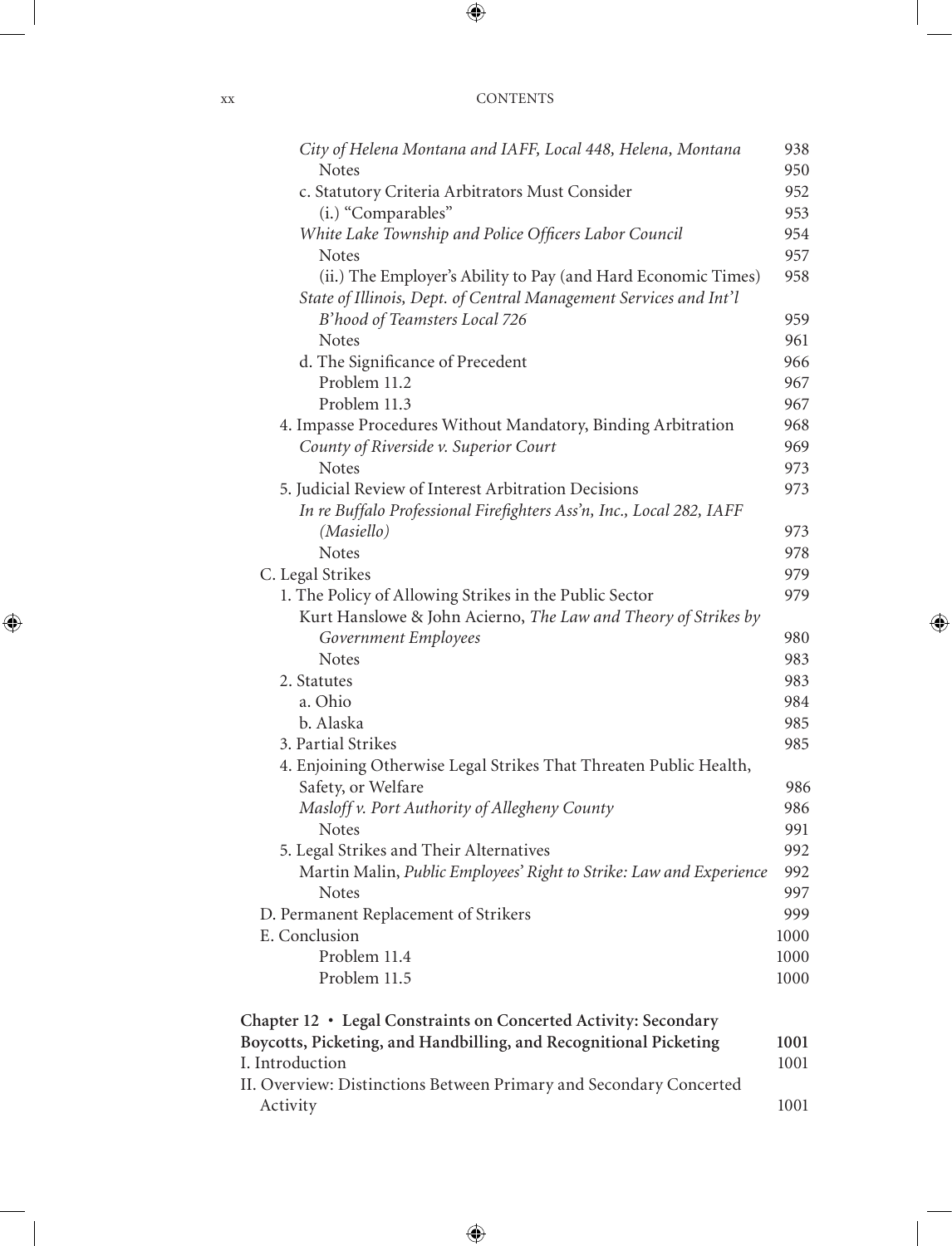*City of Helena Montana and IAFF, Local 448, Helena, Montana* 938
Notes 950
c. Statutory Criteria Arbitrators Must Consider 952
(i.) "Comparables" 953
*White Lake Township and Police Officers Labor Council* 954
Notes 957
(ii.) The Employer's Ability to Pay (and Hard Economic Times) 958
*State of Illinois, Dept. of Central Management Services and Int'l B'hood of Teamsters Local 726* 959
Notes 961
d. The Significance of Precedent 966
Problem 11.2 967
Problem 11.3 967
4. Impasse Procedures Without Mandatory, Binding Arbitration 968
*County of Riverside v. Superior Court* 969
Notes 973
5. Judicial Review of Interest Arbitration Decisions 973
*In re Buffalo Professional Firefighters Ass'n, Inc., Local 282, IAFF (Masiello)* 973
Notes 978
C. Legal Strikes 979
1. The Policy of Allowing Strikes in the Public Sector 979
Kurt Hanslowe & John Acierno, *The Law and Theory of Strikes by Government Employees* 980
Notes 983
2. Statutes 983
a. Ohio 984
b. Alaska 985
3. Partial Strikes 985
4. Enjoining Otherwise Legal Strikes That Threaten Public Health, Safety, or Welfare 986
*Masloff v. Port Authority of Allegheny County* 986
Notes 991
5. Legal Strikes and Their Alternatives 992
Martin Malin, *Public Employees' Right to Strike: Law and Experience* 992
Notes 997
D. Permanent Replacement of Strikers 999
E. Conclusion 1000
Problem 11.4 1000
Problem 11.5 1000

**Chapter 12 • Legal Constraints on Concerted Activity: Secondary Boycotts, Picketing, and Handbilling, and Recognitional Picketing 1001**
I. Introduction 1001
II. Overview: Distinctions Between Primary and Secondary Concerted Activity 1001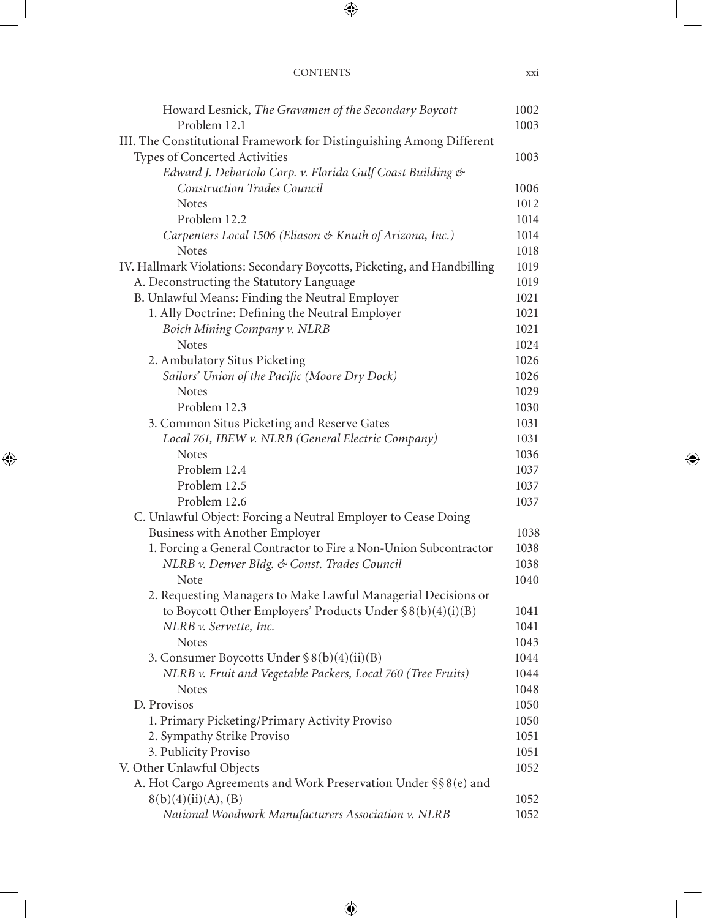Howard Lesnick, *The Gravamen of the Secondary Boycott* 1002
Problem 12.1 1003

III. The Constitutional Framework for Distinguishing Among Different Types of Concerted Activities 1003
*Edward J. Debartolo Corp. v. Florida Gulf Coast Building & Construction Trades Council* 1006
Notes 1012
Problem 12.2 1014
*Carpenters Local 1506 (Eliason & Knuth of Arizona, Inc.)* 1014
Notes 1018

IV. Hallmark Violations: Secondary Boycotts, Picketing, and Handbilling 1019
A. Deconstructing the Statutory Language 1019
B. Unlawful Means: Finding the Neutral Employer 1021
1. Ally Doctrine: Defining the Neutral Employer 1021
*Boich Mining Company v. NLRB* 1021
Notes 1024
2. Ambulatory Situs Picketing 1026
*Sailors' Union of the Pacific (Moore Dry Dock)* 1026
Notes 1029
Problem 12.3 1030
3. Common Situs Picketing and Reserve Gates 1031
*Local 761, IBEW v. NLRB (General Electric Company)* 1031
Notes 1036
Problem 12.4 1037
Problem 12.5 1037
Problem 12.6 1037
C. Unlawful Object: Forcing a Neutral Employer to Cease Doing Business with Another Employer 1038
1. Forcing a General Contractor to Fire a Non-Union Subcontractor 1038
*NLRB v. Denver Bldg. & Const. Trades Council* 1038
Note 1040
2. Requesting Managers to Make Lawful Managerial Decisions or to Boycott Other Employers' Products Under § 8(b)(4)(i)(B) 1041
*NLRB v. Servette, Inc.* 1041
Notes 1043
3. Consumer Boycotts Under § 8(b)(4)(ii)(B) 1044
*NLRB v. Fruit and Vegetable Packers, Local 760 (Tree Fruits)* 1044
Notes 1048
D. Provisos 1050
1. Primary Picketing/Primary Activity Proviso 1050
2. Sympathy Strike Proviso 1051
3. Publicity Proviso 1051

V. Other Unlawful Objects 1052
A. Hot Cargo Agreements and Work Preservation Under §§ 8(e) and 8(b)(4)(ii)(A), (B) 1052
*National Woodwork Manufacturers Association v. NLRB* 1052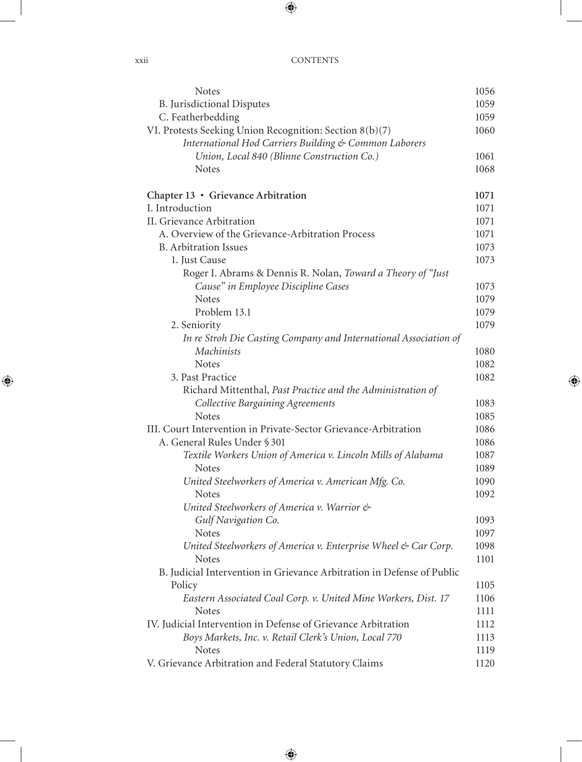| | |
|---|---|
| Notes | 1056 |
| B. Jurisdictional Disputes | 1059 |
| C. Featherbedding | 1059 |
| VI. Protests Seeking Union Recognition: Section 8(b)(7) | 1060 |
| *International Hod Carriers Building & Common Laborers Union, Local 840 (Blinne Construction Co.)* | 1061 |
| Notes | 1068 |
| **Chapter 13 • Grievance Arbitration** | **1071** |
| I. Introduction | 1071 |
| II. Grievance Arbitration | 1071 |
| A. Overview of the Grievance-Arbitration Process | 1071 |
| B. Arbitration Issues | 1073 |
| 1. Just Cause | 1073 |
| Roger I. Abrams & Dennis R. Nolan, *Toward a Theory of "Just Cause" in Employee Discipline Cases* | 1073 |
| Notes | 1079 |
| Problem 13.1 | 1079 |
| 2. Seniority | 1079 |
| *In re Stroh Die Casting Company and International Association of Machinists* | 1080 |
| Notes | 1082 |
| 3. Past Practice | 1082 |
| Richard Mittenthal, *Past Practice and the Administration of Collective Bargaining Agreements* | 1083 |
| Notes | 1085 |
| III. Court Intervention in Private-Sector Grievance-Arbitration | 1086 |
| A. General Rules Under § 301 | 1086 |
| *Textile Workers Union of America v. Lincoln Mills of Alabama* | 1087 |
| Notes | 1089 |
| *United Steelworkers of America v. American Mfg. Co.* | 1090 |
| Notes | 1092 |
| *United Steelworkers of America v. Warrior & Gulf Navigation Co.* | 1093 |
| Notes | 1097 |
| *United Steelworkers of America v. Enterprise Wheel & Car Corp.* | 1098 |
| Notes | 1101 |
| B. Judicial Intervention in Grievance Arbitration in Defense of Public Policy | 1105 |
| *Eastern Associated Coal Corp. v. United Mine Workers, Dist. 17* | 1106 |
| Notes | 1111 |
| IV. Judicial Intervention in Defense of Grievance Arbitration | 1112 |
| *Boys Markets, Inc. v. Retail Clerk's Union, Local 770* | 1113 |
| Notes | 1119 |
| V. Grievance Arbitration and Federal Statutory Claims | 1120 |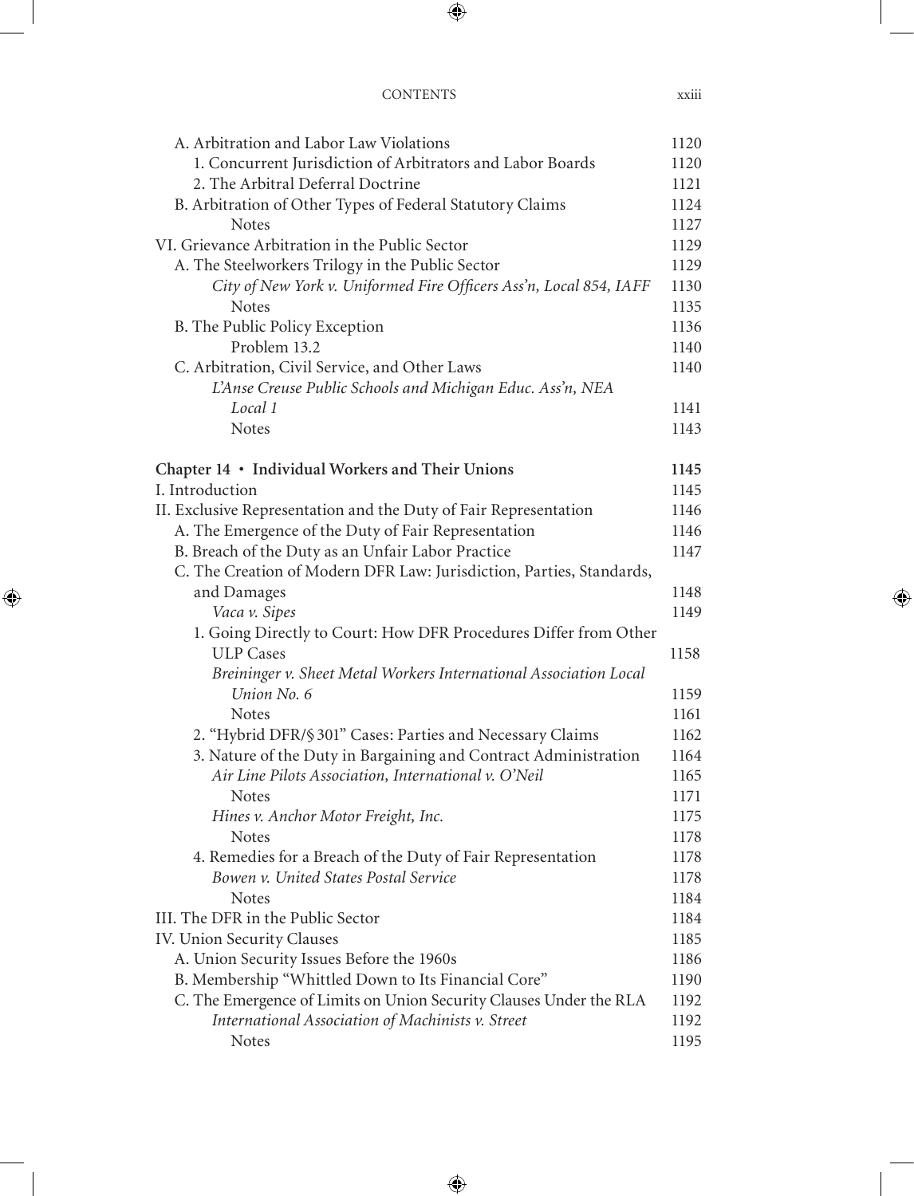| | |
|---|---|
| A. Arbitration and Labor Law Violations | 1120 |
| 1. Concurrent Jurisdiction of Arbitrators and Labor Boards | 1120 |
| 2. The Arbitral Deferral Doctrine | 1121 |
| B. Arbitration of Other Types of Federal Statutory Claims | 1124 |
| Notes | 1127 |
| VI. Grievance Arbitration in the Public Sector | 1129 |
| A. The Steelworkers Trilogy in the Public Sector | 1129 |
| *City of New York v. Uniformed Fire Officers Ass'n, Local 854, IAFF* | 1130 |
| Notes | 1135 |
| B. The Public Policy Exception | 1136 |
| Problem 13.2 | 1140 |
| C. Arbitration, Civil Service, and Other Laws | 1140 |
| *L'Anse Creuse Public Schools and Michigan Educ. Ass'n, NEA Local 1* | 1141 |
| Notes | 1143 |
| **Chapter 14 • Individual Workers and Their Unions** | **1145** |
| I. Introduction | 1145 |
| II. Exclusive Representation and the Duty of Fair Representation | 1146 |
| A. The Emergence of the Duty of Fair Representation | 1146 |
| B. Breach of the Duty as an Unfair Labor Practice | 1147 |
| C. The Creation of Modern DFR Law: Jurisdiction, Parties, Standards, and Damages | 1148 |
| *Vaca v. Sipes* | 1149 |
| 1. Going Directly to Court: How DFR Procedures Differ from Other ULP Cases | 1158 |
| *Breininger v. Sheet Metal Workers International Association Local Union No. 6* | 1159 |
| Notes | 1161 |
| 2. "Hybrid DFR/§ 301" Cases: Parties and Necessary Claims | 1162 |
| 3. Nature of the Duty in Bargaining and Contract Administration | 1164 |
| *Air Line Pilots Association, International v. O'Neil* | 1165 |
| Notes | 1171 |
| *Hines v. Anchor Motor Freight, Inc.* | 1175 |
| Notes | 1178 |
| 4. Remedies for a Breach of the Duty of Fair Representation | 1178 |
| *Bowen v. United States Postal Service* | 1178 |
| Notes | 1184 |
| III. The DFR in the Public Sector | 1184 |
| IV. Union Security Clauses | 1185 |
| A. Union Security Issues Before the 1960s | 1186 |
| B. Membership "Whittled Down to Its Financial Core" | 1190 |
| C. The Emergence of Limits on Union Security Clauses Under the RLA | 1192 |
| *International Association of Machinists v. Street* | 1192 |
| Notes | 1195 |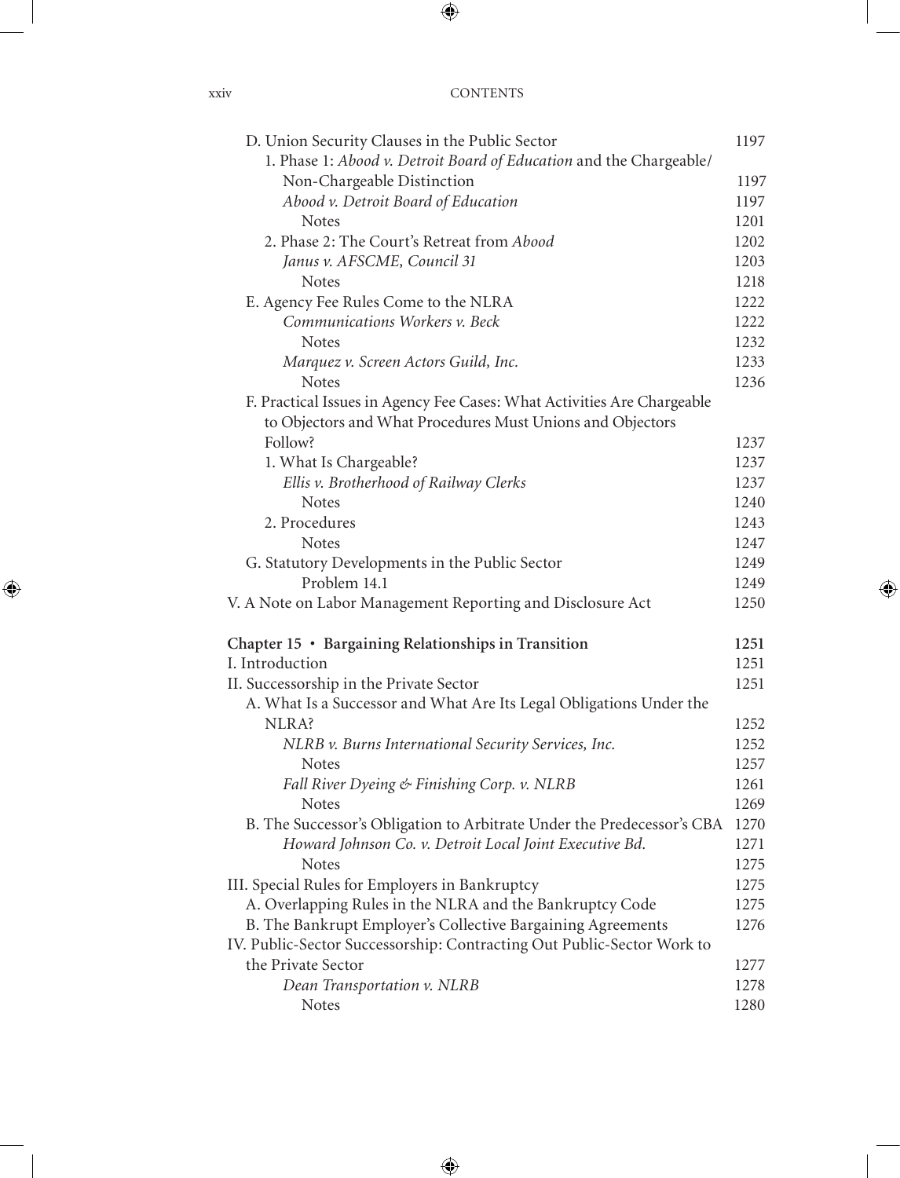| | |
|---|---|
| D. Union Security Clauses in the Public Sector | 1197 |
| 1. Phase 1: *Abood v. Detroit Board of Education* and the Chargeable/ Non-Chargeable Distinction | 1197 |
| *Abood v. Detroit Board of Education* | 1197 |
| Notes | 1201 |
| 2. Phase 2: The Court's Retreat from *Abood* | 1202 |
| *Janus v. AFSCME, Council 31* | 1203 |
| Notes | 1218 |
| E. Agency Fee Rules Come to the NLRA | 1222 |
| *Communications Workers v. Beck* | 1222 |
| Notes | 1232 |
| *Marquez v. Screen Actors Guild, Inc.* | 1233 |
| Notes | 1236 |
| F. Practical Issues in Agency Fee Cases: What Activities Are Chargeable to Objectors and What Procedures Must Unions and Objectors Follow? | 1237 |
| 1. What Is Chargeable? | 1237 |
| *Ellis v. Brotherhood of Railway Clerks* | 1237 |
| Notes | 1240 |
| 2. Procedures | 1243 |
| Notes | 1247 |
| G. Statutory Developments in the Public Sector | 1249 |
| Problem 14.1 | 1249 |
| V. A Note on Labor Management Reporting and Disclosure Act | 1250 |
| **Chapter 15 • Bargaining Relationships in Transition** | **1251** |
| I. Introduction | 1251 |
| II. Successorship in the Private Sector | 1251 |
| A. What Is a Successor and What Are Its Legal Obligations Under the NLRA? | 1252 |
| *NLRB v. Burns International Security Services, Inc.* | 1252 |
| Notes | 1257 |
| *Fall River Dyeing & Finishing Corp. v. NLRB* | 1261 |
| Notes | 1269 |
| B. The Successor's Obligation to Arbitrate Under the Predecessor's CBA | 1270 |
| *Howard Johnson Co. v. Detroit Local Joint Executive Bd.* | 1271 |
| Notes | 1275 |
| III. Special Rules for Employers in Bankruptcy | 1275 |
| A. Overlapping Rules in the NLRA and the Bankruptcy Code | 1275 |
| B. The Bankrupt Employer's Collective Bargaining Agreements | 1276 |
| IV. Public-Sector Successorship: Contracting Out Public-Sector Work to the Private Sector | 1277 |
| *Dean Transportation v. NLRB* | 1278 |
| Notes | 1280 |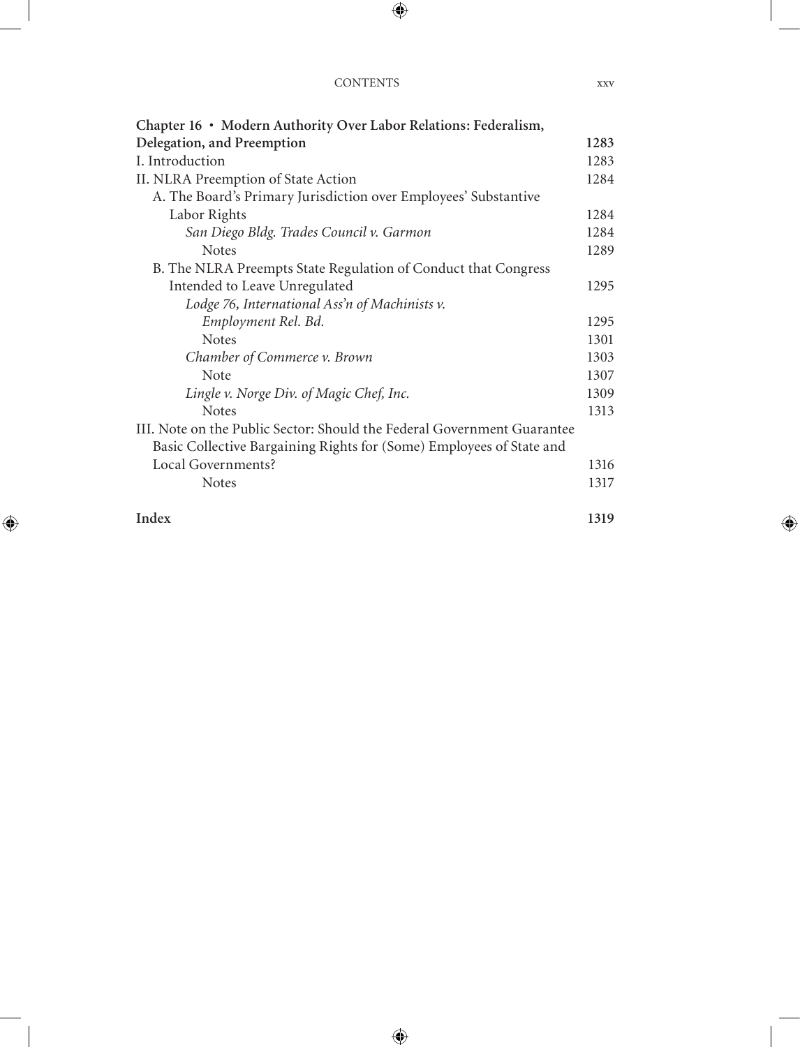**Chapter 16 • Modern Authority Over Labor Relations: Federalism, Delegation, and Preemption** **1283**

I. Introduction 1283

II. NLRA Preemption of State Action 1284

- A. The Board's Primary Jurisdiction over Employees' Substantive Labor Rights 1284
  - *San Diego Bldg. Trades Council v. Garmon* 1284
    - Notes 1289
- B. The NLRA Preempts State Regulation of Conduct that Congress Intended to Leave Unregulated 1295
  - *Lodge 76, International Ass'n of Machinists v. Employment Rel. Bd.* 1295
    - Notes 1301
  - *Chamber of Commerce v. Brown* 1303
    - Note 1307
  - *Lingle v. Norge Div. of Magic Chef, Inc.* 1309
    - Notes 1313

III. Note on the Public Sector: Should the Federal Government Guarantee Basic Collective Bargaining Rights for (Some) Employees of State and Local Governments? 1316

- Notes 1317

**Index** **1319**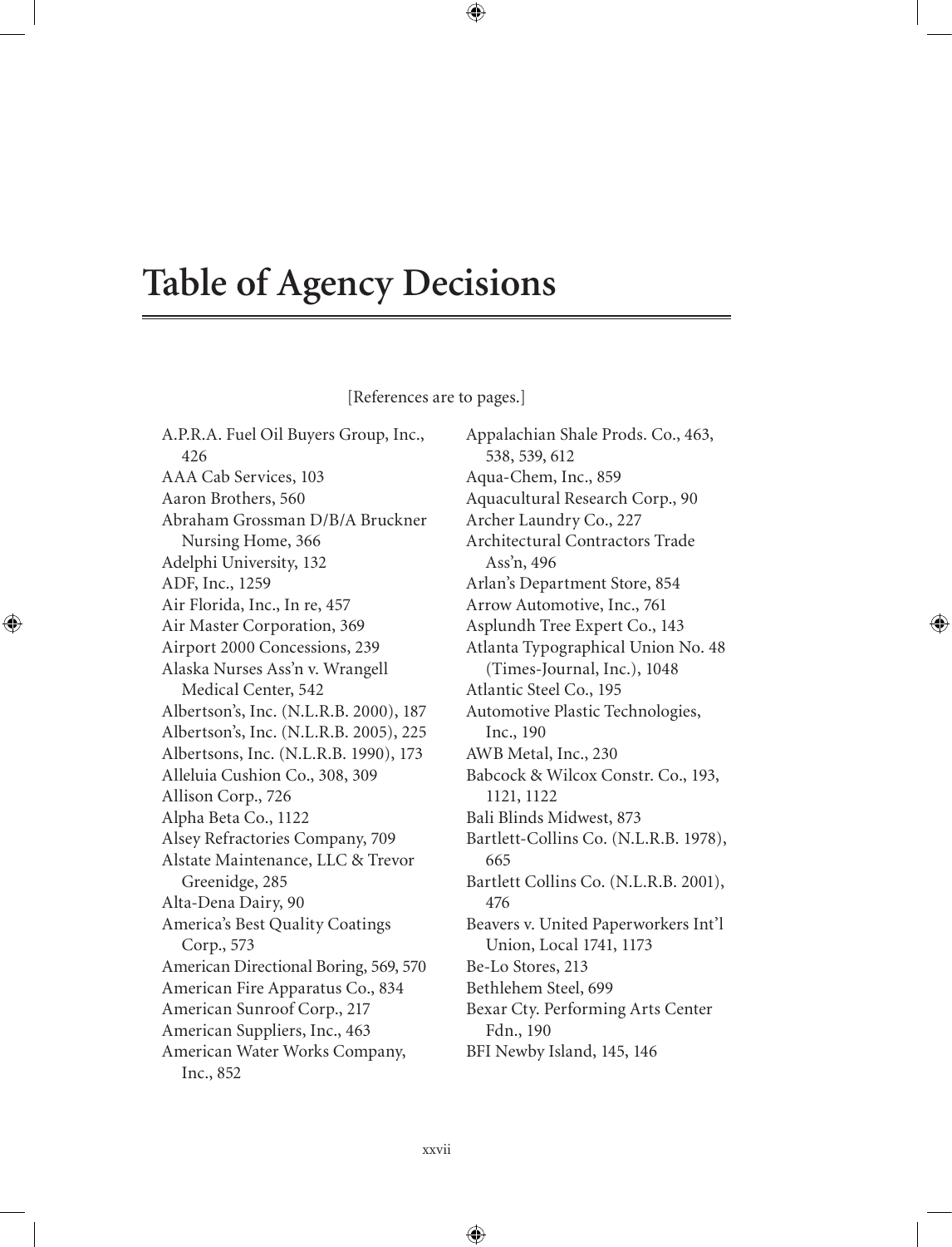# Table of Agency Decisions

[References are to pages.]

A.P.R.A. Fuel Oil Buyers Group, Inc., 426
AAA Cab Services, 103
Aaron Brothers, 560
Abraham Grossman D/B/A Bruckner Nursing Home, 366
Adelphi University, 132
ADF, Inc., 1259
Air Florida, Inc., In re, 457
Air Master Corporation, 369
Airport 2000 Concessions, 239
Alaska Nurses Ass'n v. Wrangell Medical Center, 542
Albertson's, Inc. (N.L.R.B. 2000), 187
Albertson's, Inc. (N.L.R.B. 2005), 225
Albertsons, Inc. (N.L.R.B. 1990), 173
Alleluia Cushion Co., 308, 309
Allison Corp., 726
Alpha Beta Co., 1122
Alsey Refractories Company, 709
Alstate Maintenance, LLC & Trevor Greenidge, 285
Alta-Dena Dairy, 90
America's Best Quality Coatings Corp., 573
American Directional Boring, 569, 570
American Fire Apparatus Co., 834
American Sunroof Corp., 217
American Suppliers, Inc., 463
American Water Works Company, Inc., 852
Appalachian Shale Prods. Co., 463, 538, 539, 612
Aqua-Chem, Inc., 859
Aquacultural Research Corp., 90
Archer Laundry Co., 227
Architectural Contractors Trade Ass'n, 496
Arlan's Department Store, 854
Arrow Automotive, Inc., 761
Asplundh Tree Expert Co., 143
Atlanta Typographical Union No. 48 (Times-Journal, Inc.), 1048
Atlantic Steel Co., 195
Automotive Plastic Technologies, Inc., 190
AWB Metal, Inc., 230
Babcock & Wilcox Constr. Co., 193, 1121, 1122
Bali Blinds Midwest, 873
Bartlett-Collins Co. (N.L.R.B. 1978), 665
Bartlett Collins Co. (N.L.R.B. 2001), 476
Beavers v. United Paperworkers Int'l Union, Local 1741, 1173
Be-Lo Stores, 213
Bethlehem Steel, 699
Bexar Cty. Performing Arts Center Fdn., 190
BFI Newby Island, 145, 146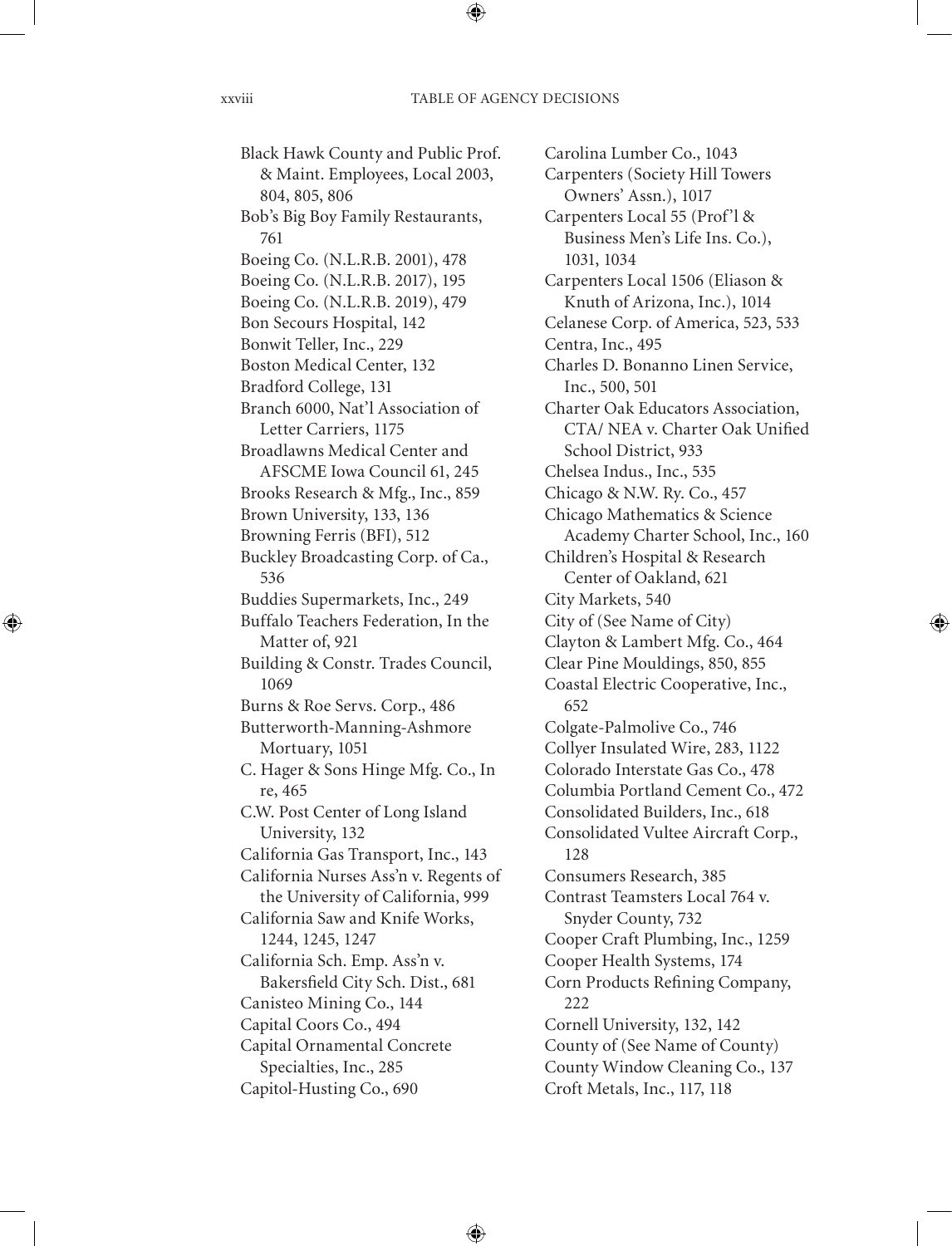Black Hawk County and Public Prof. & Maint. Employees, Local 2003, 804, 805, 806
Bob's Big Boy Family Restaurants, 761
Boeing Co. (N.L.R.B. 2001), 478
Boeing Co. (N.L.R.B. 2017), 195
Boeing Co. (N.L.R.B. 2019), 479
Bon Secours Hospital, 142
Bonwit Teller, Inc., 229
Boston Medical Center, 132
Bradford College, 131
Branch 6000, Nat'l Association of Letter Carriers, 1175
Broadlawns Medical Center and AFSCME Iowa Council 61, 245
Brooks Research & Mfg., Inc., 859
Brown University, 133, 136
Browning Ferris (BFI), 512
Buckley Broadcasting Corp. of Ca., 536
Buddies Supermarkets, Inc., 249
Buffalo Teachers Federation, In the Matter of, 921
Building & Constr. Trades Council, 1069
Burns & Roe Servs. Corp., 486
Butterworth-Manning-Ashmore Mortuary, 1051
C. Hager & Sons Hinge Mfg. Co., In re, 465
C.W. Post Center of Long Island University, 132
California Gas Transport, Inc., 143
California Nurses Ass'n v. Regents of the University of California, 999
California Saw and Knife Works, 1244, 1245, 1247
California Sch. Emp. Ass'n v. Bakersfield City Sch. Dist., 681
Canisteo Mining Co., 144
Capital Coors Co., 494
Capital Ornamental Concrete Specialties, Inc., 285
Capitol-Husting Co., 690
Carolina Lumber Co., 1043
Carpenters (Society Hill Towers Owners' Assn.), 1017
Carpenters Local 55 (Prof'l & Business Men's Life Ins. Co.), 1031, 1034
Carpenters Local 1506 (Eliason & Knuth of Arizona, Inc.), 1014
Celanese Corp. of America, 523, 533
Centra, Inc., 495
Charles D. Bonanno Linen Service, Inc., 500, 501
Charter Oak Educators Association, CTA/ NEA v. Charter Oak Unified School District, 933
Chelsea Indus., Inc., 535
Chicago & N.W. Ry. Co., 457
Chicago Mathematics & Science Academy Charter School, Inc., 160
Children's Hospital & Research Center of Oakland, 621
City Markets, 540
City of (See Name of City)
Clayton & Lambert Mfg. Co., 464
Clear Pine Mouldings, 850, 855
Coastal Electric Cooperative, Inc., 652
Colgate-Palmolive Co., 746
Collyer Insulated Wire, 283, 1122
Colorado Interstate Gas Co., 478
Columbia Portland Cement Co., 472
Consolidated Builders, Inc., 618
Consolidated Vultee Aircraft Corp., 128
Consumers Research, 385
Contrast Teamsters Local 764 v. Snyder County, 732
Cooper Craft Plumbing, Inc., 1259
Cooper Health Systems, 174
Corn Products Refining Company, 222
Cornell University, 132, 142
County of (See Name of County)
County Window Cleaning Co., 137
Croft Metals, Inc., 117, 118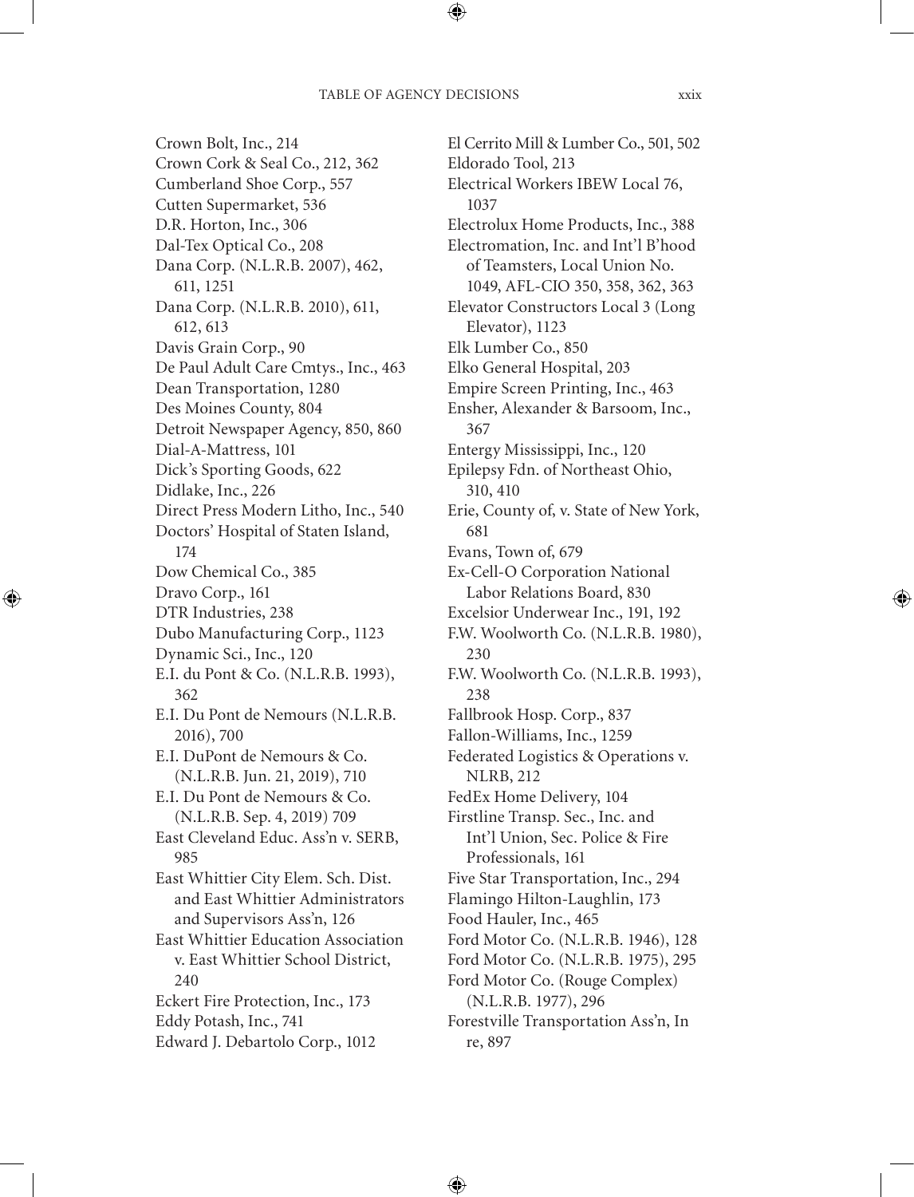Crown Bolt, Inc., 214
Crown Cork & Seal Co., 212, 362
Cumberland Shoe Corp., 557
Cutten Supermarket, 536
D.R. Horton, Inc., 306
Dal-Tex Optical Co., 208
Dana Corp. (N.L.R.B. 2007), 462, 611, 1251
Dana Corp. (N.L.R.B. 2010), 611, 612, 613
Davis Grain Corp., 90
De Paul Adult Care Cmtys., Inc., 463
Dean Transportation, 1280
Des Moines County, 804
Detroit Newspaper Agency, 850, 860
Dial-A-Mattress, 101
Dick's Sporting Goods, 622
Didlake, Inc., 226
Direct Press Modern Litho, Inc., 540
Doctors' Hospital of Staten Island, 174
Dow Chemical Co., 385
Dravo Corp., 161
DTR Industries, 238
Dubo Manufacturing Corp., 1123
Dynamic Sci., Inc., 120
E.I. du Pont & Co. (N.L.R.B. 1993), 362
E.I. Du Pont de Nemours (N.L.R.B. 2016), 700
E.I. DuPont de Nemours & Co. (N.L.R.B. Jun. 21, 2019), 710
E.I. Du Pont de Nemours & Co. (N.L.R.B. Sep. 4, 2019) 709
East Cleveland Educ. Ass'n v. SERB, 985
East Whittier City Elem. Sch. Dist. and East Whittier Administrators and Supervisors Ass'n, 126
East Whittier Education Association v. East Whittier School District, 240
Eckert Fire Protection, Inc., 173
Eddy Potash, Inc., 741
Edward J. Debartolo Corp., 1012
El Cerrito Mill & Lumber Co., 501, 502
Eldorado Tool, 213
Electrical Workers IBEW Local 76, 1037
Electrolux Home Products, Inc., 388
Electromation, Inc. and Int'l B'hood of Teamsters, Local Union No. 1049, AFL-CIO 350, 358, 362, 363
Elevator Constructors Local 3 (Long Elevator), 1123
Elk Lumber Co., 850
Elko General Hospital, 203
Empire Screen Printing, Inc., 463
Ensher, Alexander & Barsoom, Inc., 367
Entergy Mississippi, Inc., 120
Epilepsy Fdn. of Northeast Ohio, 310, 410
Erie, County of, v. State of New York, 681
Evans, Town of, 679
Ex-Cell-O Corporation National Labor Relations Board, 830
Excelsior Underwear Inc., 191, 192
F.W. Woolworth Co. (N.L.R.B. 1980), 230
F.W. Woolworth Co. (N.L.R.B. 1993), 238
Fallbrook Hosp. Corp., 837
Fallon-Williams, Inc., 1259
Federated Logistics & Operations v. NLRB, 212
FedEx Home Delivery, 104
Firstline Transp. Sec., Inc. and Int'l Union, Sec. Police & Fire Professionals, 161
Five Star Transportation, Inc., 294
Flamingo Hilton-Laughlin, 173
Food Hauler, Inc., 465
Ford Motor Co. (N.L.R.B. 1946), 128
Ford Motor Co. (N.L.R.B. 1975), 295
Ford Motor Co. (Rouge Complex) (N.L.R.B. 1977), 296
Forestville Transportation Ass'n, In re, 897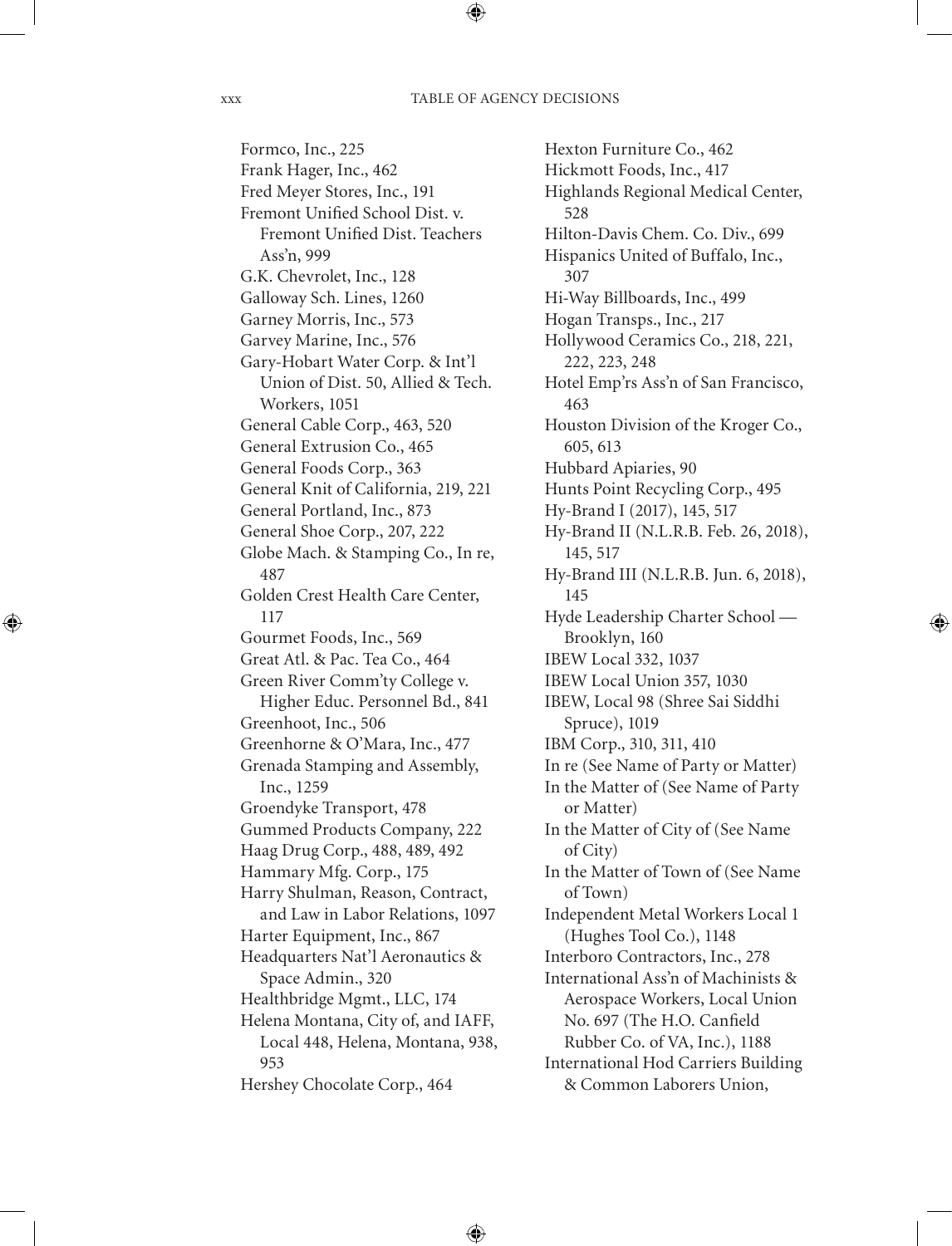Formco, Inc., 225
Frank Hager, Inc., 462
Fred Meyer Stores, Inc., 191
Fremont Unified School Dist. v. Fremont Unified Dist. Teachers Ass'n, 999
G.K. Chevrolet, Inc., 128
Galloway Sch. Lines, 1260
Garney Morris, Inc., 573
Garvey Marine, Inc., 576
Gary-Hobart Water Corp. & Int'l Union of Dist. 50, Allied & Tech. Workers, 1051
General Cable Corp., 463, 520
General Extrusion Co., 465
General Foods Corp., 363
General Knit of California, 219, 221
General Portland, Inc., 873
General Shoe Corp., 207, 222
Globe Mach. & Stamping Co., In re, 487
Golden Crest Health Care Center, 117
Gourmet Foods, Inc., 569
Great Atl. & Pac. Tea Co., 464
Green River Comm'ty College v. Higher Educ. Personnel Bd., 841
Greenhoot, Inc., 506
Greenhorne & O'Mara, Inc., 477
Grenada Stamping and Assembly, Inc., 1259
Groendyke Transport, 478
Gummed Products Company, 222
Haag Drug Corp., 488, 489, 492
Hammary Mfg. Corp., 175
Harry Shulman, Reason, Contract, and Law in Labor Relations, 1097
Harter Equipment, Inc., 867
Headquarters Nat'l Aeronautics & Space Admin., 320
Healthbridge Mgmt., LLC, 174
Helena Montana, City of, and IAFF, Local 448, Helena, Montana, 938, 953
Hershey Chocolate Corp., 464
Hexton Furniture Co., 462
Hickmott Foods, Inc., 417
Highlands Regional Medical Center, 528
Hilton-Davis Chem. Co. Div., 699
Hispanics United of Buffalo, Inc., 307
Hi-Way Billboards, Inc., 499
Hogan Transps., Inc., 217
Hollywood Ceramics Co., 218, 221, 222, 223, 248
Hotel Emp'rs Ass'n of San Francisco, 463
Houston Division of the Kroger Co., 605, 613
Hubbard Apiaries, 90
Hunts Point Recycling Corp., 495
Hy-Brand I (2017), 145, 517
Hy-Brand II (N.L.R.B. Feb. 26, 2018), 145, 517
Hy-Brand III (N.L.R.B. Jun. 6, 2018), 145
Hyde Leadership Charter School — Brooklyn, 160
IBEW Local 332, 1037
IBEW Local Union 357, 1030
IBEW, Local 98 (Shree Sai Siddhi Spruce), 1019
IBM Corp., 310, 311, 410
In re (See Name of Party or Matter)
In the Matter of (See Name of Party or Matter)
In the Matter of City of (See Name of City)
In the Matter of Town of (See Name of Town)
Independent Metal Workers Local 1 (Hughes Tool Co.), 1148
Interboro Contractors, Inc., 278
International Ass'n of Machinists & Aerospace Workers, Local Union No. 697 (The H.O. Canfield Rubber Co. of VA, Inc.), 1188
International Hod Carriers Building & Common Laborers Union,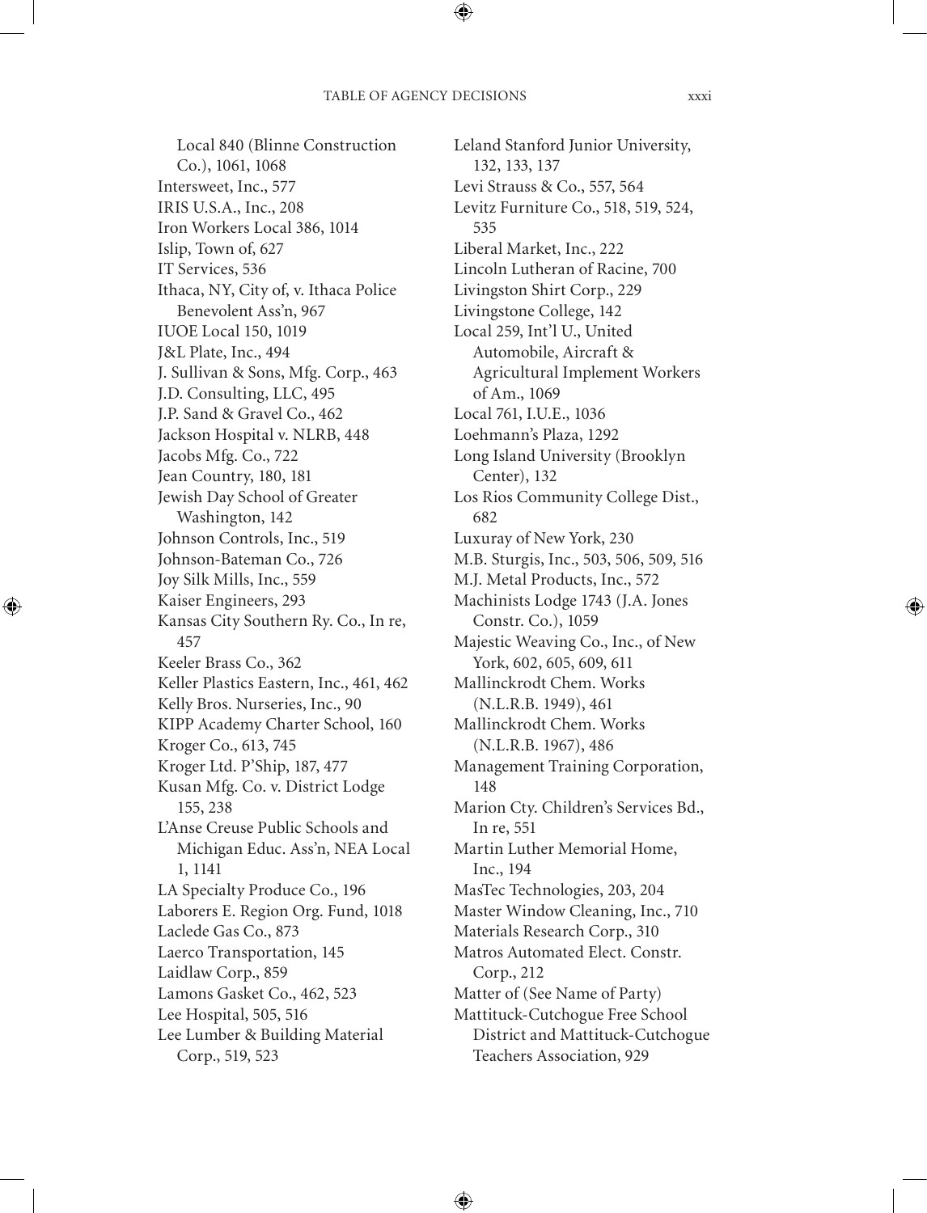Local 840 (Blinne Construction Co.), 1061, 1068
Intersweet, Inc., 577
IRIS U.S.A., Inc., 208
Iron Workers Local 386, 1014
Islip, Town of, 627
IT Services, 536
Ithaca, NY, City of, v. Ithaca Police Benevolent Ass'n, 967
IUOE Local 150, 1019
J&L Plate, Inc., 494
J. Sullivan & Sons, Mfg. Corp., 463
J.D. Consulting, LLC, 495
J.P. Sand & Gravel Co., 462
Jackson Hospital v. NLRB, 448
Jacobs Mfg. Co., 722
Jean Country, 180, 181
Jewish Day School of Greater Washington, 142
Johnson Controls, Inc., 519
Johnson-Bateman Co., 726
Joy Silk Mills, Inc., 559
Kaiser Engineers, 293
Kansas City Southern Ry. Co., In re, 457
Keeler Brass Co., 362
Keller Plastics Eastern, Inc., 461, 462
Kelly Bros. Nurseries, Inc., 90
KIPP Academy Charter School, 160
Kroger Co., 613, 745
Kroger Ltd. P'Ship, 187, 477
Kusan Mfg. Co. v. District Lodge 155, 238
L'Anse Creuse Public Schools and Michigan Educ. Ass'n, NEA Local 1, 1141
LA Specialty Produce Co., 196
Laborers E. Region Org. Fund, 1018
Laclede Gas Co., 873
Laerco Transportation, 145
Laidlaw Corp., 859
Lamons Gasket Co., 462, 523
Lee Hospital, 505, 516
Lee Lumber & Building Material Corp., 519, 523
Leland Stanford Junior University, 132, 133, 137
Levi Strauss & Co., 557, 564
Levitz Furniture Co., 518, 519, 524, 535
Liberal Market, Inc., 222
Lincoln Lutheran of Racine, 700
Livingston Shirt Corp., 229
Livingstone College, 142
Local 259, Int'l U., United Automobile, Aircraft & Agricultural Implement Workers of Am., 1069
Local 761, I.U.E., 1036
Loehmann's Plaza, 1292
Long Island University (Brooklyn Center), 132
Los Rios Community College Dist., 682
Luxuray of New York, 230
M.B. Sturgis, Inc., 503, 506, 509, 516
M.J. Metal Products, Inc., 572
Machinists Lodge 1743 (J.A. Jones Constr. Co.), 1059
Majestic Weaving Co., Inc., of New York, 602, 605, 609, 611
Mallinckrodt Chem. Works (N.L.R.B. 1949), 461
Mallinckrodt Chem. Works (N.L.R.B. 1967), 486
Management Training Corporation, 148
Marion Cty. Children's Services Bd., In re, 551
Martin Luther Memorial Home, Inc., 194
MasTec Technologies, 203, 204
Master Window Cleaning, Inc., 710
Materials Research Corp., 310
Matros Automated Elect. Constr. Corp., 212
Matter of (See Name of Party)
Mattituck-Cutchogue Free School District and Mattituck-Cutchogue Teachers Association, 929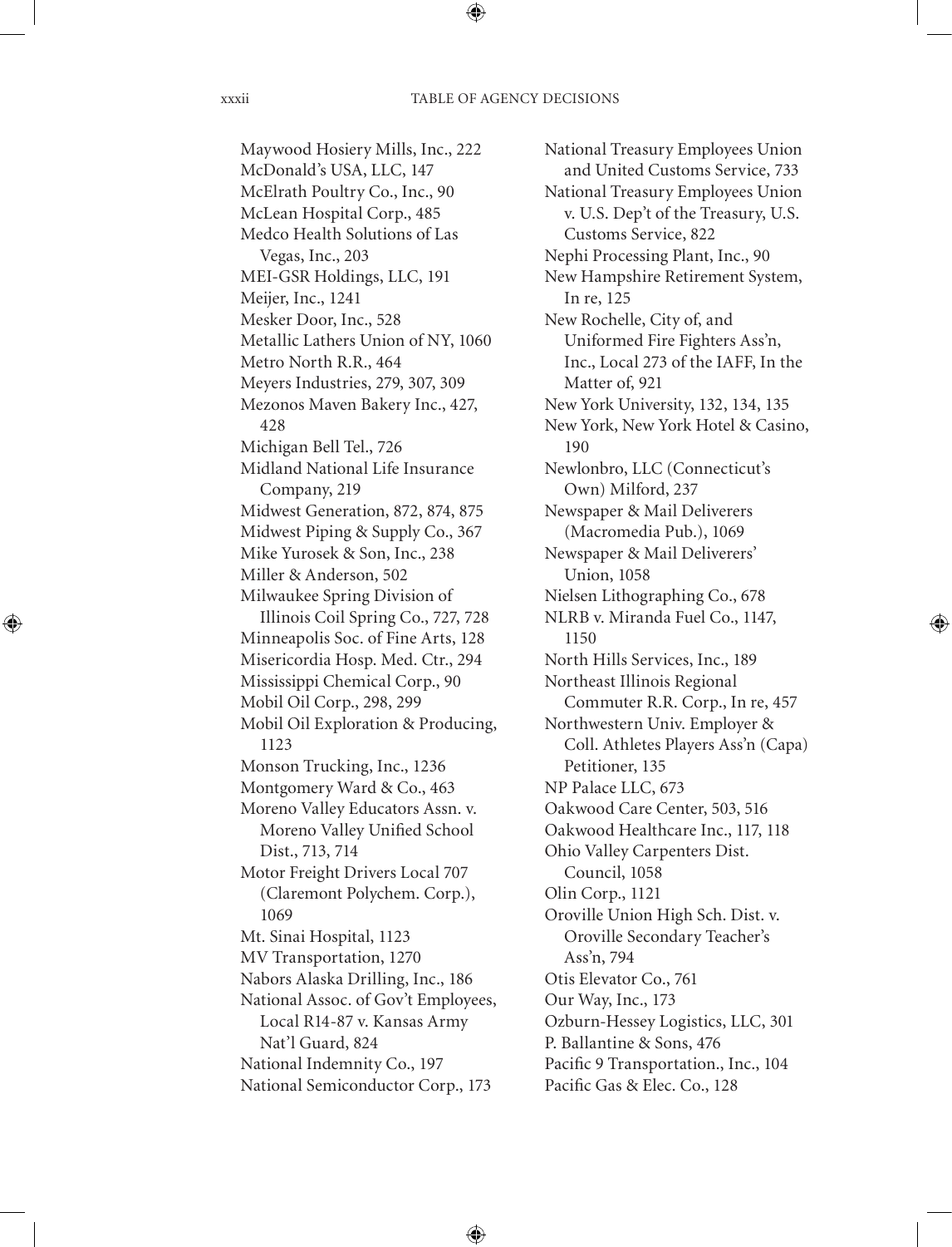Maywood Hosiery Mills, Inc., 222
McDonald's USA, LLC, 147
McElrath Poultry Co., Inc., 90
McLean Hospital Corp., 485
Medco Health Solutions of Las Vegas, Inc., 203
MEI-GSR Holdings, LLC, 191
Meijer, Inc., 1241
Mesker Door, Inc., 528
Metallic Lathers Union of NY, 1060
Metro North R.R., 464
Meyers Industries, 279, 307, 309
Mezonos Maven Bakery Inc., 427, 428
Michigan Bell Tel., 726
Midland National Life Insurance Company, 219
Midwest Generation, 872, 874, 875
Midwest Piping & Supply Co., 367
Mike Yurosek & Son, Inc., 238
Miller & Anderson, 502
Milwaukee Spring Division of Illinois Coil Spring Co., 727, 728
Minneapolis Soc. of Fine Arts, 128
Misericordia Hosp. Med. Ctr., 294
Mississippi Chemical Corp., 90
Mobil Oil Corp., 298, 299
Mobil Oil Exploration & Producing, 1123
Monson Trucking, Inc., 1236
Montgomery Ward & Co., 463
Moreno Valley Educators Assn. v. Moreno Valley Unified School Dist., 713, 714
Motor Freight Drivers Local 707 (Claremont Polychem. Corp.), 1069
Mt. Sinai Hospital, 1123
MV Transportation, 1270
Nabors Alaska Drilling, Inc., 186
National Assoc. of Gov't Employees, Local R14-87 v. Kansas Army Nat'l Guard, 824
National Indemnity Co., 197
National Semiconductor Corp., 173
National Treasury Employees Union and United Customs Service, 733
National Treasury Employees Union v. U.S. Dep't of the Treasury, U.S. Customs Service, 822
Nephi Processing Plant, Inc., 90
New Hampshire Retirement System, In re, 125
New Rochelle, City of, and Uniformed Fire Fighters Ass'n, Inc., Local 273 of the IAFF, In the Matter of, 921
New York University, 132, 134, 135
New York, New York Hotel & Casino, 190
Newlonbro, LLC (Connecticut's Own) Milford, 237
Newspaper & Mail Deliverers (Macromedia Pub.), 1069
Newspaper & Mail Deliverers' Union, 1058
Nielsen Lithographing Co., 678
NLRB v. Miranda Fuel Co., 1147, 1150
North Hills Services, Inc., 189
Northeast Illinois Regional Commuter R.R. Corp., In re, 457
Northwestern Univ. Employer & Coll. Athletes Players Ass'n (Capa) Petitioner, 135
NP Palace LLC, 673
Oakwood Care Center, 503, 516
Oakwood Healthcare Inc., 117, 118
Ohio Valley Carpenters Dist. Council, 1058
Olin Corp., 1121
Oroville Union High Sch. Dist. v. Oroville Secondary Teacher's Ass'n, 794
Otis Elevator Co., 761
Our Way, Inc., 173
Ozburn-Hessey Logistics, LLC, 301
P. Ballantine & Sons, 476
Pacific 9 Transportation., Inc., 104
Pacific Gas & Elec. Co., 128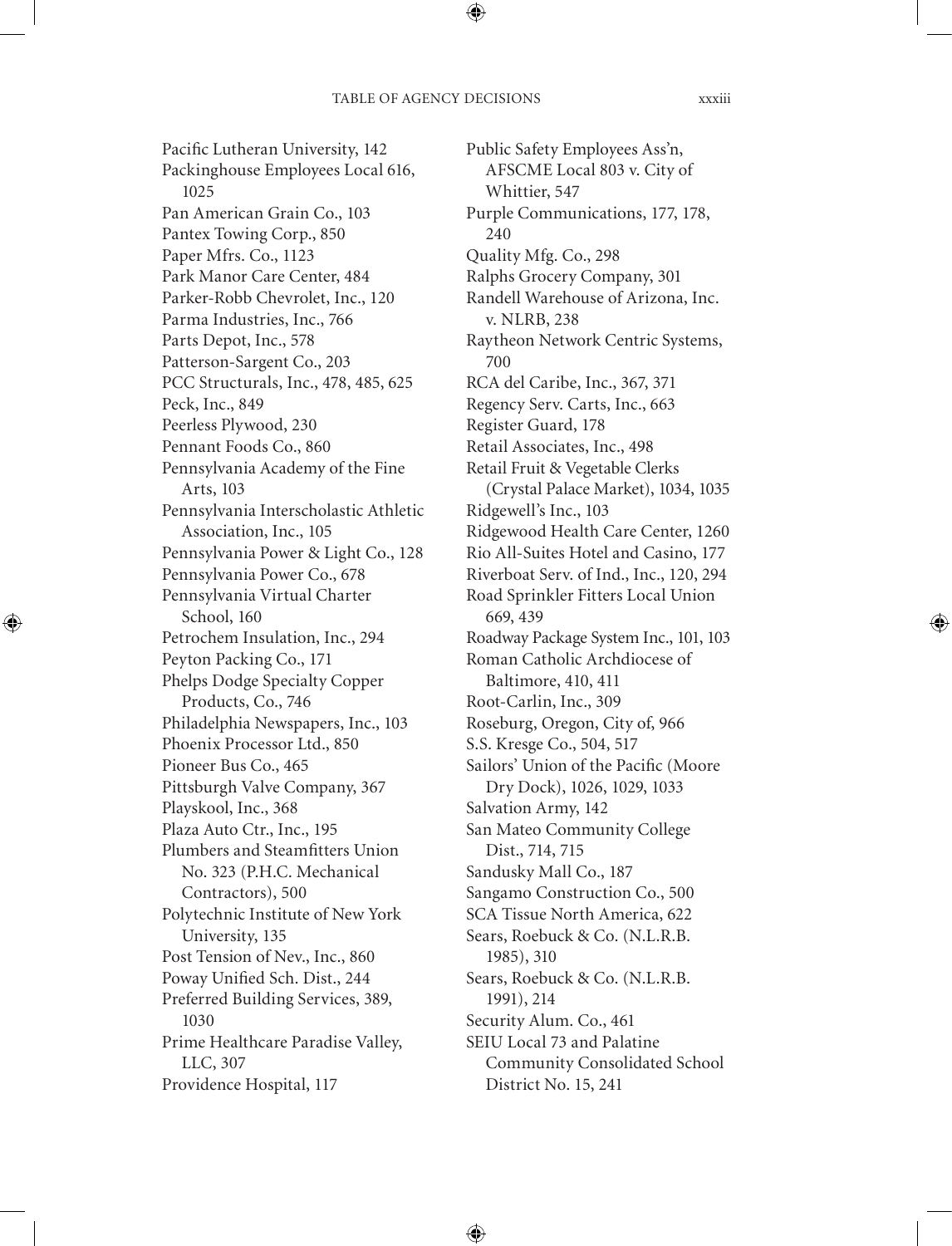Pacific Lutheran University, 142
Packinghouse Employees Local 616, 1025
Pan American Grain Co., 103
Pantex Towing Corp., 850
Paper Mfrs. Co., 1123
Park Manor Care Center, 484
Parker-Robb Chevrolet, Inc., 120
Parma Industries, Inc., 766
Parts Depot, Inc., 578
Patterson-Sargent Co., 203
PCC Structurals, Inc., 478, 485, 625
Peck, Inc., 849
Peerless Plywood, 230
Pennant Foods Co., 860
Pennsylvania Academy of the Fine Arts, 103
Pennsylvania Interscholastic Athletic Association, Inc., 105
Pennsylvania Power & Light Co., 128
Pennsylvania Power Co., 678
Pennsylvania Virtual Charter School, 160
Petrochem Insulation, Inc., 294
Peyton Packing Co., 171
Phelps Dodge Specialty Copper Products, Co., 746
Philadelphia Newspapers, Inc., 103
Phoenix Processor Ltd., 850
Pioneer Bus Co., 465
Pittsburgh Valve Company, 367
Playskool, Inc., 368
Plaza Auto Ctr., Inc., 195
Plumbers and Steamfitters Union No. 323 (P.H.C. Mechanical Contractors), 500
Polytechnic Institute of New York University, 135
Post Tension of Nev., Inc., 860
Poway Unified Sch. Dist., 244
Preferred Building Services, 389, 1030
Prime Healthcare Paradise Valley, LLC, 307
Providence Hospital, 117
Public Safety Employees Ass'n, AFSCME Local 803 v. City of Whittier, 547
Purple Communications, 177, 178, 240
Quality Mfg. Co., 298
Ralphs Grocery Company, 301
Randell Warehouse of Arizona, Inc. v. NLRB, 238
Raytheon Network Centric Systems, 700
RCA del Caribe, Inc., 367, 371
Regency Serv. Carts, Inc., 663
Register Guard, 178
Retail Associates, Inc., 498
Retail Fruit & Vegetable Clerks (Crystal Palace Market), 1034, 1035
Ridgewell's Inc., 103
Ridgewood Health Care Center, 1260
Rio All-Suites Hotel and Casino, 177
Riverboat Serv. of Ind., Inc., 120, 294
Road Sprinkler Fitters Local Union 669, 439
Roadway Package System Inc., 101, 103
Roman Catholic Archdiocese of Baltimore, 410, 411
Root-Carlin, Inc., 309
Roseburg, Oregon, City of, 966
S.S. Kresge Co., 504, 517
Sailors' Union of the Pacific (Moore Dry Dock), 1026, 1029, 1033
Salvation Army, 142
San Mateo Community College Dist., 714, 715
Sandusky Mall Co., 187
Sangamo Construction Co., 500
SCA Tissue North America, 622
Sears, Roebuck & Co. (N.L.R.B. 1985), 310
Sears, Roebuck & Co. (N.L.R.B. 1991), 214
Security Alum. Co., 461
SEIU Local 73 and Palatine Community Consolidated School District No. 15, 241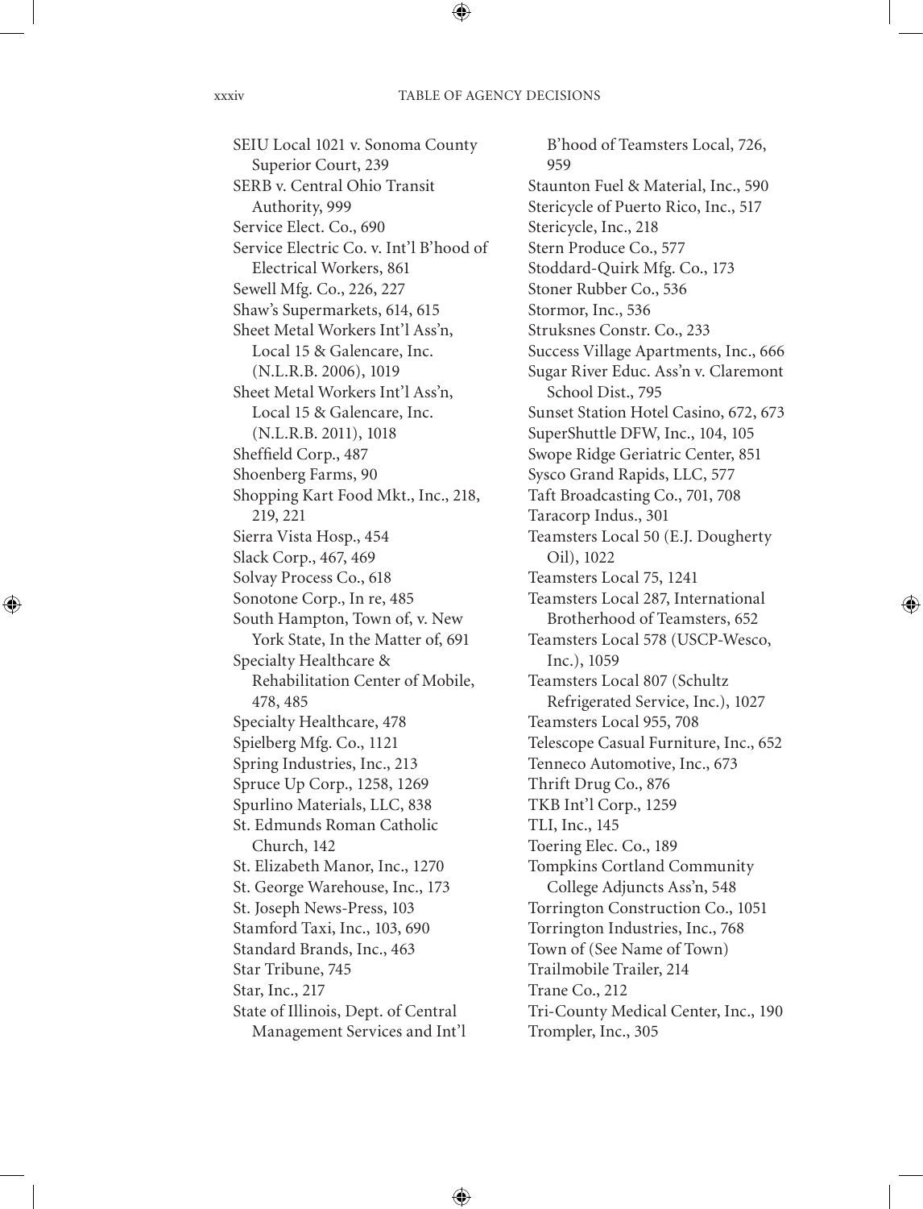SEIU Local 1021 v. Sonoma County Superior Court, 239
SERB v. Central Ohio Transit Authority, 999
Service Elect. Co., 690
Service Electric Co. v. Int'l B'hood of Electrical Workers, 861
Sewell Mfg. Co., 226, 227
Shaw's Supermarkets, 614, 615
Sheet Metal Workers Int'l Ass'n, Local 15 & Galencare, Inc. (N.L.R.B. 2006), 1019
Sheet Metal Workers Int'l Ass'n, Local 15 & Galencare, Inc. (N.L.R.B. 2011), 1018
Sheffield Corp., 487
Shoenberg Farms, 90
Shopping Kart Food Mkt., Inc., 218, 219, 221
Sierra Vista Hosp., 454
Slack Corp., 467, 469
Solvay Process Co., 618
Sonotone Corp., In re, 485
South Hampton, Town of, v. New York State, In the Matter of, 691
Specialty Healthcare & Rehabilitation Center of Mobile, 478, 485
Specialty Healthcare, 478
Spielberg Mfg. Co., 1121
Spring Industries, Inc., 213
Spruce Up Corp., 1258, 1269
Spurlino Materials, LLC, 838
St. Edmunds Roman Catholic Church, 142
St. Elizabeth Manor, Inc., 1270
St. George Warehouse, Inc., 173
St. Joseph News-Press, 103
Stamford Taxi, Inc., 103, 690
Standard Brands, Inc., 463
Star Tribune, 745
Star, Inc., 217
State of Illinois, Dept. of Central Management Services and Int'l B'hood of Teamsters Local, 726, 959
Staunton Fuel & Material, Inc., 590
Stericycle of Puerto Rico, Inc., 517
Stericycle, Inc., 218
Stern Produce Co., 577
Stoddard-Quirk Mfg. Co., 173
Stoner Rubber Co., 536
Stormor, Inc., 536
Struksnes Constr. Co., 233
Success Village Apartments, Inc., 666
Sugar River Educ. Ass'n v. Claremont School Dist., 795
Sunset Station Hotel Casino, 672, 673
SuperShuttle DFW, Inc., 104, 105
Swope Ridge Geriatric Center, 851
Sysco Grand Rapids, LLC, 577
Taft Broadcasting Co., 701, 708
Taracorp Indus., 301
Teamsters Local 50 (E.J. Dougherty Oil), 1022
Teamsters Local 75, 1241
Teamsters Local 287, International Brotherhood of Teamsters, 652
Teamsters Local 578 (USCP-Wesco, Inc.), 1059
Teamsters Local 807 (Schultz Refrigerated Service, Inc.), 1027
Teamsters Local 955, 708
Telescope Casual Furniture, Inc., 652
Tenneco Automotive, Inc., 673
Thrift Drug Co., 876
TKB Int'l Corp., 1259
TLI, Inc., 145
Toering Elec. Co., 189
Tompkins Cortland Community College Adjuncts Ass'n, 548
Torrington Construction Co., 1051
Torrington Industries, Inc., 768
Town of (See Name of Town)
Trailmobile Trailer, 214
Trane Co., 212
Tri-County Medical Center, Inc., 190
Trompler, Inc., 305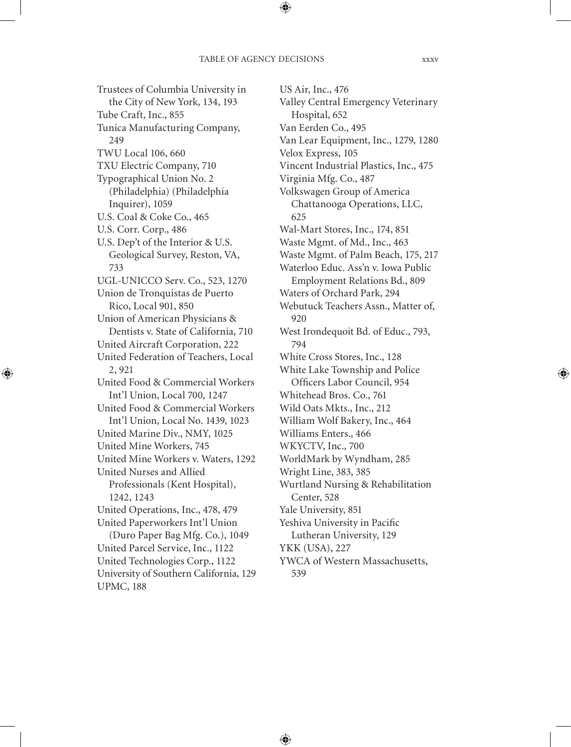Trustees of Columbia University in the City of New York, 134, 193
Tube Craft, Inc., 855
Tunica Manufacturing Company, 249
TWU Local 106, 660
TXU Electric Company, 710
Typographical Union No. 2 (Philadelphia) (Philadelphia Inquirer), 1059
U.S. Coal & Coke Co., 465
U.S. Corr. Corp., 486
U.S. Dep't of the Interior & U.S. Geological Survey, Reston, VA, 733
UGL-UNICCO Serv. Co., 523, 1270
Union de Tronquistas de Puerto Rico, Local 901, 850
Union of American Physicians & Dentists v. State of California, 710
United Aircraft Corporation, 222
United Federation of Teachers, Local 2, 921
United Food & Commercial Workers Int'l Union, Local 700, 1247
United Food & Commercial Workers Int'l Union, Local No. 1439, 1023
United Marine Div., NMY, 1025
United Mine Workers, 745
United Mine Workers v. Waters, 1292
United Nurses and Allied Professionals (Kent Hospital), 1242, 1243
United Operations, Inc., 478, 479
United Paperworkers Int'l Union (Duro Paper Bag Mfg. Co.), 1049
United Parcel Service, Inc., 1122
United Technologies Corp., 1122
University of Southern California, 129
UPMC, 188
US Air, Inc., 476
Valley Central Emergency Veterinary Hospital, 652
Van Eerden Co., 495
Van Lear Equipment, Inc., 1279, 1280
Velox Express, 105
Vincent Industrial Plastics, Inc., 475
Virginia Mfg. Co., 487
Volkswagen Group of America Chattanooga Operations, LLC, 625
Wal-Mart Stores, Inc., 174, 851
Waste Mgmt. of Md., Inc., 463
Waste Mgmt. of Palm Beach, 175, 217
Waterloo Educ. Ass'n v. Iowa Public Employment Relations Bd., 809
Waters of Orchard Park, 294
Webutuck Teachers Assn., Matter of, 920
West Irondequoit Bd. of Educ., 793, 794
White Cross Stores, Inc., 128
White Lake Township and Police Officers Labor Council, 954
Whitehead Bros. Co., 761
Wild Oats Mkts., Inc., 212
William Wolf Bakery, Inc., 464
Williams Enters., 466
WKYCTV, Inc., 700
WorldMark by Wyndham, 285
Wright Line, 383, 385
Wurtland Nursing & Rehabilitation Center, 528
Yale University, 851
Yeshiva University in Pacific Lutheran University, 129
YKK (USA), 227
YWCA of Western Massachusetts, 539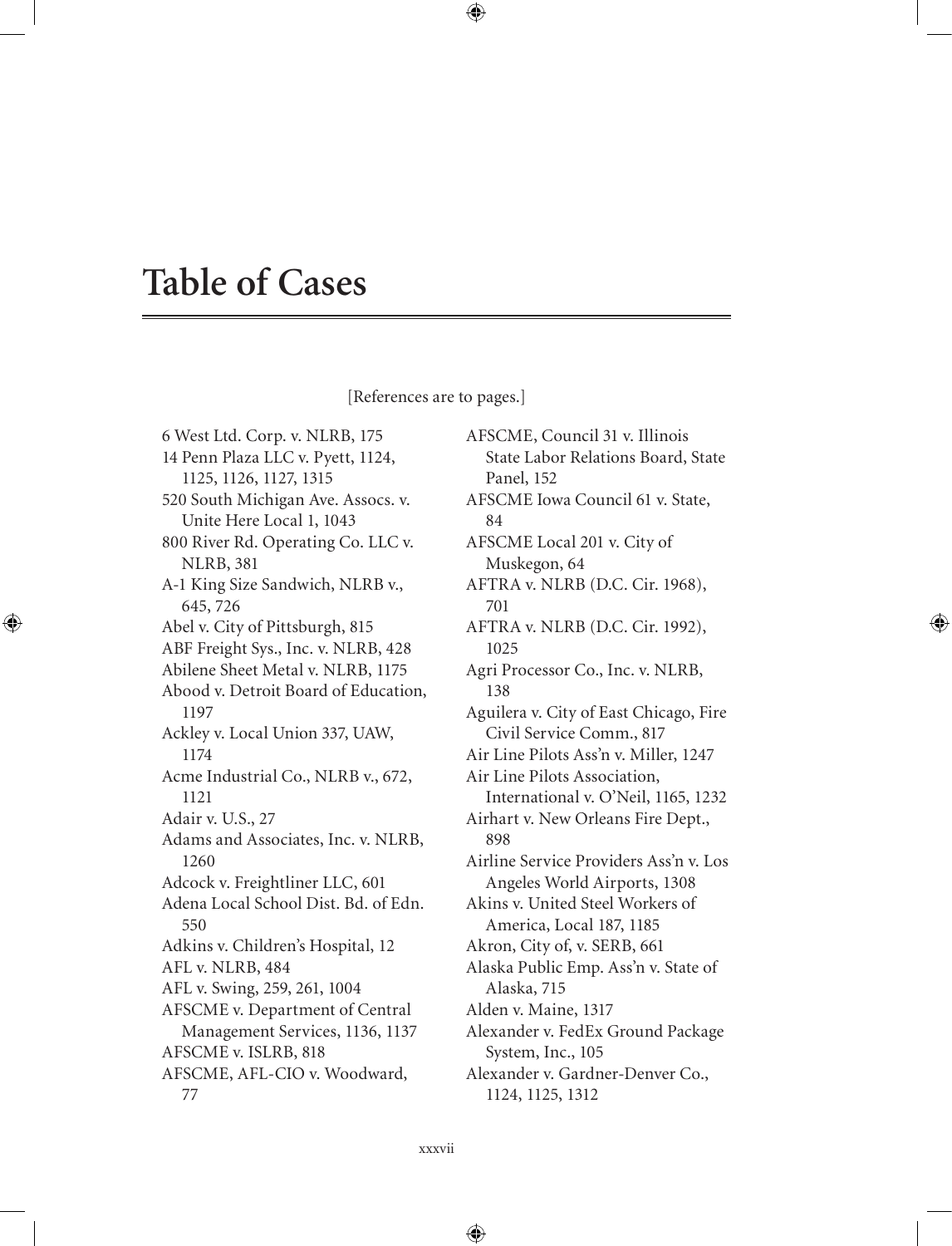# Table of Cases

[References are to pages.]

6 West Ltd. Corp. v. NLRB, 175
14 Penn Plaza LLC v. Pyett, 1124, 1125, 1126, 1127, 1315
520 South Michigan Ave. Assocs. v. Unite Here Local 1, 1043
800 River Rd. Operating Co. LLC v. NLRB, 381
A-1 King Size Sandwich, NLRB v., 645, 726
Abel v. City of Pittsburgh, 815
ABF Freight Sys., Inc. v. NLRB, 428
Abilene Sheet Metal v. NLRB, 1175
Abood v. Detroit Board of Education, 1197
Ackley v. Local Union 337, UAW, 1174
Acme Industrial Co., NLRB v., 672, 1121
Adair v. U.S., 27
Adams and Associates, Inc. v. NLRB, 1260
Adcock v. Freightliner LLC, 601
Adena Local School Dist. Bd. of Edn. 550
Adkins v. Children's Hospital, 12
AFL v. NLRB, 484
AFL v. Swing, 259, 261, 1004
AFSCME v. Department of Central Management Services, 1136, 1137
AFSCME v. ISLRB, 818
AFSCME, AFL-CIO v. Woodward, 77
AFSCME, Council 31 v. Illinois State Labor Relations Board, State Panel, 152
AFSCME Iowa Council 61 v. State, 84
AFSCME Local 201 v. City of Muskegon, 64
AFTRA v. NLRB (D.C. Cir. 1968), 701
AFTRA v. NLRB (D.C. Cir. 1992), 1025
Agri Processor Co., Inc. v. NLRB, 138
Aguilera v. City of East Chicago, Fire Civil Service Comm., 817
Air Line Pilots Ass'n v. Miller, 1247
Air Line Pilots Association, International v. O'Neil, 1165, 1232
Airhart v. New Orleans Fire Dept., 898
Airline Service Providers Ass'n v. Los Angeles World Airports, 1308
Akins v. United Steel Workers of America, Local 187, 1185
Akron, City of, v. SERB, 661
Alaska Public Emp. Ass'n v. State of Alaska, 715
Alden v. Maine, 1317
Alexander v. FedEx Ground Package System, Inc., 105
Alexander v. Gardner-Denver Co., 1124, 1125, 1312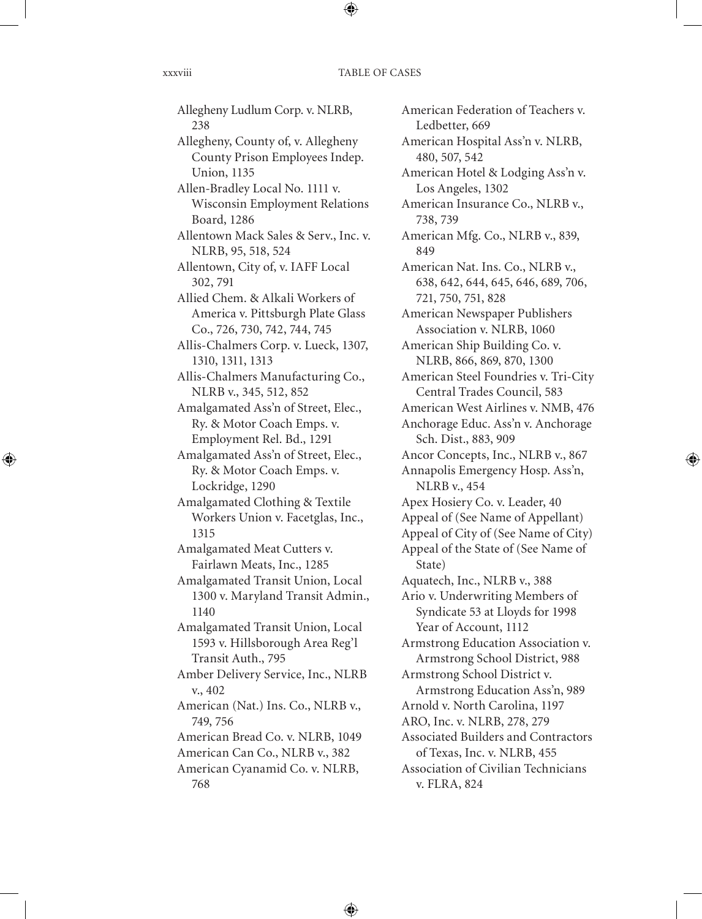Allegheny Ludlum Corp. v. NLRB, 238

Allegheny, County of, v. Allegheny County Prison Employees Indep. Union, 1135

Allen-Bradley Local No. 1111 v. Wisconsin Employment Relations Board, 1286

Allentown Mack Sales & Serv., Inc. v. NLRB, 95, 518, 524

Allentown, City of, v. IAFF Local 302, 791

Allied Chem. & Alkali Workers of America v. Pittsburgh Plate Glass Co., 726, 730, 742, 744, 745

Allis-Chalmers Corp. v. Lueck, 1307, 1310, 1311, 1313

Allis-Chalmers Manufacturing Co., NLRB v., 345, 512, 852

Amalgamated Ass'n of Street, Elec., Ry. & Motor Coach Emps. v. Employment Rel. Bd., 1291

Amalgamated Ass'n of Street, Elec., Ry. & Motor Coach Emps. v. Lockridge, 1290

Amalgamated Clothing & Textile Workers Union v. Facetglas, Inc., 1315

Amalgamated Meat Cutters v. Fairlawn Meats, Inc., 1285

Amalgamated Transit Union, Local 1300 v. Maryland Transit Admin., 1140

Amalgamated Transit Union, Local 1593 v. Hillsborough Area Reg'l Transit Auth., 795

Amber Delivery Service, Inc., NLRB v., 402

American (Nat.) Ins. Co., NLRB v., 749, 756

American Bread Co. v. NLRB, 1049

American Can Co., NLRB v., 382

American Cyanamid Co. v. NLRB, 768

American Federation of Teachers v. Ledbetter, 669

American Hospital Ass'n v. NLRB, 480, 507, 542

American Hotel & Lodging Ass'n v. Los Angeles, 1302

American Insurance Co., NLRB v., 738, 739

American Mfg. Co., NLRB v., 839, 849

American Nat. Ins. Co., NLRB v., 638, 642, 644, 645, 646, 689, 706, 721, 750, 751, 828

American Newspaper Publishers Association v. NLRB, 1060

American Ship Building Co. v. NLRB, 866, 869, 870, 1300

American Steel Foundries v. Tri-City Central Trades Council, 583

American West Airlines v. NMB, 476

Anchorage Educ. Ass'n v. Anchorage Sch. Dist., 883, 909

Ancor Concepts, Inc., NLRB v., 867

Annapolis Emergency Hosp. Ass'n, NLRB v., 454

Apex Hosiery Co. v. Leader, 40

Appeal of (See Name of Appellant)

Appeal of City of (See Name of City)

Appeal of the State of (See Name of State)

Aquatech, Inc., NLRB v., 388

Ario v. Underwriting Members of Syndicate 53 at Lloyds for 1998 Year of Account, 1112

Armstrong Education Association v. Armstrong School District, 988

Armstrong School District v. Armstrong Education Ass'n, 989

Arnold v. North Carolina, 1197

ARO, Inc. v. NLRB, 278, 279

Associated Builders and Contractors of Texas, Inc. v. NLRB, 455

Association of Civilian Technicians v. FLRA, 824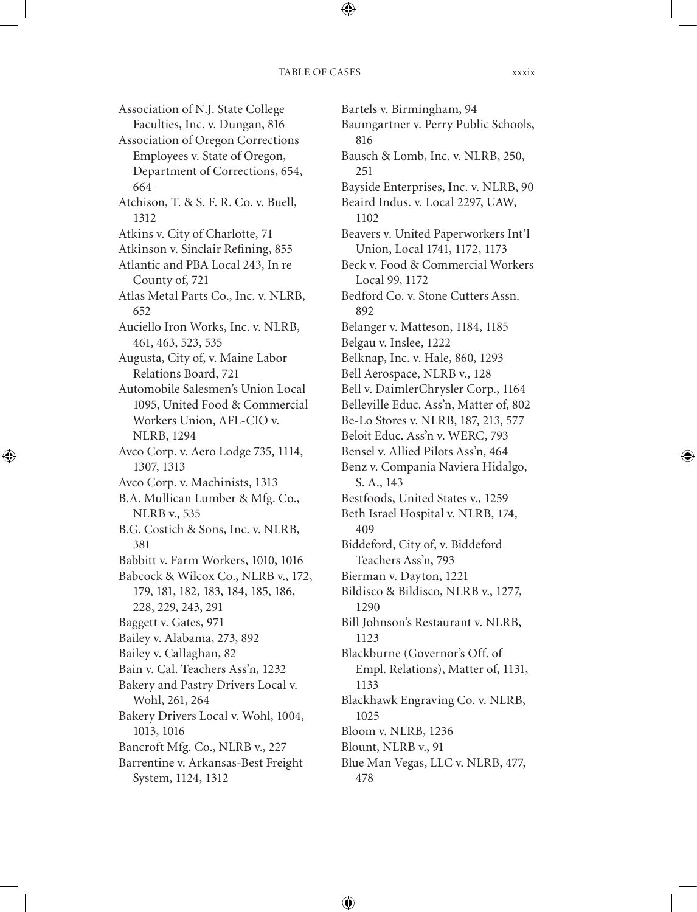Association of N.J. State College Faculties, Inc. v. Dungan, 816
Association of Oregon Corrections Employees v. State of Oregon, Department of Corrections, 654, 664
Atchison, T. & S. F. R. Co. v. Buell, 1312
Atkins v. City of Charlotte, 71
Atkinson v. Sinclair Refining, 855
Atlantic and PBA Local 243, In re County of, 721
Atlas Metal Parts Co., Inc. v. NLRB, 652
Auciello Iron Works, Inc. v. NLRB, 461, 463, 523, 535
Augusta, City of, v. Maine Labor Relations Board, 721
Automobile Salesmen's Union Local 1095, United Food & Commercial Workers Union, AFL-CIO v. NLRB, 1294
Avco Corp. v. Aero Lodge 735, 1114, 1307, 1313
Avco Corp. v. Machinists, 1313
B.A. Mullican Lumber & Mfg. Co., NLRB v., 535
B.G. Costich & Sons, Inc. v. NLRB, 381
Babbitt v. Farm Workers, 1010, 1016
Babcock & Wilcox Co., NLRB v., 172, 179, 181, 182, 183, 184, 185, 186, 228, 229, 243, 291
Baggett v. Gates, 971
Bailey v. Alabama, 273, 892
Bailey v. Callaghan, 82
Bain v. Cal. Teachers Ass'n, 1232
Bakery and Pastry Drivers Local v. Wohl, 261, 264
Bakery Drivers Local v. Wohl, 1004, 1013, 1016
Bancroft Mfg. Co., NLRB v., 227
Barrentine v. Arkansas-Best Freight System, 1124, 1312
Bartels v. Birmingham, 94
Baumgartner v. Perry Public Schools, 816
Bausch & Lomb, Inc. v. NLRB, 250, 251
Bayside Enterprises, Inc. v. NLRB, 90
Beaird Indus. v. Local 2297, UAW, 1102
Beavers v. United Paperworkers Int'l Union, Local 1741, 1172, 1173
Beck v. Food & Commercial Workers Local 99, 1172
Bedford Co. v. Stone Cutters Assn. 892
Belanger v. Matteson, 1184, 1185
Belgau v. Inslee, 1222
Belknap, Inc. v. Hale, 860, 1293
Bell Aerospace, NLRB v., 128
Bell v. DaimlerChrysler Corp., 1164
Belleville Educ. Ass'n, Matter of, 802
Be-Lo Stores v. NLRB, 187, 213, 577
Beloit Educ. Ass'n v. WERC, 793
Bensel v. Allied Pilots Ass'n, 464
Benz v. Compania Naviera Hidalgo, S. A., 143
Bestfoods, United States v., 1259
Beth Israel Hospital v. NLRB, 174, 409
Biddeford, City of, v. Biddeford Teachers Ass'n, 793
Bierman v. Dayton, 1221
Bildisco & Bildisco, NLRB v., 1277, 1290
Bill Johnson's Restaurant v. NLRB, 1123
Blackburne (Governor's Off. of Empl. Relations), Matter of, 1131, 1133
Blackhawk Engraving Co. v. NLRB, 1025
Bloom v. NLRB, 1236
Blount, NLRB v., 91
Blue Man Vegas, LLC v. NLRB, 477, 478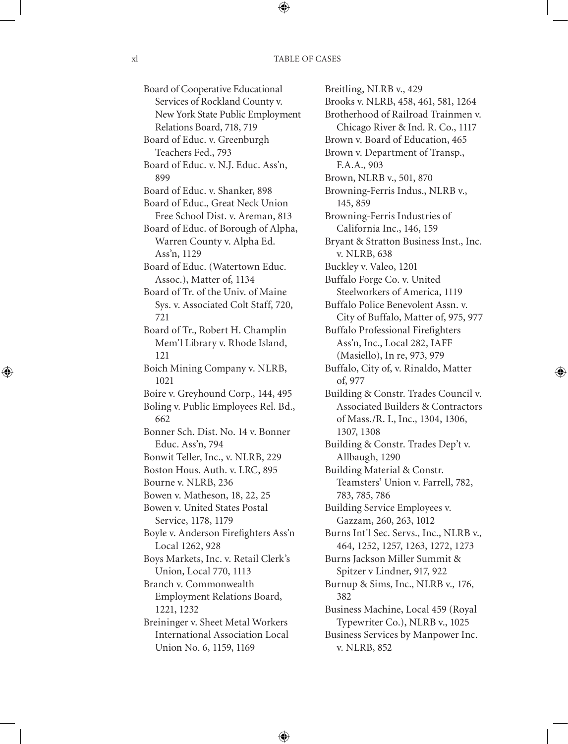Board of Cooperative Educational Services of Rockland County v. New York State Public Employment Relations Board, 718, 719

Board of Educ. v. Greenburgh Teachers Fed., 793

Board of Educ. v. N.J. Educ. Ass'n, 899

Board of Educ. v. Shanker, 898

Board of Educ., Great Neck Union Free School Dist. v. Areman, 813

Board of Educ. of Borough of Alpha, Warren County v. Alpha Ed. Ass'n, 1129

Board of Educ. (Watertown Educ. Assoc.), Matter of, 1134

Board of Tr. of the Univ. of Maine Sys. v. Associated Colt Staff, 720, 721

Board of Tr., Robert H. Champlin Mem'l Library v. Rhode Island, 121

Boich Mining Company v. NLRB, 1021

Boire v. Greyhound Corp., 144, 495

Boling v. Public Employees Rel. Bd., 662

Bonner Sch. Dist. No. 14 v. Bonner Educ. Ass'n, 794

Bonwit Teller, Inc., v. NLRB, 229

Boston Hous. Auth. v. LRC, 895

Bourne v. NLRB, 236

Bowen v. Matheson, 18, 22, 25

Bowen v. United States Postal Service, 1178, 1179

Boyle v. Anderson Firefighters Ass'n Local 1262, 928

Boys Markets, Inc. v. Retail Clerk's Union, Local 770, 1113

Branch v. Commonwealth Employment Relations Board, 1221, 1232

Breininger v. Sheet Metal Workers International Association Local Union No. 6, 1159, 1169

Breitling, NLRB v., 429

Brooks v. NLRB, 458, 461, 581, 1264

Brotherhood of Railroad Trainmen v. Chicago River & Ind. R. Co., 1117

Brown v. Board of Education, 465

Brown v. Department of Transp., F.A.A., 903

Brown, NLRB v., 501, 870

Browning-Ferris Indus., NLRB v., 145, 859

Browning-Ferris Industries of California Inc., 146, 159

Bryant & Stratton Business Inst., Inc. v. NLRB, 638

Buckley v. Valeo, 1201

Buffalo Forge Co. v. United Steelworkers of America, 1119

Buffalo Police Benevolent Assn. v. City of Buffalo, Matter of, 975, 977

Buffalo Professional Firefighters Ass'n, Inc., Local 282, IAFF (Masiello), In re, 973, 979

Buffalo, City of, v. Rinaldo, Matter of, 977

Building & Constr. Trades Council v. Associated Builders & Contractors of Mass./R. I., Inc., 1304, 1306, 1307, 1308

Building & Constr. Trades Dep't v. Allbaugh, 1290

Building Material & Constr. Teamsters' Union v. Farrell, 782, 783, 785, 786

Building Service Employees v. Gazzam, 260, 263, 1012

Burns Int'l Sec. Servs., Inc., NLRB v., 464, 1252, 1257, 1263, 1272, 1273

Burns Jackson Miller Summit & Spitzer v Lindner, 917, 922

Burnup & Sims, Inc., NLRB v., 176, 382

Business Machine, Local 459 (Royal Typewriter Co.), NLRB v., 1025

Business Services by Manpower Inc. v. NLRB, 852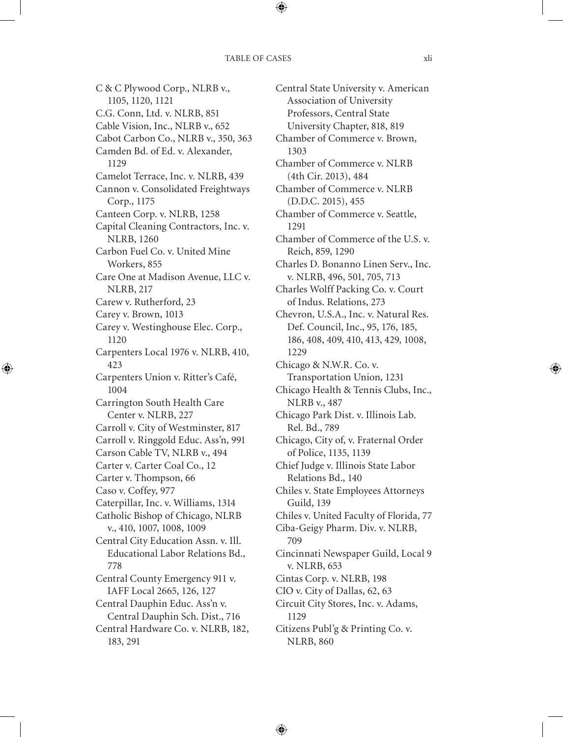C & C Plywood Corp., NLRB v., 1105, 1120, 1121

C.G. Conn, Ltd. v. NLRB, 851

Cable Vision, Inc., NLRB v., 652

Cabot Carbon Co., NLRB v., 350, 363

Camden Bd. of Ed. v. Alexander, 1129

Camelot Terrace, Inc. v. NLRB, 439

Cannon v. Consolidated Freightways Corp., 1175

Canteen Corp. v. NLRB, 1258

Capital Cleaning Contractors, Inc. v. NLRB, 1260

Carbon Fuel Co. v. United Mine Workers, 855

Care One at Madison Avenue, LLC v. NLRB, 217

Carew v. Rutherford, 23

Carey v. Brown, 1013

Carey v. Westinghouse Elec. Corp., 1120

Carpenters Local 1976 v. NLRB, 410, 423

Carpenters Union v. Ritter's Café, 1004

Carrington South Health Care Center v. NLRB, 227

Carroll v. City of Westminster, 817

Carroll v. Ringgold Educ. Ass'n, 991

Carson Cable TV, NLRB v., 494

Carter v. Carter Coal Co., 12

Carter v. Thompson, 66

Caso v. Coffey, 977

Caterpillar, Inc. v. Williams, 1314

Catholic Bishop of Chicago, NLRB v., 410, 1007, 1008, 1009

Central City Education Assn. v. Ill. Educational Labor Relations Bd., 778

Central County Emergency 911 v. IAFF Local 2665, 126, 127

Central Dauphin Educ. Ass'n v. Central Dauphin Sch. Dist., 716

Central Hardware Co. v. NLRB, 182, 183, 291

Central State University v. American Association of University Professors, Central State University Chapter, 818, 819

Chamber of Commerce v. Brown, 1303

Chamber of Commerce v. NLRB (4th Cir. 2013), 484

Chamber of Commerce v. NLRB (D.D.C. 2015), 455

Chamber of Commerce v. Seattle, 1291

Chamber of Commerce of the U.S. v. Reich, 859, 1290

Charles D. Bonanno Linen Serv., Inc. v. NLRB, 496, 501, 705, 713

Charles Wolff Packing Co. v. Court of Indus. Relations, 273

Chevron, U.S.A., Inc. v. Natural Res. Def. Council, Inc., 95, 176, 185, 186, 408, 409, 410, 413, 429, 1008, 1229

Chicago & N.W.R. Co. v. Transportation Union, 1231

Chicago Health & Tennis Clubs, Inc., NLRB v., 487

Chicago Park Dist. v. Illinois Lab. Rel. Bd., 789

Chicago, City of, v. Fraternal Order of Police, 1135, 1139

Chief Judge v. Illinois State Labor Relations Bd., 140

Chiles v. State Employees Attorneys Guild, 139

Chiles v. United Faculty of Florida, 77

Ciba-Geigy Pharm. Div. v. NLRB, 709

Cincinnati Newspaper Guild, Local 9 v. NLRB, 653

Cintas Corp. v. NLRB, 198

CIO v. City of Dallas, 62, 63

Circuit City Stores, Inc. v. Adams, 1129

Citizens Publ'g & Printing Co. v. NLRB, 860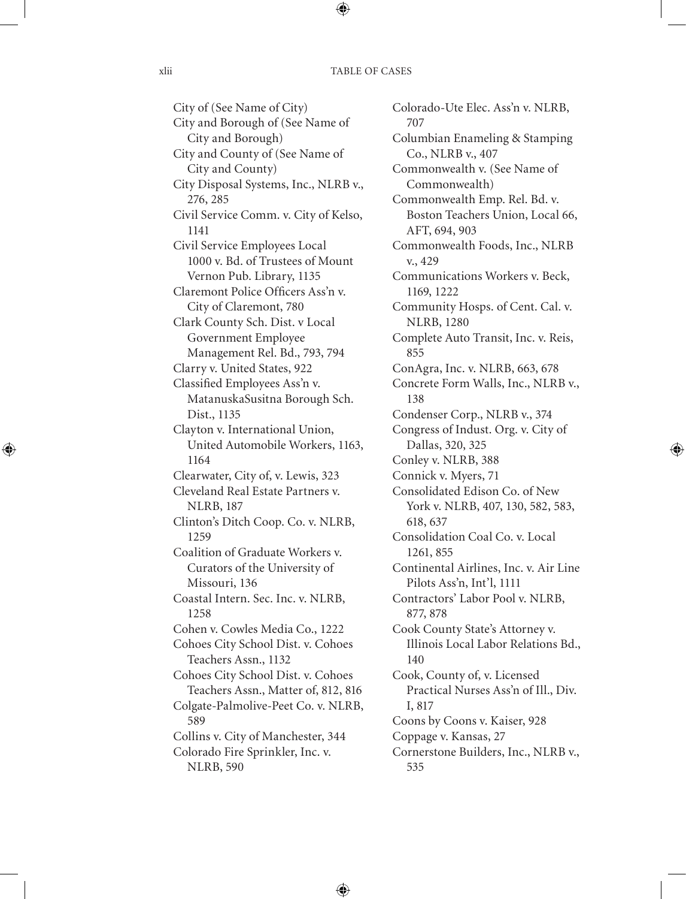City of (See Name of City)
City and Borough of (See Name of City and Borough)
City and County of (See Name of City and County)
City Disposal Systems, Inc., NLRB v., 276, 285
Civil Service Comm. v. City of Kelso, 1141
Civil Service Employees Local 1000 v. Bd. of Trustees of Mount Vernon Pub. Library, 1135
Claremont Police Officers Ass'n v. City of Claremont, 780
Clark County Sch. Dist. v Local Government Employee Management Rel. Bd., 793, 794
Clarry v. United States, 922
Classified Employees Ass'n v. MatanuskaSusitna Borough Sch. Dist., 1135
Clayton v. International Union, United Automobile Workers, 1163, 1164
Clearwater, City of, v. Lewis, 323
Cleveland Real Estate Partners v. NLRB, 187
Clinton's Ditch Coop. Co. v. NLRB, 1259
Coalition of Graduate Workers v. Curators of the University of Missouri, 136
Coastal Intern. Sec. Inc. v. NLRB, 1258
Cohen v. Cowles Media Co., 1222
Cohoes City School Dist. v. Cohoes Teachers Assn., 1132
Cohoes City School Dist. v. Cohoes Teachers Assn., Matter of, 812, 816
Colgate-Palmolive-Peet Co. v. NLRB, 589
Collins v. City of Manchester, 344
Colorado Fire Sprinkler, Inc. v. NLRB, 590
Colorado-Ute Elec. Ass'n v. NLRB, 707
Columbian Enameling & Stamping Co., NLRB v., 407
Commonwealth v. (See Name of Commonwealth)
Commonwealth Emp. Rel. Bd. v. Boston Teachers Union, Local 66, AFT, 694, 903
Commonwealth Foods, Inc., NLRB v., 429
Communications Workers v. Beck, 1169, 1222
Community Hosps. of Cent. Cal. v. NLRB, 1280
Complete Auto Transit, Inc. v. Reis, 855
ConAgra, Inc. v. NLRB, 663, 678
Concrete Form Walls, Inc., NLRB v., 138
Condenser Corp., NLRB v., 374
Congress of Indust. Org. v. City of Dallas, 320, 325
Conley v. NLRB, 388
Connick v. Myers, 71
Consolidated Edison Co. of New York v. NLRB, 407, 130, 582, 583, 618, 637
Consolidation Coal Co. v. Local 1261, 855
Continental Airlines, Inc. v. Air Line Pilots Ass'n, Int'l, 1111
Contractors' Labor Pool v. NLRB, 877, 878
Cook County State's Attorney v. Illinois Local Labor Relations Bd., 140
Cook, County of, v. Licensed Practical Nurses Ass'n of Ill., Div. I, 817
Coons by Coons v. Kaiser, 928
Coppage v. Kansas, 27
Cornerstone Builders, Inc., NLRB v., 535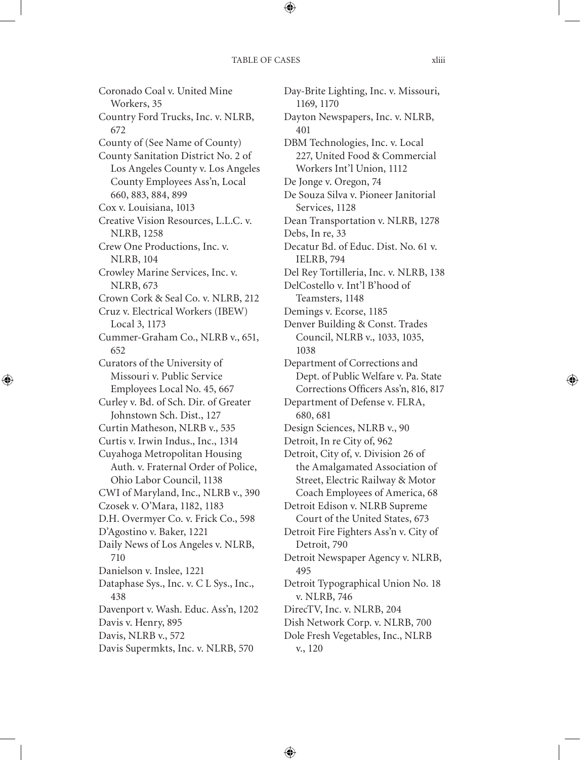Coronado Coal v. United Mine Workers, 35

Country Ford Trucks, Inc. v. NLRB, 672

County of (See Name of County)

County Sanitation District No. 2 of Los Angeles County v. Los Angeles County Employees Ass'n, Local 660, 883, 884, 899

Cox v. Louisiana, 1013

Creative Vision Resources, L.L.C. v. NLRB, 1258

Crew One Productions, Inc. v. NLRB, 104

Crowley Marine Services, Inc. v. NLRB, 673

Crown Cork & Seal Co. v. NLRB, 212

Cruz v. Electrical Workers (IBEW) Local 3, 1173

Cummer-Graham Co., NLRB v., 651, 652

Curators of the University of Missouri v. Public Service Employees Local No. 45, 667

Curley v. Bd. of Sch. Dir. of Greater Johnstown Sch. Dist., 127

Curtin Matheson, NLRB v., 535

Curtis v. Irwin Indus., Inc., 1314

Cuyahoga Metropolitan Housing Auth. v. Fraternal Order of Police, Ohio Labor Council, 1138

CWI of Maryland, Inc., NLRB v., 390

Czosek v. O'Mara, 1182, 1183

D.H. Overmyer Co. v. Frick Co., 598

D'Agostino v. Baker, 1221

Daily News of Los Angeles v. NLRB, 710

Danielson v. Inslee, 1221

Dataphase Sys., Inc. v. C L Sys., Inc., 438

Davenport v. Wash. Educ. Ass'n, 1202

Davis v. Henry, 895

Davis, NLRB v., 572

Davis Supermkts, Inc. v. NLRB, 570

Day-Brite Lighting, Inc. v. Missouri, 1169, 1170

Dayton Newspapers, Inc. v. NLRB, 401

DBM Technologies, Inc. v. Local 227, United Food & Commercial Workers Int'l Union, 1112

De Jonge v. Oregon, 74

De Souza Silva v. Pioneer Janitorial Services, 1128

Dean Transportation v. NLRB, 1278

Debs, In re, 33

Decatur Bd. of Educ. Dist. No. 61 v. IELRB, 794

Del Rey Tortilleria, Inc. v. NLRB, 138

DelCostello v. Int'l B'hood of Teamsters, 1148

Demings v. Ecorse, 1185

Denver Building & Const. Trades Council, NLRB v., 1033, 1035, 1038

Department of Corrections and Dept. of Public Welfare v. Pa. State Corrections Officers Ass'n, 816, 817

Department of Defense v. FLRA, 680, 681

Design Sciences, NLRB v., 90

Detroit, In re City of, 962

Detroit, City of, v. Division 26 of the Amalgamated Association of Street, Electric Railway & Motor Coach Employees of America, 68

Detroit Edison v. NLRB Supreme Court of the United States, 673

Detroit Fire Fighters Ass'n v. City of Detroit, 790

Detroit Newspaper Agency v. NLRB, 495

Detroit Typographical Union No. 18 v. NLRB, 746

DirecTV, Inc. v. NLRB, 204

Dish Network Corp. v. NLRB, 700

Dole Fresh Vegetables, Inc., NLRB v., 120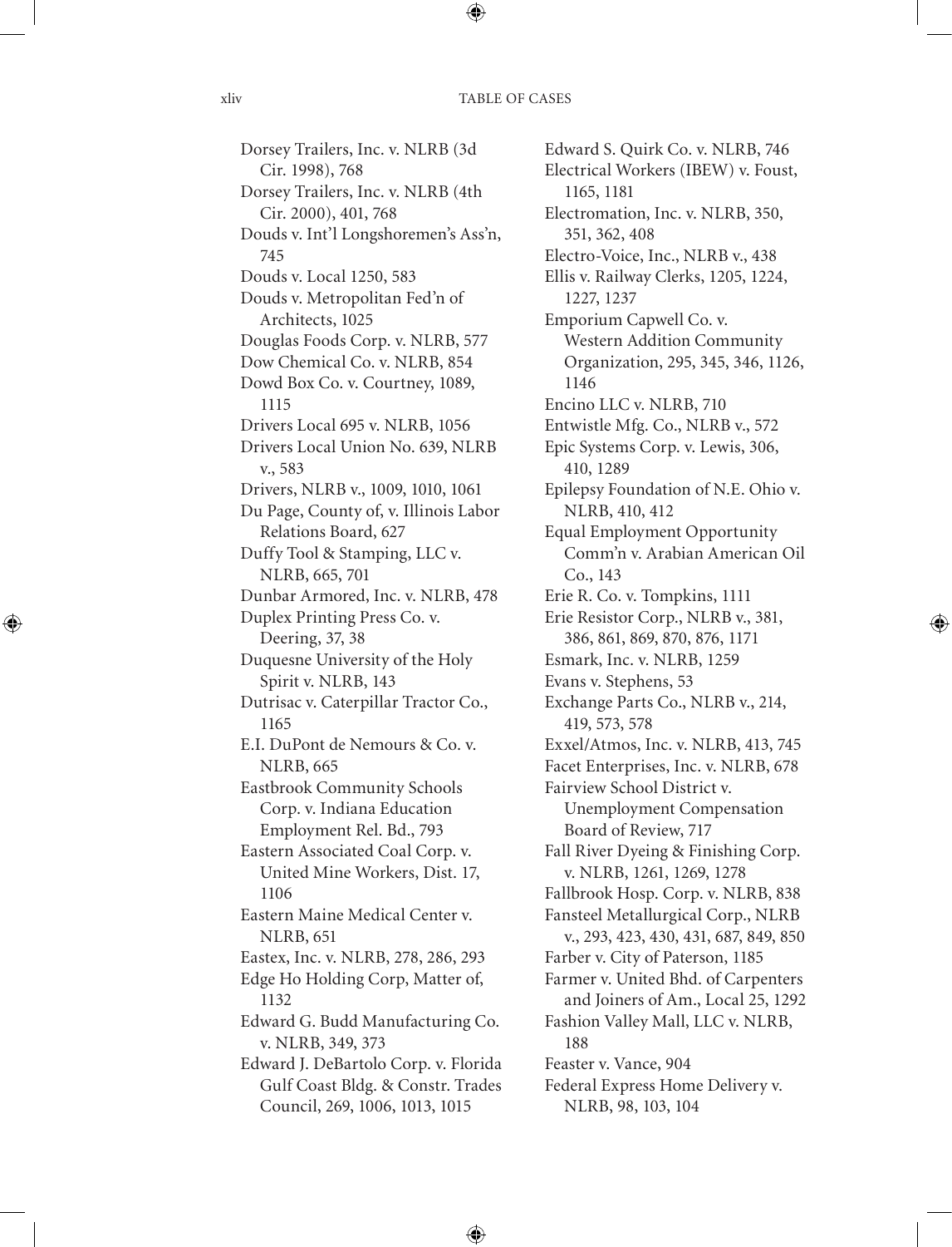Dorsey Trailers, Inc. v. NLRB (3d Cir. 1998), 768
Dorsey Trailers, Inc. v. NLRB (4th Cir. 2000), 401, 768
Douds v. Int'l Longshoremen's Ass'n, 745
Douds v. Local 1250, 583
Douds v. Metropolitan Fed'n of Architects, 1025
Douglas Foods Corp. v. NLRB, 577
Dow Chemical Co. v. NLRB, 854
Dowd Box Co. v. Courtney, 1089, 1115
Drivers Local 695 v. NLRB, 1056
Drivers Local Union No. 639, NLRB v., 583
Drivers, NLRB v., 1009, 1010, 1061
Du Page, County of, v. Illinois Labor Relations Board, 627
Duffy Tool & Stamping, LLC v. NLRB, 665, 701
Dunbar Armored, Inc. v. NLRB, 478
Duplex Printing Press Co. v. Deering, 37, 38
Duquesne University of the Holy Spirit v. NLRB, 143
Dutrisac v. Caterpillar Tractor Co., 1165
E.I. DuPont de Nemours & Co. v. NLRB, 665
Eastbrook Community Schools Corp. v. Indiana Education Employment Rel. Bd., 793
Eastern Associated Coal Corp. v. United Mine Workers, Dist. 17, 1106
Eastern Maine Medical Center v. NLRB, 651
Eastex, Inc. v. NLRB, 278, 286, 293
Edge Ho Holding Corp, Matter of, 1132
Edward G. Budd Manufacturing Co. v. NLRB, 349, 373
Edward J. DeBartolo Corp. v. Florida Gulf Coast Bldg. & Constr. Trades Council, 269, 1006, 1013, 1015
Edward S. Quirk Co. v. NLRB, 746
Electrical Workers (IBEW) v. Foust, 1165, 1181
Electromation, Inc. v. NLRB, 350, 351, 362, 408
Electro-Voice, Inc., NLRB v., 438
Ellis v. Railway Clerks, 1205, 1224, 1227, 1237
Emporium Capwell Co. v. Western Addition Community Organization, 295, 345, 346, 1126, 1146
Encino LLC v. NLRB, 710
Entwistle Mfg. Co., NLRB v., 572
Epic Systems Corp. v. Lewis, 306, 410, 1289
Epilepsy Foundation of N.E. Ohio v. NLRB, 410, 412
Equal Employment Opportunity Comm'n v. Arabian American Oil Co., 143
Erie R. Co. v. Tompkins, 1111
Erie Resistor Corp., NLRB v., 381, 386, 861, 869, 870, 876, 1171
Esmark, Inc. v. NLRB, 1259
Evans v. Stephens, 53
Exchange Parts Co., NLRB v., 214, 419, 573, 578
Exxel/Atmos, Inc. v. NLRB, 413, 745
Facet Enterprises, Inc. v. NLRB, 678
Fairview School District v. Unemployment Compensation Board of Review, 717
Fall River Dyeing & Finishing Corp. v. NLRB, 1261, 1269, 1278
Fallbrook Hosp. Corp. v. NLRB, 838
Fansteel Metallurgical Corp., NLRB v., 293, 423, 430, 431, 687, 849, 850
Farber v. City of Paterson, 1185
Farmer v. United Bhd. of Carpenters and Joiners of Am., Local 25, 1292
Fashion Valley Mall, LLC v. NLRB, 188
Feaster v. Vance, 904
Federal Express Home Delivery v. NLRB, 98, 103, 104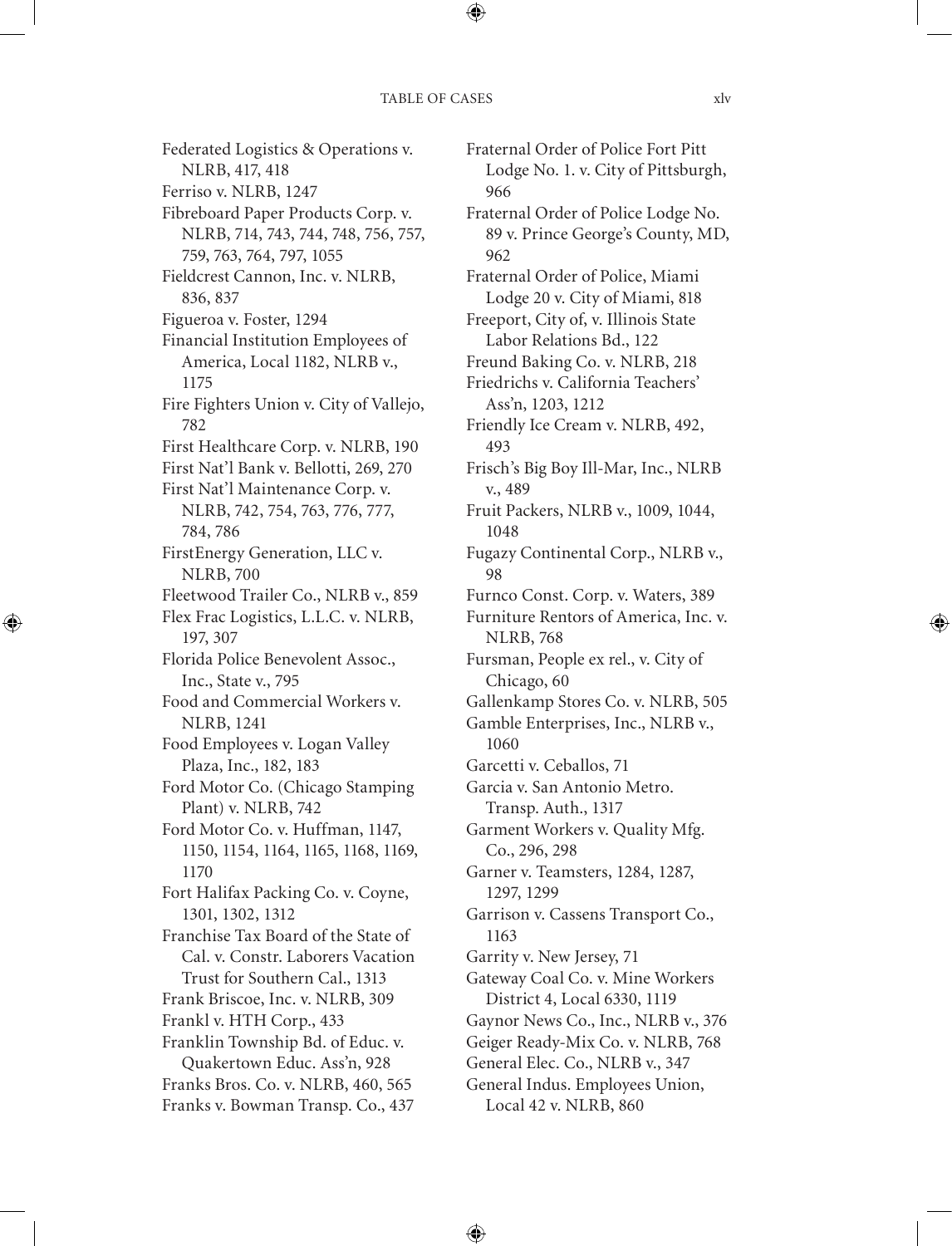Federated Logistics & Operations v. NLRB, 417, 418

Ferriso v. NLRB, 1247

Fibreboard Paper Products Corp. v. NLRB, 714, 743, 744, 748, 756, 757, 759, 763, 764, 797, 1055

Fieldcrest Cannon, Inc. v. NLRB, 836, 837

Figueroa v. Foster, 1294

Financial Institution Employees of America, Local 1182, NLRB v., 1175

Fire Fighters Union v. City of Vallejo, 782

First Healthcare Corp. v. NLRB, 190

First Nat'l Bank v. Bellotti, 269, 270

First Nat'l Maintenance Corp. v. NLRB, 742, 754, 763, 776, 777, 784, 786

FirstEnergy Generation, LLC v. NLRB, 700

Fleetwood Trailer Co., NLRB v., 859

Flex Frac Logistics, L.L.C. v. NLRB, 197, 307

Florida Police Benevolent Assoc., Inc., State v., 795

Food and Commercial Workers v. NLRB, 1241

Food Employees v. Logan Valley Plaza, Inc., 182, 183

Ford Motor Co. (Chicago Stamping Plant) v. NLRB, 742

Ford Motor Co. v. Huffman, 1147, 1150, 1154, 1164, 1165, 1168, 1169, 1170

Fort Halifax Packing Co. v. Coyne, 1301, 1302, 1312

Franchise Tax Board of the State of Cal. v. Constr. Laborers Vacation Trust for Southern Cal., 1313

Frank Briscoe, Inc. v. NLRB, 309

Frankl v. HTH Corp., 433

Franklin Township Bd. of Educ. v. Quakertown Educ. Ass'n, 928

Franks Bros. Co. v. NLRB, 460, 565

Franks v. Bowman Transp. Co., 437

Fraternal Order of Police Fort Pitt Lodge No. 1. v. City of Pittsburgh, 966

Fraternal Order of Police Lodge No. 89 v. Prince George's County, MD, 962

Fraternal Order of Police, Miami Lodge 20 v. City of Miami, 818

Freeport, City of, v. Illinois State Labor Relations Bd., 122

Freund Baking Co. v. NLRB, 218

Friedrichs v. California Teachers' Ass'n, 1203, 1212

Friendly Ice Cream v. NLRB, 492, 493

Frisch's Big Boy Ill-Mar, Inc., NLRB v., 489

Fruit Packers, NLRB v., 1009, 1044, 1048

Fugazy Continental Corp., NLRB v., 98

Furnco Const. Corp. v. Waters, 389

Furniture Rentors of America, Inc. v. NLRB, 768

Fursman, People ex rel., v. City of Chicago, 60

Gallenkamp Stores Co. v. NLRB, 505

Gamble Enterprises, Inc., NLRB v., 1060

Garcetti v. Ceballos, 71

Garcia v. San Antonio Metro. Transp. Auth., 1317

Garment Workers v. Quality Mfg. Co., 296, 298

Garner v. Teamsters, 1284, 1287, 1297, 1299

Garrison v. Cassens Transport Co., 1163

Garrity v. New Jersey, 71

Gateway Coal Co. v. Mine Workers District 4, Local 6330, 1119

Gaynor News Co., Inc., NLRB v., 376

Geiger Ready-Mix Co. v. NLRB, 768

General Elec. Co., NLRB v., 347

General Indus. Employees Union, Local 42 v. NLRB, 860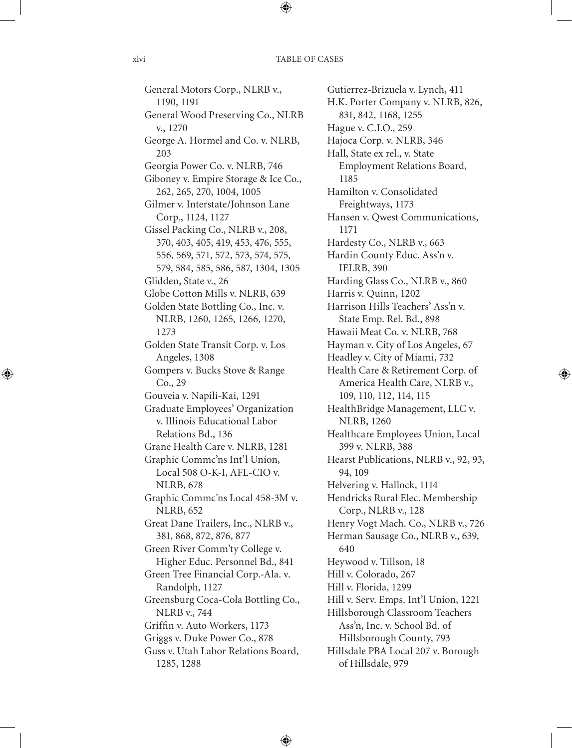General Motors Corp., NLRB v., 1190, 1191
General Wood Preserving Co., NLRB v., 1270
George A. Hormel and Co. v. NLRB, 203
Georgia Power Co. v. NLRB, 746
Giboney v. Empire Storage & Ice Co., 262, 265, 270, 1004, 1005
Gilmer v. Interstate/Johnson Lane Corp., 1124, 1127
Gissel Packing Co., NLRB v., 208, 370, 403, 405, 419, 453, 476, 555, 556, 569, 571, 572, 573, 574, 575, 579, 584, 585, 586, 587, 1304, 1305
Glidden, State v., 26
Globe Cotton Mills v. NLRB, 639
Golden State Bottling Co., Inc. v. NLRB, 1260, 1265, 1266, 1270, 1273
Golden State Transit Corp. v. Los Angeles, 1308
Gompers v. Bucks Stove & Range Co., 29
Gouveia v. Napili-Kai, 1291
Graduate Employees' Organization v. Illinois Educational Labor Relations Bd., 136
Grane Health Care v. NLRB, 1281
Graphic Commc'ns Int'l Union, Local 508 O-K-I, AFL-CIO v. NLRB, 678
Graphic Commc'ns Local 458-3M v. NLRB, 652
Great Dane Trailers, Inc., NLRB v., 381, 868, 872, 876, 877
Green River Comm'ty College v. Higher Educ. Personnel Bd., 841
Green Tree Financial Corp.-Ala. v. Randolph, 1127
Greensburg Coca-Cola Bottling Co., NLRB v., 744
Griffin v. Auto Workers, 1173
Griggs v. Duke Power Co., 878
Guss v. Utah Labor Relations Board, 1285, 1288
Gutierrez-Brizuela v. Lynch, 411
H.K. Porter Company v. NLRB, 826, 831, 842, 1168, 1255
Hague v. C.I.O., 259
Hajoca Corp. v. NLRB, 346
Hall, State ex rel., v. State Employment Relations Board, 1185
Hamilton v. Consolidated Freightways, 1173
Hansen v. Qwest Communications, 1171
Hardesty Co., NLRB v., 663
Hardin County Educ. Ass'n v. IELRB, 390
Harding Glass Co., NLRB v., 860
Harris v. Quinn, 1202
Harrison Hills Teachers' Ass'n v. State Emp. Rel. Bd., 898
Hawaii Meat Co. v. NLRB, 768
Hayman v. City of Los Angeles, 67
Headley v. City of Miami, 732
Health Care & Retirement Corp. of America Health Care, NLRB v., 109, 110, 112, 114, 115
HealthBridge Management, LLC v. NLRB, 1260
Healthcare Employees Union, Local 399 v. NLRB, 388
Hearst Publications, NLRB v., 92, 93, 94, 109
Helvering v. Hallock, 1114
Hendricks Rural Elec. Membership Corp., NLRB v., 128
Henry Vogt Mach. Co., NLRB v., 726
Herman Sausage Co., NLRB v., 639, 640
Heywood v. Tillson, 18
Hill v. Colorado, 267
Hill v. Florida, 1299
Hill v. Serv. Emps. Int'l Union, 1221
Hillsborough Classroom Teachers Ass'n, Inc. v. School Bd. of Hillsborough County, 793
Hillsdale PBA Local 207 v. Borough of Hillsdale, 979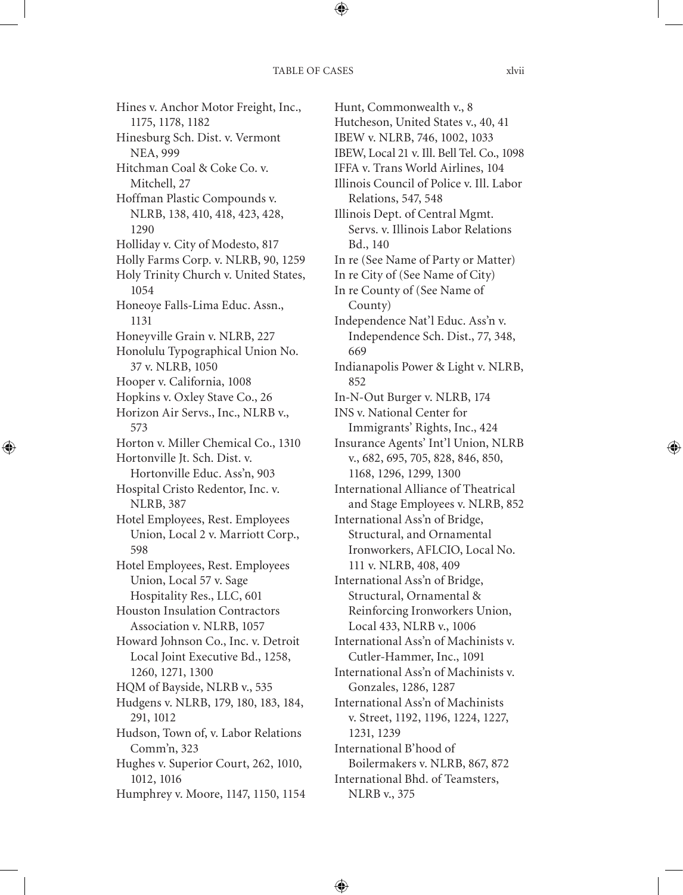Hines v. Anchor Motor Freight, Inc., 1175, 1178, 1182
Hinesburg Sch. Dist. v. Vermont NEA, 999
Hitchman Coal & Coke Co. v. Mitchell, 27
Hoffman Plastic Compounds v. NLRB, 138, 410, 418, 423, 428, 1290
Holliday v. City of Modesto, 817
Holly Farms Corp. v. NLRB, 90, 1259
Holy Trinity Church v. United States, 1054
Honeoye Falls-Lima Educ. Assn., 1131
Honeyville Grain v. NLRB, 227
Honolulu Typographical Union No. 37 v. NLRB, 1050
Hooper v. California, 1008
Hopkins v. Oxley Stave Co., 26
Horizon Air Servs., Inc., NLRB v., 573
Horton v. Miller Chemical Co., 1310
Hortonville Jt. Sch. Dist. v. Hortonville Educ. Ass'n, 903
Hospital Cristo Redentor, Inc. v. NLRB, 387
Hotel Employees, Rest. Employees Union, Local 2 v. Marriott Corp., 598
Hotel Employees, Rest. Employees Union, Local 57 v. Sage Hospitality Res., LLC, 601
Houston Insulation Contractors Association v. NLRB, 1057
Howard Johnson Co., Inc. v. Detroit Local Joint Executive Bd., 1258, 1260, 1271, 1300
HQM of Bayside, NLRB v., 535
Hudgens v. NLRB, 179, 180, 183, 184, 291, 1012
Hudson, Town of, v. Labor Relations Comm'n, 323
Hughes v. Superior Court, 262, 1010, 1012, 1016
Humphrey v. Moore, 1147, 1150, 1154
Hunt, Commonwealth v., 8
Hutcheson, United States v., 40, 41
IBEW v. NLRB, 746, 1002, 1033
IBEW, Local 21 v. Ill. Bell Tel. Co., 1098
IFFA v. Trans World Airlines, 104
Illinois Council of Police v. Ill. Labor Relations, 547, 548
Illinois Dept. of Central Mgmt. Servs. v. Illinois Labor Relations Bd., 140
In re (See Name of Party or Matter)
In re City of (See Name of City)
In re County of (See Name of County)
Independence Nat'l Educ. Ass'n v. Independence Sch. Dist., 77, 348, 669
Indianapolis Power & Light v. NLRB, 852
In-N-Out Burger v. NLRB, 174
INS v. National Center for Immigrants' Rights, Inc., 424
Insurance Agents' Int'l Union, NLRB v., 682, 695, 705, 828, 846, 850, 1168, 1296, 1299, 1300
International Alliance of Theatrical and Stage Employees v. NLRB, 852
International Ass'n of Bridge, Structural, and Ornamental Ironworkers, AFLCIO, Local No. 111 v. NLRB, 408, 409
International Ass'n of Bridge, Structural, Ornamental & Reinforcing Ironworkers Union, Local 433, NLRB v., 1006
International Ass'n of Machinists v. Cutler-Hammer, Inc., 1091
International Ass'n of Machinists v. Gonzales, 1286, 1287
International Ass'n of Machinists v. Street, 1192, 1196, 1224, 1227, 1231, 1239
International B'hood of Boilermakers v. NLRB, 867, 872
International Bhd. of Teamsters, NLRB v., 375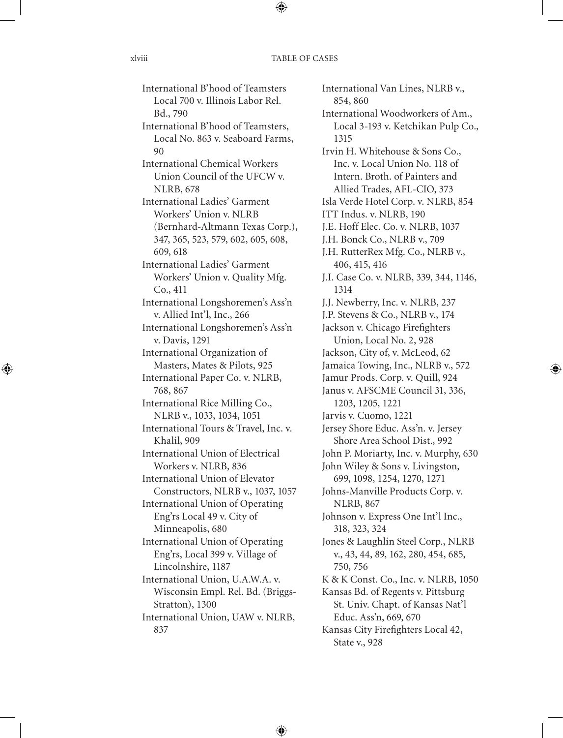International B'hood of Teamsters Local 700 v. Illinois Labor Rel. Bd., 790
International B'hood of Teamsters, Local No. 863 v. Seaboard Farms, 90
International Chemical Workers Union Council of the UFCW v. NLRB, 678
International Ladies' Garment Workers' Union v. NLRB (Bernhard-Altmann Texas Corp.), 347, 365, 523, 579, 602, 605, 608, 609, 618
International Ladies' Garment Workers' Union v. Quality Mfg. Co., 411
International Longshoremen's Ass'n v. Allied Int'l, Inc., 266
International Longshoremen's Ass'n v. Davis, 1291
International Organization of Masters, Mates & Pilots, 925
International Paper Co. v. NLRB, 768, 867
International Rice Milling Co., NLRB v., 1033, 1034, 1051
International Tours & Travel, Inc. v. Khalil, 909
International Union of Electrical Workers v. NLRB, 836
International Union of Elevator Constructors, NLRB v., 1037, 1057
International Union of Operating Eng'rs Local 49 v. City of Minneapolis, 680
International Union of Operating Eng'rs, Local 399 v. Village of Lincolnshire, 1187
International Union, U.A.W.A. v. Wisconsin Empl. Rel. Bd. (Briggs-Stratton), 1300
International Union, UAW v. NLRB, 837
International Van Lines, NLRB v., 854, 860
International Woodworkers of Am., Local 3-193 v. Ketchikan Pulp Co., 1315
Irvin H. Whitehouse & Sons Co., Inc. v. Local Union No. 118 of Intern. Broth. of Painters and Allied Trades, AFL-CIO, 373
Isla Verde Hotel Corp. v. NLRB, 854
ITT Indus. v. NLRB, 190
J.E. Hoff Elec. Co. v. NLRB, 1037
J.H. Bonck Co., NLRB v., 709
J.H. RutterRex Mfg. Co., NLRB v., 406, 415, 416
J.I. Case Co. v. NLRB, 339, 344, 1146, 1314
J.J. Newberry, Inc. v. NLRB, 237
J.P. Stevens & Co., NLRB v., 174
Jackson v. Chicago Firefighters Union, Local No. 2, 928
Jackson, City of, v. McLeod, 62
Jamaica Towing, Inc., NLRB v., 572
Jamur Prods. Corp. v. Quill, 924
Janus v. AFSCME Council 31, 336, 1203, 1205, 1221
Jarvis v. Cuomo, 1221
Jersey Shore Educ. Ass'n. v. Jersey Shore Area School Dist., 992
John P. Moriarty, Inc. v. Murphy, 630
John Wiley & Sons v. Livingston, 699, 1098, 1254, 1270, 1271
Johns-Manville Products Corp. v. NLRB, 867
Johnson v. Express One Int'l Inc., 318, 323, 324
Jones & Laughlin Steel Corp., NLRB v., 43, 44, 89, 162, 280, 454, 685, 750, 756
K & K Const. Co., Inc. v. NLRB, 1050
Kansas Bd. of Regents v. Pittsburg St. Univ. Chapt. of Kansas Nat'l Educ. Ass'n, 669, 670
Kansas City Firefighters Local 42, State v., 928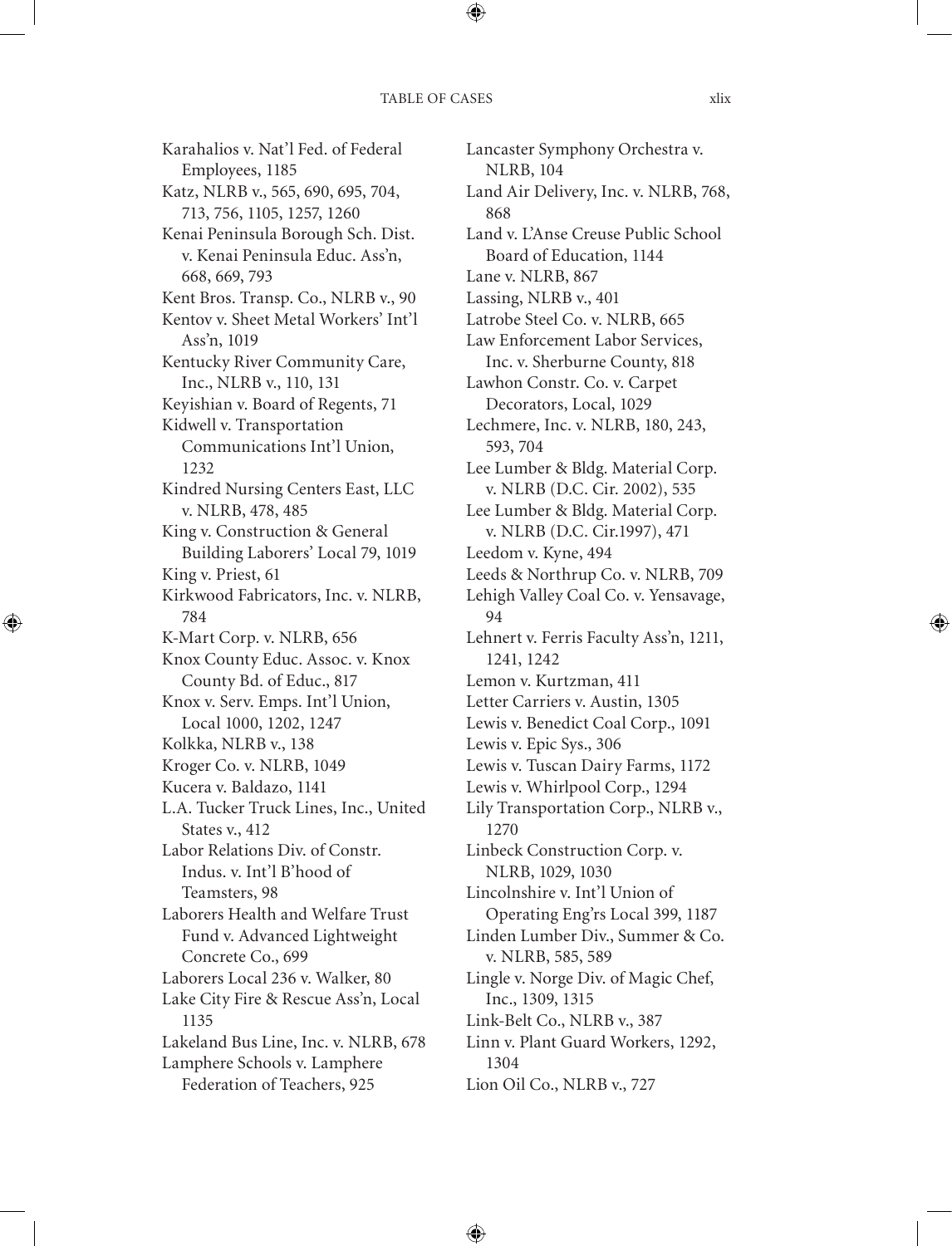Karahalios v. Nat'l Fed. of Federal Employees, 1185

Katz, NLRB v., 565, 690, 695, 704, 713, 756, 1105, 1257, 1260

Kenai Peninsula Borough Sch. Dist. v. Kenai Peninsula Educ. Ass'n, 668, 669, 793

Kent Bros. Transp. Co., NLRB v., 90

Kentov v. Sheet Metal Workers' Int'l Ass'n, 1019

Kentucky River Community Care, Inc., NLRB v., 110, 131

Keyishian v. Board of Regents, 71

Kidwell v. Transportation Communications Int'l Union, 1232

Kindred Nursing Centers East, LLC v. NLRB, 478, 485

King v. Construction & General Building Laborers' Local 79, 1019

King v. Priest, 61

Kirkwood Fabricators, Inc. v. NLRB, 784

K-Mart Corp. v. NLRB, 656

Knox County Educ. Assoc. v. Knox County Bd. of Educ., 817

Knox v. Serv. Emps. Int'l Union, Local 1000, 1202, 1247

Kolkka, NLRB v., 138

Kroger Co. v. NLRB, 1049

Kucera v. Baldazo, 1141

L.A. Tucker Truck Lines, Inc., United States v., 412

Labor Relations Div. of Constr. Indus. v. Int'l B'hood of Teamsters, 98

Laborers Health and Welfare Trust Fund v. Advanced Lightweight Concrete Co., 699

Laborers Local 236 v. Walker, 80

Lake City Fire & Rescue Ass'n, Local 1135

Lakeland Bus Line, Inc. v. NLRB, 678

Lamphere Schools v. Lamphere Federation of Teachers, 925

Lancaster Symphony Orchestra v. NLRB, 104

Land Air Delivery, Inc. v. NLRB, 768, 868

Land v. L'Anse Creuse Public School Board of Education, 1144

Lane v. NLRB, 867

Lassing, NLRB v., 401

Latrobe Steel Co. v. NLRB, 665

Law Enforcement Labor Services, Inc. v. Sherburne County, 818

Lawhon Constr. Co. v. Carpet Decorators, Local, 1029

Lechmere, Inc. v. NLRB, 180, 243, 593, 704

Lee Lumber & Bldg. Material Corp. v. NLRB (D.C. Cir. 2002), 535

Lee Lumber & Bldg. Material Corp. v. NLRB (D.C. Cir.1997), 471

Leedom v. Kyne, 494

Leeds & Northrup Co. v. NLRB, 709

Lehigh Valley Coal Co. v. Yensavage, 94

Lehnert v. Ferris Faculty Ass'n, 1211, 1241, 1242

Lemon v. Kurtzman, 411

Letter Carriers v. Austin, 1305

Lewis v. Benedict Coal Corp., 1091

Lewis v. Epic Sys., 306

Lewis v. Tuscan Dairy Farms, 1172

Lewis v. Whirlpool Corp., 1294

Lily Transportation Corp., NLRB v., 1270

Linbeck Construction Corp. v. NLRB, 1029, 1030

Lincolnshire v. Int'l Union of Operating Eng'rs Local 399, 1187

Linden Lumber Div., Summer & Co. v. NLRB, 585, 589

Lingle v. Norge Div. of Magic Chef, Inc., 1309, 1315

Link-Belt Co., NLRB v., 387

Linn v. Plant Guard Workers, 1292, 1304

Lion Oil Co., NLRB v., 727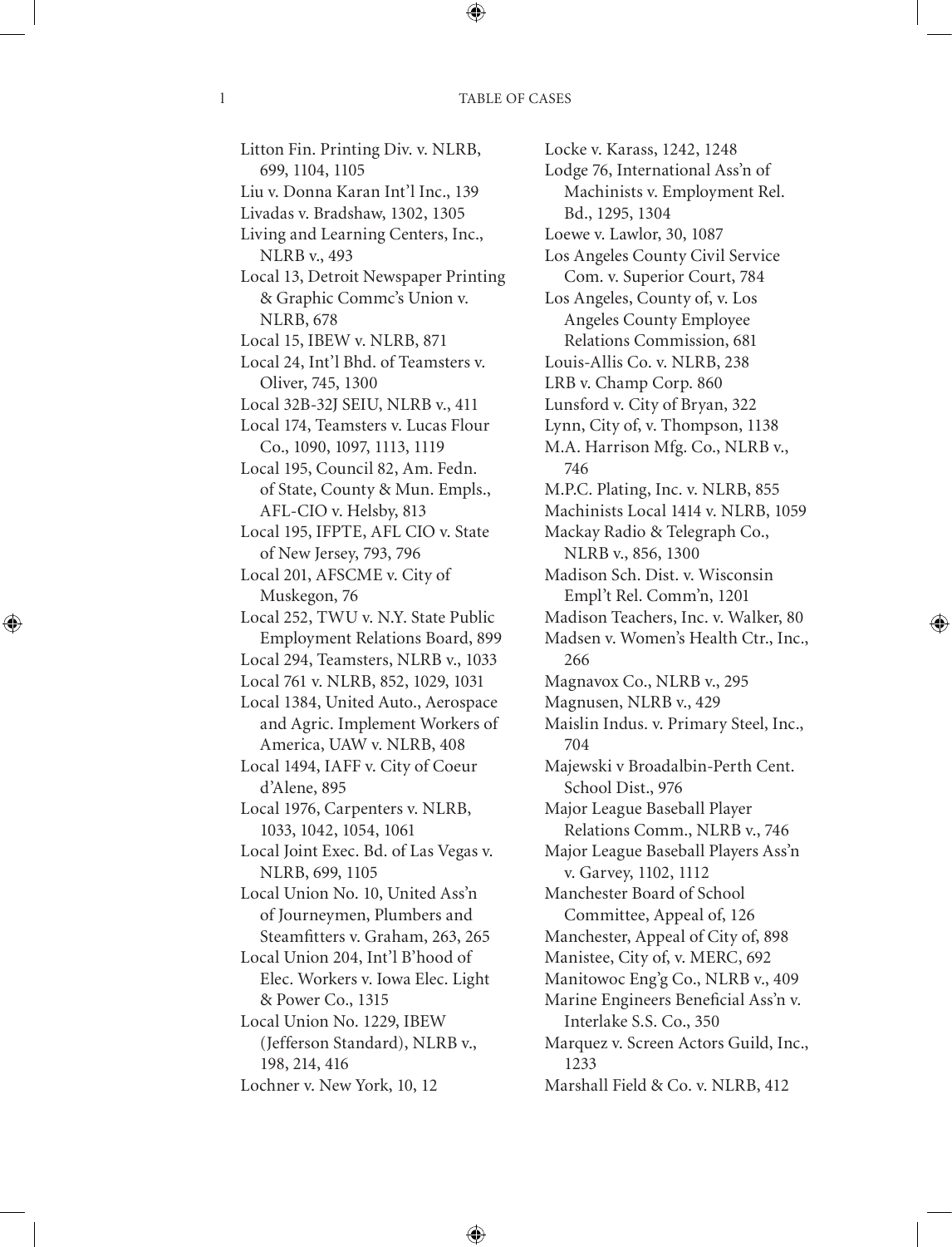Litton Fin. Printing Div. v. NLRB, 699, 1104, 1105

Liu v. Donna Karan Int'l Inc., 139

Livadas v. Bradshaw, 1302, 1305

Living and Learning Centers, Inc., NLRB v., 493

Local 13, Detroit Newspaper Printing & Graphic Commc's Union v. NLRB, 678

Local 15, IBEW v. NLRB, 871

Local 24, Int'l Bhd. of Teamsters v. Oliver, 745, 1300

Local 32B-32J SEIU, NLRB v., 411

Local 174, Teamsters v. Lucas Flour Co., 1090, 1097, 1113, 1119

Local 195, Council 82, Am. Fedn. of State, County & Mun. Empls., AFL-CIO v. Helsby, 813

Local 195, IFPTE, AFL CIO v. State of New Jersey, 793, 796

Local 201, AFSCME v. City of Muskegon, 76

Local 252, TWU v. N.Y. State Public Employment Relations Board, 899

Local 294, Teamsters, NLRB v., 1033

Local 761 v. NLRB, 852, 1029, 1031

Local 1384, United Auto., Aerospace and Agric. Implement Workers of America, UAW v. NLRB, 408

Local 1494, IAFF v. City of Coeur d'Alene, 895

Local 1976, Carpenters v. NLRB, 1033, 1042, 1054, 1061

Local Joint Exec. Bd. of Las Vegas v. NLRB, 699, 1105

Local Union No. 10, United Ass'n of Journeymen, Plumbers and Steamfitters v. Graham, 263, 265

Local Union 204, Int'l B'hood of Elec. Workers v. Iowa Elec. Light & Power Co., 1315

Local Union No. 1229, IBEW (Jefferson Standard), NLRB v., 198, 214, 416

Lochner v. New York, 10, 12

Locke v. Karass, 1242, 1248

Lodge 76, International Ass'n of Machinists v. Employment Rel. Bd., 1295, 1304

Loewe v. Lawlor, 30, 1087

Los Angeles County Civil Service Com. v. Superior Court, 784

Los Angeles, County of, v. Los Angeles County Employee Relations Commission, 681

Louis-Allis Co. v. NLRB, 238

LRB v. Champ Corp. 860

Lunsford v. City of Bryan, 322

Lynn, City of, v. Thompson, 1138

M.A. Harrison Mfg. Co., NLRB v., 746

M.P.C. Plating, Inc. v. NLRB, 855

Machinists Local 1414 v. NLRB, 1059

Mackay Radio & Telegraph Co., NLRB v., 856, 1300

Madison Sch. Dist. v. Wisconsin Empl't Rel. Comm'n, 1201

Madison Teachers, Inc. v. Walker, 80

Madsen v. Women's Health Ctr., Inc., 266

Magnavox Co., NLRB v., 295

Magnusen, NLRB v., 429

Maislin Indus. v. Primary Steel, Inc., 704

Majewski v Broadalbin-Perth Cent. School Dist., 976

Major League Baseball Player Relations Comm., NLRB v., 746

Major League Baseball Players Ass'n v. Garvey, 1102, 1112

Manchester Board of School Committee, Appeal of, 126

Manchester, Appeal of City of, 898

Manistee, City of, v. MERC, 692

Manitowoc Eng'g Co., NLRB v., 409

Marine Engineers Beneficial Ass'n v. Interlake S.S. Co., 350

Marquez v. Screen Actors Guild, Inc., 1233

Marshall Field & Co. v. NLRB, 412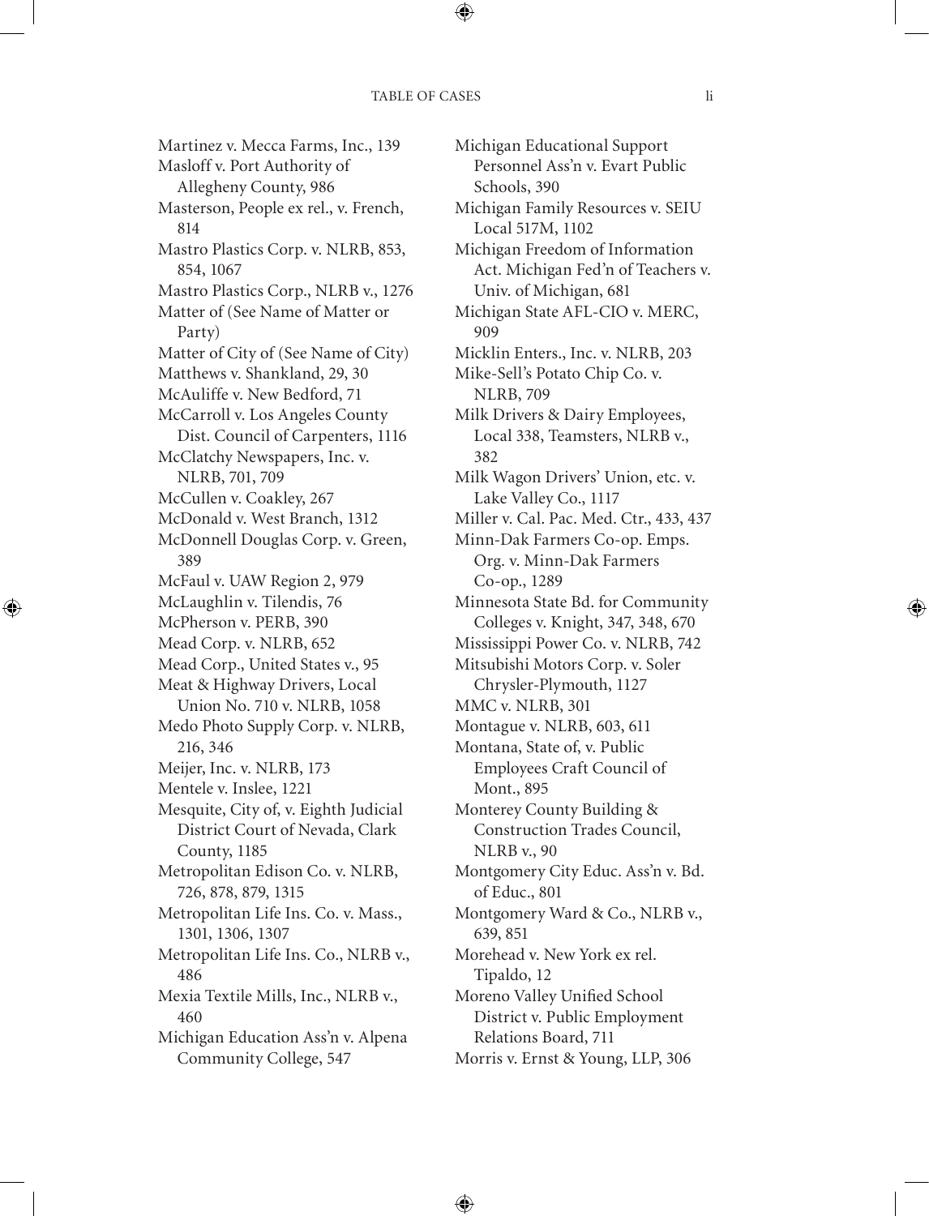Martinez v. Mecca Farms, Inc., 139
Masloff v. Port Authority of Allegheny County, 986
Masterson, People ex rel., v. French, 814
Mastro Plastics Corp. v. NLRB, 853, 854, 1067
Mastro Plastics Corp., NLRB v., 1276
Matter of (See Name of Matter or Party)
Matter of City of (See Name of City)
Matthews v. Shankland, 29, 30
McAuliffe v. New Bedford, 71
McCarroll v. Los Angeles County Dist. Council of Carpenters, 1116
McClatchy Newspapers, Inc. v. NLRB, 701, 709
McCullen v. Coakley, 267
McDonald v. West Branch, 1312
McDonnell Douglas Corp. v. Green, 389
McFaul v. UAW Region 2, 979
McLaughlin v. Tilendis, 76
McPherson v. PERB, 390
Mead Corp. v. NLRB, 652
Mead Corp., United States v., 95
Meat & Highway Drivers, Local Union No. 710 v. NLRB, 1058
Medo Photo Supply Corp. v. NLRB, 216, 346
Meijer, Inc. v. NLRB, 173
Mentele v. Inslee, 1221
Mesquite, City of, v. Eighth Judicial District Court of Nevada, Clark County, 1185
Metropolitan Edison Co. v. NLRB, 726, 878, 879, 1315
Metropolitan Life Ins. Co. v. Mass., 1301, 1306, 1307
Metropolitan Life Ins. Co., NLRB v., 486
Mexia Textile Mills, Inc., NLRB v., 460
Michigan Education Ass'n v. Alpena Community College, 547
Michigan Educational Support Personnel Ass'n v. Evart Public Schools, 390
Michigan Family Resources v. SEIU Local 517M, 1102
Michigan Freedom of Information Act. Michigan Fed'n of Teachers v. Univ. of Michigan, 681
Michigan State AFL-CIO v. MERC, 909
Micklin Enters., Inc. v. NLRB, 203
Mike-Sell's Potato Chip Co. v. NLRB, 709
Milk Drivers & Dairy Employees, Local 338, Teamsters, NLRB v., 382
Milk Wagon Drivers' Union, etc. v. Lake Valley Co., 1117
Miller v. Cal. Pac. Med. Ctr., 433, 437
Minn-Dak Farmers Co-op. Emps. Org. v. Minn-Dak Farmers Co-op., 1289
Minnesota State Bd. for Community Colleges v. Knight, 347, 348, 670
Mississippi Power Co. v. NLRB, 742
Mitsubishi Motors Corp. v. Soler Chrysler-Plymouth, 1127
MMC v. NLRB, 301
Montague v. NLRB, 603, 611
Montana, State of, v. Public Employees Craft Council of Mont., 895
Monterey County Building & Construction Trades Council, NLRB v., 90
Montgomery City Educ. Ass'n v. Bd. of Educ., 801
Montgomery Ward & Co., NLRB v., 639, 851
Morehead v. New York ex rel. Tipaldo, 12
Moreno Valley Unified School District v. Public Employment Relations Board, 711
Morris v. Ernst & Young, LLP, 306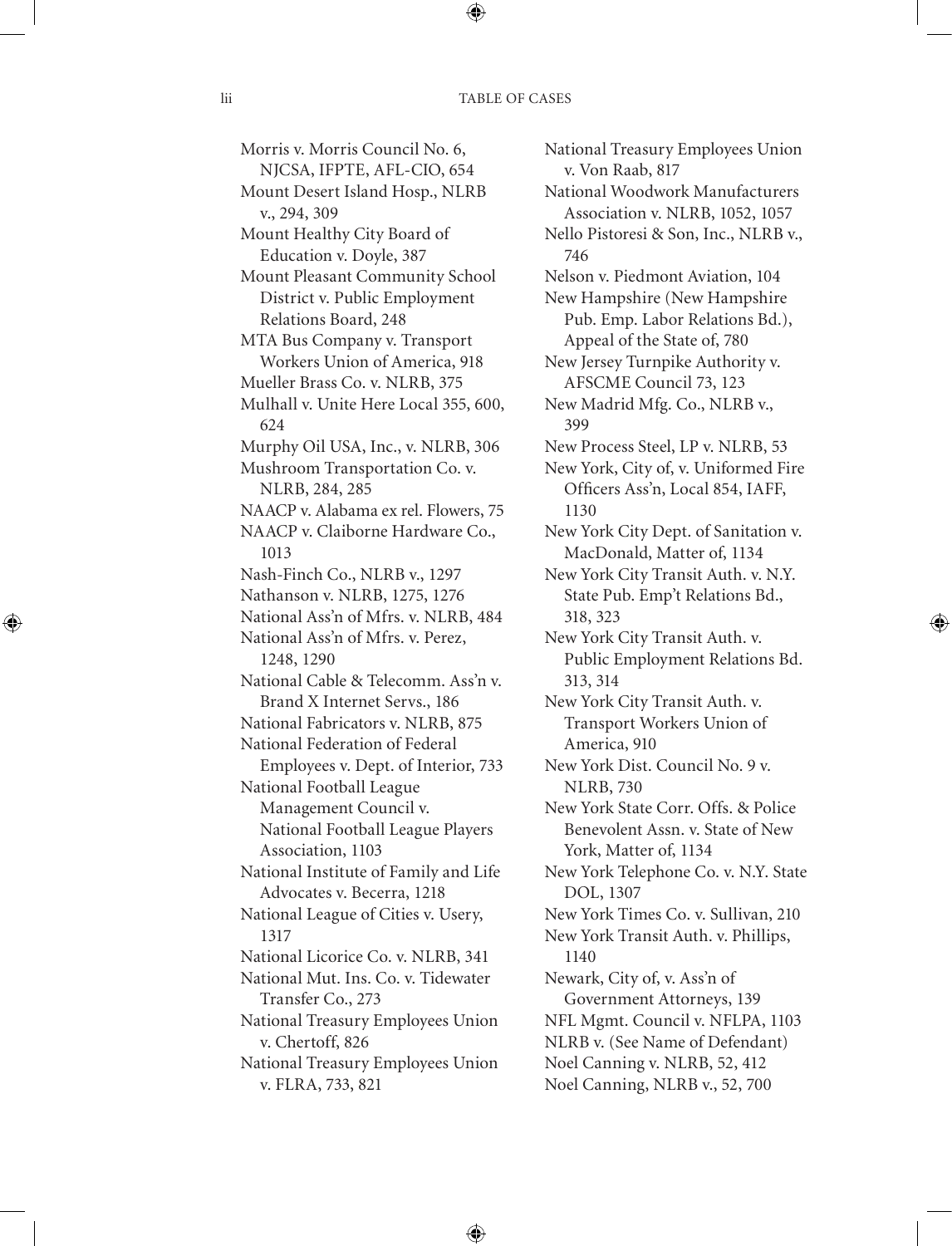Morris v. Morris Council No. 6, NJCSA, IFPTE, AFL-CIO, 654

Mount Desert Island Hosp., NLRB v., 294, 309

Mount Healthy City Board of Education v. Doyle, 387

Mount Pleasant Community School District v. Public Employment Relations Board, 248

MTA Bus Company v. Transport Workers Union of America, 918

Mueller Brass Co. v. NLRB, 375

Mulhall v. Unite Here Local 355, 600, 624

Murphy Oil USA, Inc., v. NLRB, 306

Mushroom Transportation Co. v. NLRB, 284, 285

NAACP v. Alabama ex rel. Flowers, 75

NAACP v. Claiborne Hardware Co., 1013

Nash-Finch Co., NLRB v., 1297

Nathanson v. NLRB, 1275, 1276

National Ass'n of Mfrs. v. NLRB, 484

National Ass'n of Mfrs. v. Perez, 1248, 1290

National Cable & Telecomm. Ass'n v. Brand X Internet Servs., 186

National Fabricators v. NLRB, 875

National Federation of Federal Employees v. Dept. of Interior, 733

National Football League Management Council v. National Football League Players Association, 1103

National Institute of Family and Life Advocates v. Becerra, 1218

National League of Cities v. Usery, 1317

National Licorice Co. v. NLRB, 341

National Mut. Ins. Co. v. Tidewater Transfer Co., 273

National Treasury Employees Union v. Chertoff, 826

National Treasury Employees Union v. FLRA, 733, 821

National Treasury Employees Union v. Von Raab, 817

National Woodwork Manufacturers Association v. NLRB, 1052, 1057

Nello Pistoresi & Son, Inc., NLRB v., 746

Nelson v. Piedmont Aviation, 104

New Hampshire (New Hampshire Pub. Emp. Labor Relations Bd.), Appeal of the State of, 780

New Jersey Turnpike Authority v. AFSCME Council 73, 123

New Madrid Mfg. Co., NLRB v., 399

New Process Steel, LP v. NLRB, 53

New York, City of, v. Uniformed Fire Officers Ass'n, Local 854, IAFF, 1130

New York City Dept. of Sanitation v. MacDonald, Matter of, 1134

New York City Transit Auth. v. N.Y. State Pub. Emp't Relations Bd., 318, 323

New York City Transit Auth. v. Public Employment Relations Bd. 313, 314

New York City Transit Auth. v. Transport Workers Union of America, 910

New York Dist. Council No. 9 v. NLRB, 730

New York State Corr. Offs. & Police Benevolent Assn. v. State of New York, Matter of, 1134

New York Telephone Co. v. N.Y. State DOL, 1307

New York Times Co. v. Sullivan, 210

New York Transit Auth. v. Phillips, 1140

Newark, City of, v. Ass'n of Government Attorneys, 139

NFL Mgmt. Council v. NFLPA, 1103

NLRB v. (See Name of Defendant)

Noel Canning v. NLRB, 52, 412

Noel Canning, NLRB v., 52, 700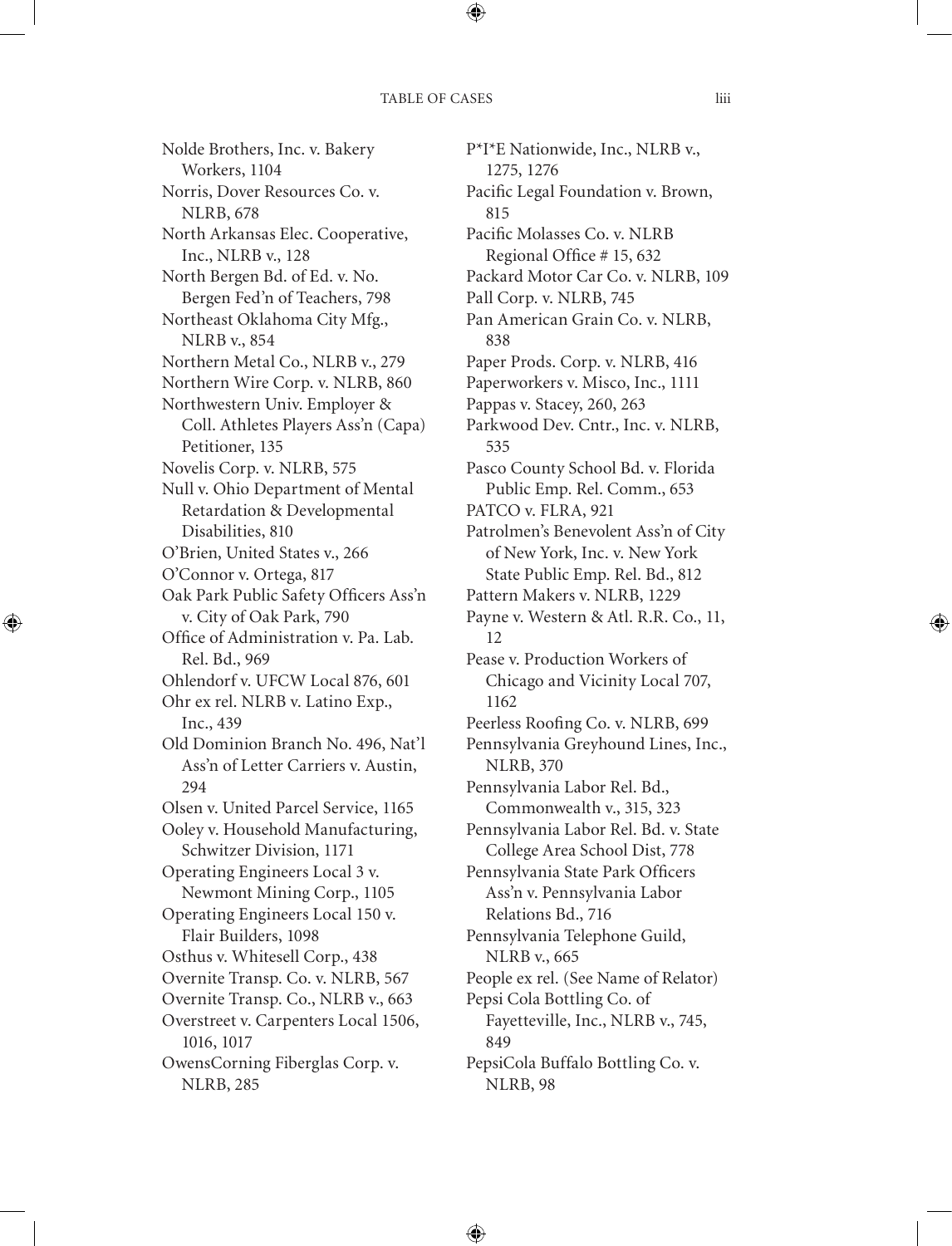Nolde Brothers, Inc. v. Bakery Workers, 1104
Norris, Dover Resources Co. v. NLRB, 678
North Arkansas Elec. Cooperative, Inc., NLRB v., 128
North Bergen Bd. of Ed. v. No. Bergen Fed'n of Teachers, 798
Northeast Oklahoma City Mfg., NLRB v., 854
Northern Metal Co., NLRB v., 279
Northern Wire Corp. v. NLRB, 860
Northwestern Univ. Employer & Coll. Athletes Players Ass'n (Capa) Petitioner, 135
Novelis Corp. v. NLRB, 575
Null v. Ohio Department of Mental Retardation & Developmental Disabilities, 810
O'Brien, United States v., 266
O'Connor v. Ortega, 817
Oak Park Public Safety Officers Ass'n v. City of Oak Park, 790
Office of Administration v. Pa. Lab. Rel. Bd., 969
Ohlendorf v. UFCW Local 876, 601
Ohr ex rel. NLRB v. Latino Exp., Inc., 439
Old Dominion Branch No. 496, Nat'l Ass'n of Letter Carriers v. Austin, 294
Olsen v. United Parcel Service, 1165
Ooley v. Household Manufacturing, Schwitzer Division, 1171
Operating Engineers Local 3 v. Newmont Mining Corp., 1105
Operating Engineers Local 150 v. Flair Builders, 1098
Osthus v. Whitesell Corp., 438
Overnite Transp. Co. v. NLRB, 567
Overnite Transp. Co., NLRB v., 663
Overstreet v. Carpenters Local 1506, 1016, 1017
OwensCorning Fiberglas Corp. v. NLRB, 285
P*I*E Nationwide, Inc., NLRB v., 1275, 1276
Pacific Legal Foundation v. Brown, 815
Pacific Molasses Co. v. NLRB Regional Office # 15, 632
Packard Motor Car Co. v. NLRB, 109
Pall Corp. v. NLRB, 745
Pan American Grain Co. v. NLRB, 838
Paper Prods. Corp. v. NLRB, 416
Paperworkers v. Misco, Inc., 1111
Pappas v. Stacey, 260, 263
Parkwood Dev. Cntr., Inc. v. NLRB, 535
Pasco County School Bd. v. Florida Public Emp. Rel. Comm., 653
PATCO v. FLRA, 921
Patrolmen's Benevolent Ass'n of City of New York, Inc. v. New York State Public Emp. Rel. Bd., 812
Pattern Makers v. NLRB, 1229
Payne v. Western & Atl. R.R. Co., 11, 12
Pease v. Production Workers of Chicago and Vicinity Local 707, 1162
Peerless Roofing Co. v. NLRB, 699
Pennsylvania Greyhound Lines, Inc., NLRB, 370
Pennsylvania Labor Rel. Bd., Commonwealth v., 315, 323
Pennsylvania Labor Rel. Bd. v. State College Area School Dist, 778
Pennsylvania State Park Officers Ass'n v. Pennsylvania Labor Relations Bd., 716
Pennsylvania Telephone Guild, NLRB v., 665
People ex rel. (See Name of Relator)
Pepsi Cola Bottling Co. of Fayetteville, Inc., NLRB v., 745, 849
PepsiCola Buffalo Bottling Co. v. NLRB, 98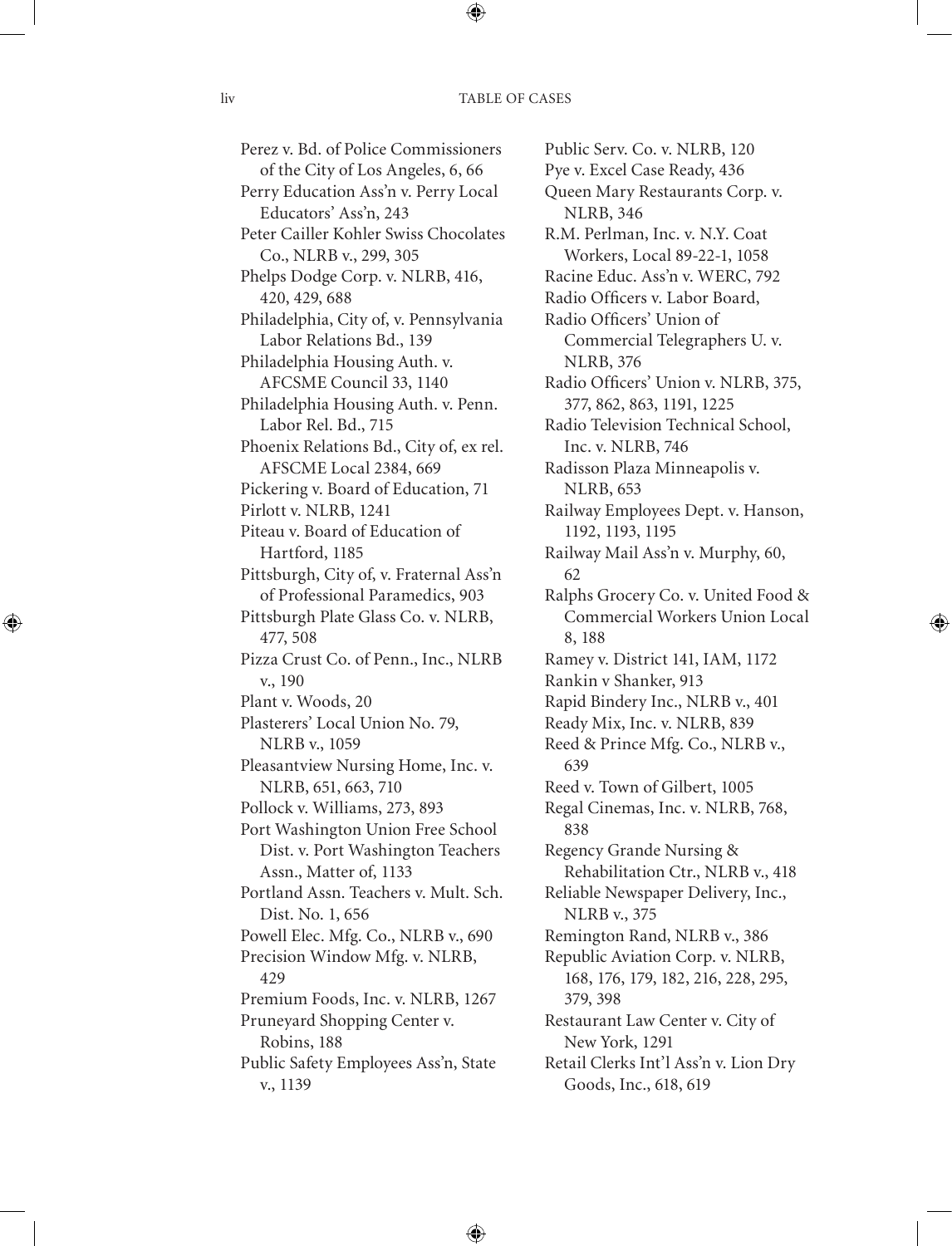Perez v. Bd. of Police Commissioners of the City of Los Angeles, 6, 66
Perry Education Ass'n v. Perry Local Educators' Ass'n, 243
Peter Cailler Kohler Swiss Chocolates Co., NLRB v., 299, 305
Phelps Dodge Corp. v. NLRB, 416, 420, 429, 688
Philadelphia, City of, v. Pennsylvania Labor Relations Bd., 139
Philadelphia Housing Auth. v. AFCSME Council 33, 1140
Philadelphia Housing Auth. v. Penn. Labor Rel. Bd., 715
Phoenix Relations Bd., City of, ex rel. AFSCME Local 2384, 669
Pickering v. Board of Education, 71
Pirlott v. NLRB, 1241
Piteau v. Board of Education of Hartford, 1185
Pittsburgh, City of, v. Fraternal Ass'n of Professional Paramedics, 903
Pittsburgh Plate Glass Co. v. NLRB, 477, 508
Pizza Crust Co. of Penn., Inc., NLRB v., 190
Plant v. Woods, 20
Plasterers' Local Union No. 79, NLRB v., 1059
Pleasantview Nursing Home, Inc. v. NLRB, 651, 663, 710
Pollock v. Williams, 273, 893
Port Washington Union Free School Dist. v. Port Washington Teachers Assn., Matter of, 1133
Portland Assn. Teachers v. Mult. Sch. Dist. No. 1, 656
Powell Elec. Mfg. Co., NLRB v., 690
Precision Window Mfg. v. NLRB, 429
Premium Foods, Inc. v. NLRB, 1267
Pruneyard Shopping Center v. Robins, 188
Public Safety Employees Ass'n, State v., 1139
Public Serv. Co. v. NLRB, 120
Pye v. Excel Case Ready, 436
Queen Mary Restaurants Corp. v. NLRB, 346
R.M. Perlman, Inc. v. N.Y. Coat Workers, Local 89-22-1, 1058
Racine Educ. Ass'n v. WERC, 792
Radio Officers v. Labor Board,
Radio Officers' Union of Commercial Telegraphers U. v. NLRB, 376
Radio Officers' Union v. NLRB, 375, 377, 862, 863, 1191, 1225
Radio Television Technical School, Inc. v. NLRB, 746
Radisson Plaza Minneapolis v. NLRB, 653
Railway Employees Dept. v. Hanson, 1192, 1193, 1195
Railway Mail Ass'n v. Murphy, 60, 62
Ralphs Grocery Co. v. United Food & Commercial Workers Union Local 8, 188
Ramey v. District 141, IAM, 1172
Rankin v Shanker, 913
Rapid Bindery Inc., NLRB v., 401
Ready Mix, Inc. v. NLRB, 839
Reed & Prince Mfg. Co., NLRB v., 639
Reed v. Town of Gilbert, 1005
Regal Cinemas, Inc. v. NLRB, 768, 838
Regency Grande Nursing & Rehabilitation Ctr., NLRB v., 418
Reliable Newspaper Delivery, Inc., NLRB v., 375
Remington Rand, NLRB v., 386
Republic Aviation Corp. v. NLRB, 168, 176, 179, 182, 216, 228, 295, 379, 398
Restaurant Law Center v. City of New York, 1291
Retail Clerks Int'l Ass'n v. Lion Dry Goods, Inc., 618, 619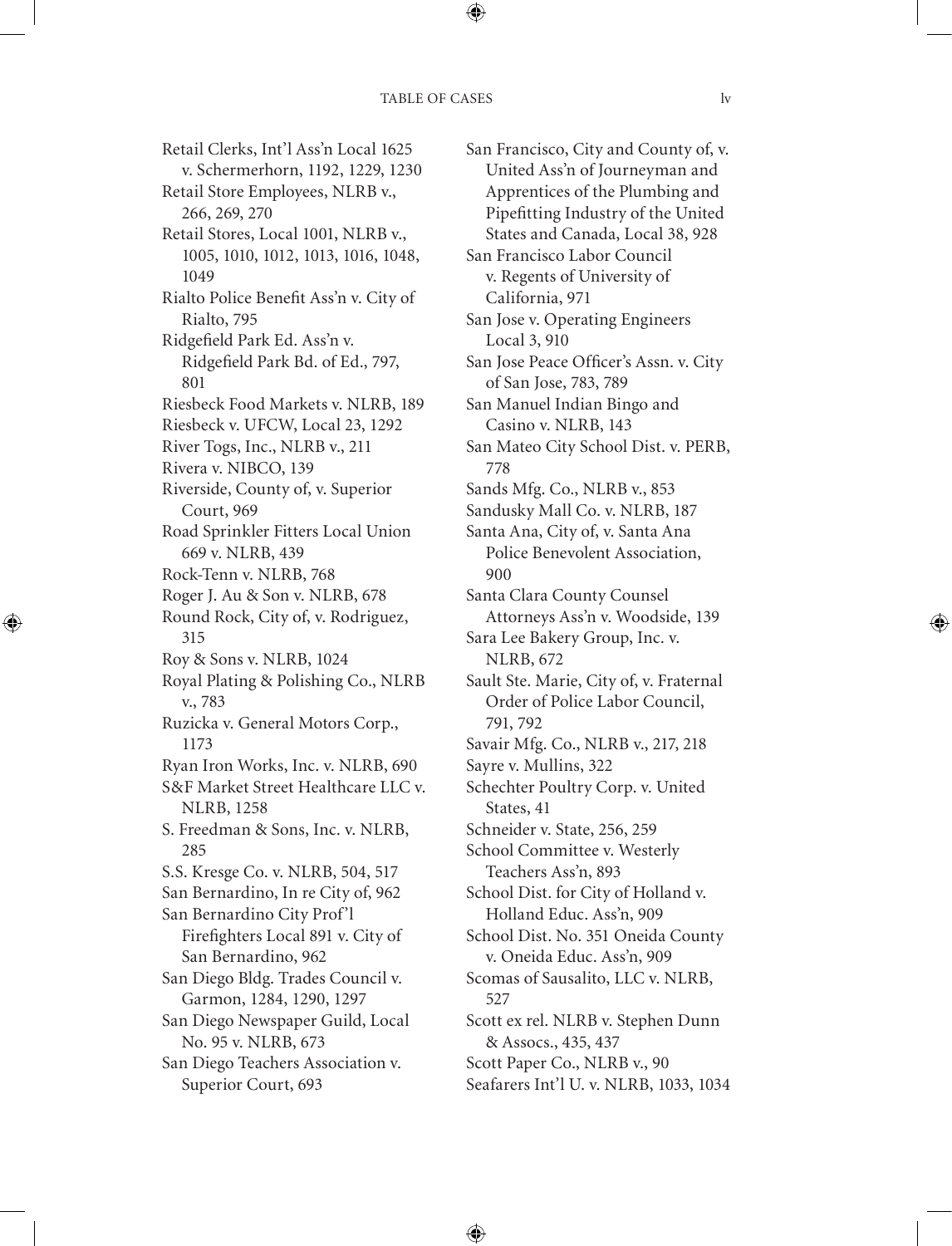Retail Clerks, Int'l Ass'n Local 1625 v. Schermerhorn, 1192, 1229, 1230

Retail Store Employees, NLRB v., 266, 269, 270

Retail Stores, Local 1001, NLRB v., 1005, 1010, 1012, 1013, 1016, 1048, 1049

Rialto Police Benefit Ass'n v. City of Rialto, 795

Ridgefield Park Ed. Ass'n v. Ridgefield Park Bd. of Ed., 797, 801

Riesbeck Food Markets v. NLRB, 189

Riesbeck v. UFCW, Local 23, 1292

River Togs, Inc., NLRB v., 211

Rivera v. NIBCO, 139

Riverside, County of, v. Superior Court, 969

Road Sprinkler Fitters Local Union 669 v. NLRB, 439

Rock-Tenn v. NLRB, 768

Roger J. Au & Son v. NLRB, 678

Round Rock, City of, v. Rodriguez, 315

Roy & Sons v. NLRB, 1024

Royal Plating & Polishing Co., NLRB v., 783

Ruzicka v. General Motors Corp., 1173

Ryan Iron Works, Inc. v. NLRB, 690

S&F Market Street Healthcare LLC v. NLRB, 1258

S. Freedman & Sons, Inc. v. NLRB, 285

S.S. Kresge Co. v. NLRB, 504, 517

San Bernardino, In re City of, 962

San Bernardino City Prof'l Firefighters Local 891 v. City of San Bernardino, 962

San Diego Bldg. Trades Council v. Garmon, 1284, 1290, 1297

San Diego Newspaper Guild, Local No. 95 v. NLRB, 673

San Diego Teachers Association v. Superior Court, 693

San Francisco, City and County of, v. United Ass'n of Journeyman and Apprentices of the Plumbing and Pipefitting Industry of the United States and Canada, Local 38, 928

San Francisco Labor Council v. Regents of University of California, 971

San Jose v. Operating Engineers Local 3, 910

San Jose Peace Officer's Assn. v. City of San Jose, 783, 789

San Manuel Indian Bingo and Casino v. NLRB, 143

San Mateo City School Dist. v. PERB, 778

Sands Mfg. Co., NLRB v., 853

Sandusky Mall Co. v. NLRB, 187

Santa Ana, City of, v. Santa Ana Police Benevolent Association, 900

Santa Clara County Counsel Attorneys Ass'n v. Woodside, 139

Sara Lee Bakery Group, Inc. v. NLRB, 672

Sault Ste. Marie, City of, v. Fraternal Order of Police Labor Council, 791, 792

Savair Mfg. Co., NLRB v., 217, 218

Sayre v. Mullins, 322

Schechter Poultry Corp. v. United States, 41

Schneider v. State, 256, 259

School Committee v. Westerly Teachers Ass'n, 893

School Dist. for City of Holland v. Holland Educ. Ass'n, 909

School Dist. No. 351 Oneida County v. Oneida Educ. Ass'n, 909

Scomas of Sausalito, LLC v. NLRB, 527

Scott ex rel. NLRB v. Stephen Dunn & Assocs., 435, 437

Scott Paper Co., NLRB v., 90

Seafarers Int'l U. v. NLRB, 1033, 1034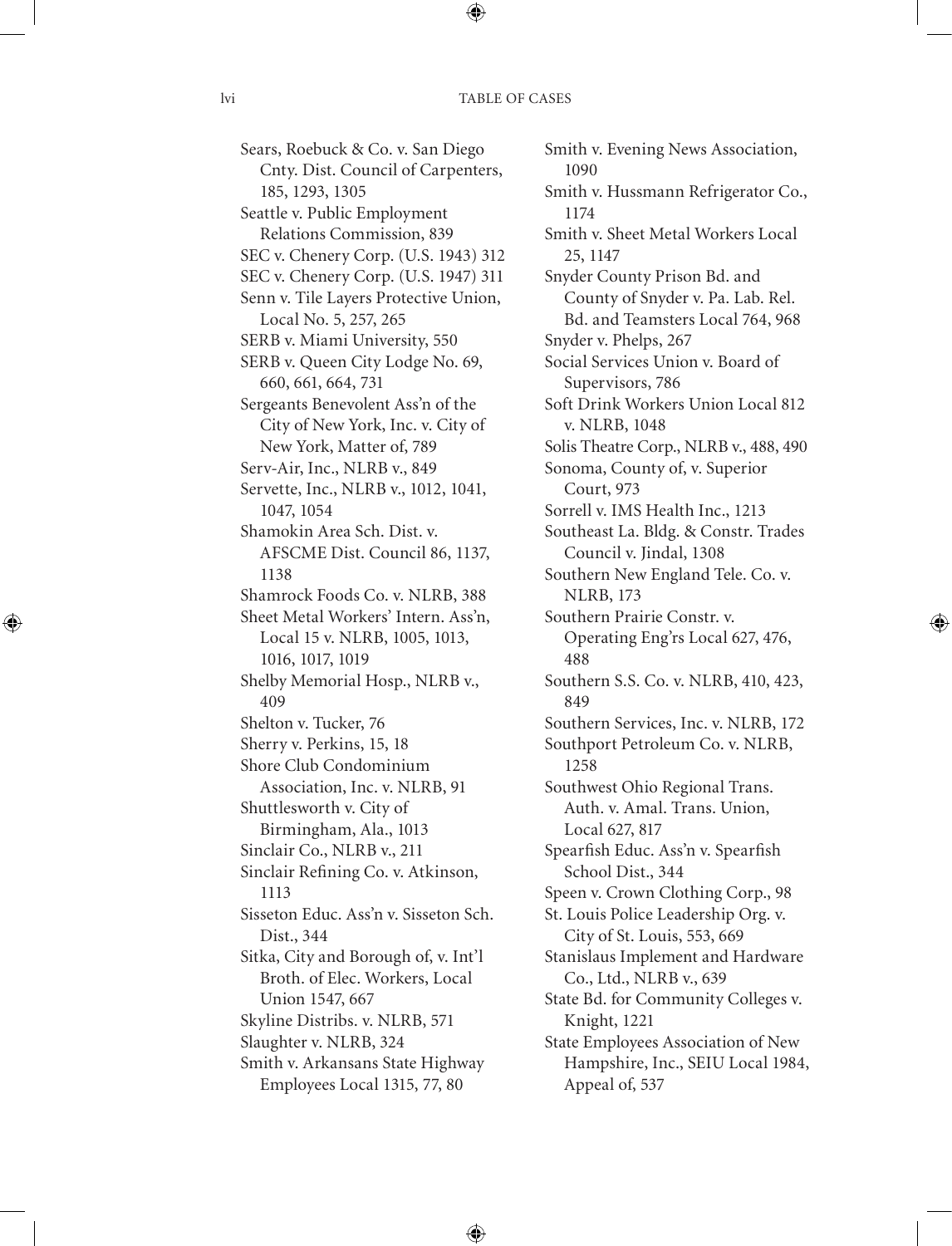Sears, Roebuck & Co. v. San Diego Cnty. Dist. Council of Carpenters, 185, 1293, 1305
Seattle v. Public Employment Relations Commission, 839
SEC v. Chenery Corp. (U.S. 1943) 312
SEC v. Chenery Corp. (U.S. 1947) 311
Senn v. Tile Layers Protective Union, Local No. 5, 257, 265
SERB v. Miami University, 550
SERB v. Queen City Lodge No. 69, 660, 661, 664, 731
Sergeants Benevolent Ass'n of the City of New York, Inc. v. City of New York, Matter of, 789
Serv-Air, Inc., NLRB v., 849
Servette, Inc., NLRB v., 1012, 1041, 1047, 1054
Shamokin Area Sch. Dist. v. AFSCME Dist. Council 86, 1137, 1138
Shamrock Foods Co. v. NLRB, 388
Sheet Metal Workers' Intern. Ass'n, Local 15 v. NLRB, 1005, 1013, 1016, 1017, 1019
Shelby Memorial Hosp., NLRB v., 409
Shelton v. Tucker, 76
Sherry v. Perkins, 15, 18
Shore Club Condominium Association, Inc. v. NLRB, 91
Shuttlesworth v. City of Birmingham, Ala., 1013
Sinclair Co., NLRB v., 211
Sinclair Refining Co. v. Atkinson, 1113
Sisseton Educ. Ass'n v. Sisseton Sch. Dist., 344
Sitka, City and Borough of, v. Int'l Broth. of Elec. Workers, Local Union 1547, 667
Skyline Distribs. v. NLRB, 571
Slaughter v. NLRB, 324
Smith v. Arkansans State Highway Employees Local 1315, 77, 80
Smith v. Evening News Association, 1090
Smith v. Hussmann Refrigerator Co., 1174
Smith v. Sheet Metal Workers Local 25, 1147
Snyder County Prison Bd. and County of Snyder v. Pa. Lab. Rel. Bd. and Teamsters Local 764, 968
Snyder v. Phelps, 267
Social Services Union v. Board of Supervisors, 786
Soft Drink Workers Union Local 812 v. NLRB, 1048
Solis Theatre Corp., NLRB v., 488, 490
Sonoma, County of, v. Superior Court, 973
Sorrell v. IMS Health Inc., 1213
Southeast La. Bldg. & Constr. Trades Council v. Jindal, 1308
Southern New England Tele. Co. v. NLRB, 173
Southern Prairie Constr. v. Operating Eng'rs Local 627, 476, 488
Southern S.S. Co. v. NLRB, 410, 423, 849
Southern Services, Inc. v. NLRB, 172
Southport Petroleum Co. v. NLRB, 1258
Southwest Ohio Regional Trans. Auth. v. Amal. Trans. Union, Local 627, 817
Spearfish Educ. Ass'n v. Spearfish School Dist., 344
Speen v. Crown Clothing Corp., 98
St. Louis Police Leadership Org. v. City of St. Louis, 553, 669
Stanislaus Implement and Hardware Co., Ltd., NLRB v., 639
State Bd. for Community Colleges v. Knight, 1221
State Employees Association of New Hampshire, Inc., SEIU Local 1984, Appeal of, 537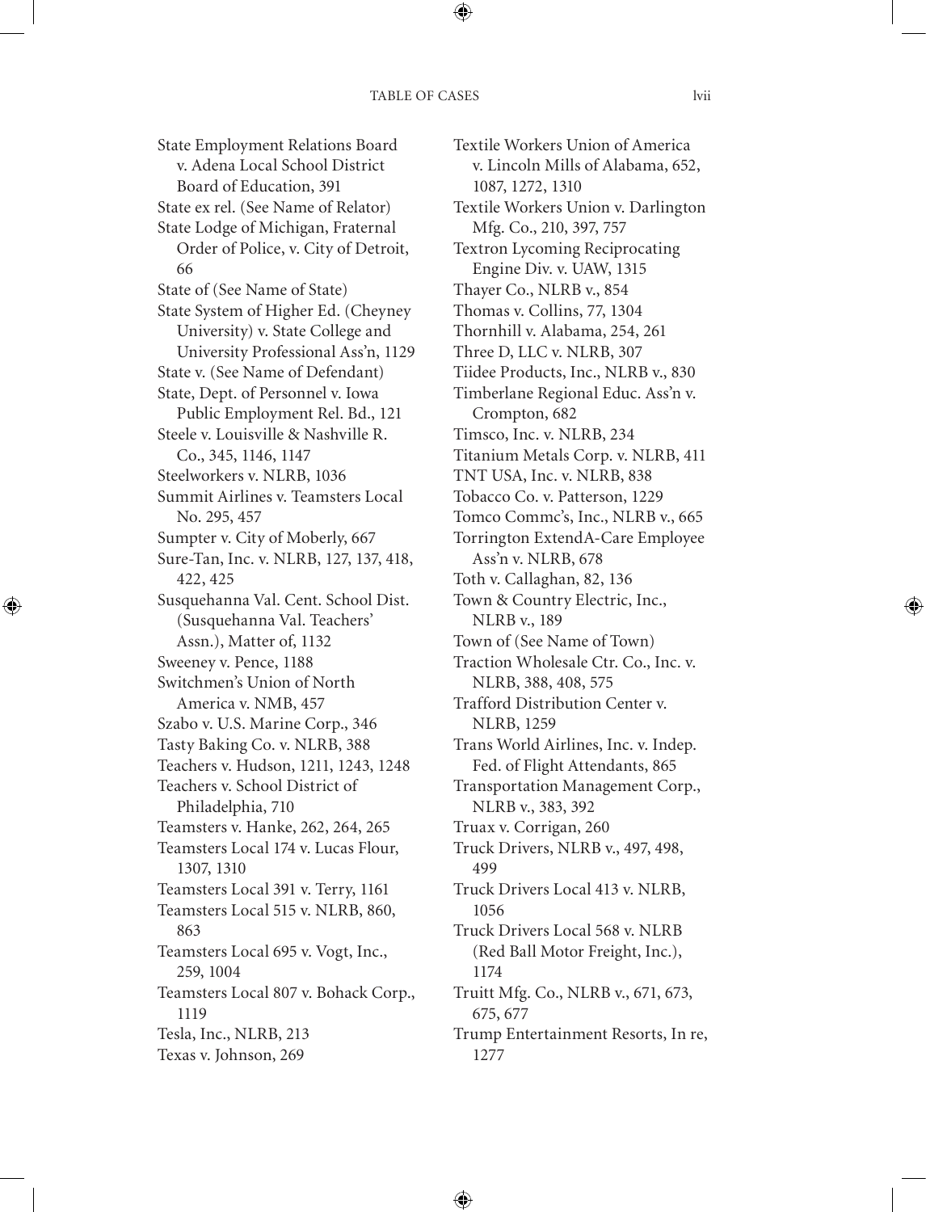State Employment Relations Board v. Adena Local School District Board of Education, 391
State ex rel. (See Name of Relator)
State Lodge of Michigan, Fraternal Order of Police, v. City of Detroit, 66
State of (See Name of State)
State System of Higher Ed. (Cheyney University) v. State College and University Professional Ass'n, 1129
State v. (See Name of Defendant)
State, Dept. of Personnel v. Iowa Public Employment Rel. Bd., 121
Steele v. Louisville & Nashville R. Co., 345, 1146, 1147
Steelworkers v. NLRB, 1036
Summit Airlines v. Teamsters Local No. 295, 457
Sumpter v. City of Moberly, 667
Sure-Tan, Inc. v. NLRB, 127, 137, 418, 422, 425
Susquehanna Val. Cent. School Dist. (Susquehanna Val. Teachers' Assn.), Matter of, 1132
Sweeney v. Pence, 1188
Switchmen's Union of North America v. NMB, 457
Szabo v. U.S. Marine Corp., 346
Tasty Baking Co. v. NLRB, 388
Teachers v. Hudson, 1211, 1243, 1248
Teachers v. School District of Philadelphia, 710
Teamsters v. Hanke, 262, 264, 265
Teamsters Local 174 v. Lucas Flour, 1307, 1310
Teamsters Local 391 v. Terry, 1161
Teamsters Local 515 v. NLRB, 860, 863
Teamsters Local 695 v. Vogt, Inc., 259, 1004
Teamsters Local 807 v. Bohack Corp., 1119
Tesla, Inc., NLRB, 213
Texas v. Johnson, 269
Textile Workers Union of America v. Lincoln Mills of Alabama, 652, 1087, 1272, 1310
Textile Workers Union v. Darlington Mfg. Co., 210, 397, 757
Textron Lycoming Reciprocating Engine Div. v. UAW, 1315
Thayer Co., NLRB v., 854
Thomas v. Collins, 77, 1304
Thornhill v. Alabama, 254, 261
Three D, LLC v. NLRB, 307
Tiidee Products, Inc., NLRB v., 830
Timberlane Regional Educ. Ass'n v. Crompton, 682
Timsco, Inc. v. NLRB, 234
Titanium Metals Corp. v. NLRB, 411
TNT USA, Inc. v. NLRB, 838
Tobacco Co. v. Patterson, 1229
Tomco Commc's, Inc., NLRB v., 665
Torrington ExtendA-Care Employee Ass'n v. NLRB, 678
Toth v. Callaghan, 82, 136
Town & Country Electric, Inc., NLRB v., 189
Town of (See Name of Town)
Traction Wholesale Ctr. Co., Inc. v. NLRB, 388, 408, 575
Trafford Distribution Center v. NLRB, 1259
Trans World Airlines, Inc. v. Indep. Fed. of Flight Attendants, 865
Transportation Management Corp., NLRB v., 383, 392
Truax v. Corrigan, 260
Truck Drivers, NLRB v., 497, 498, 499
Truck Drivers Local 413 v. NLRB, 1056
Truck Drivers Local 568 v. NLRB (Red Ball Motor Freight, Inc.), 1174
Truitt Mfg. Co., NLRB v., 671, 673, 675, 677
Trump Entertainment Resorts, In re, 1277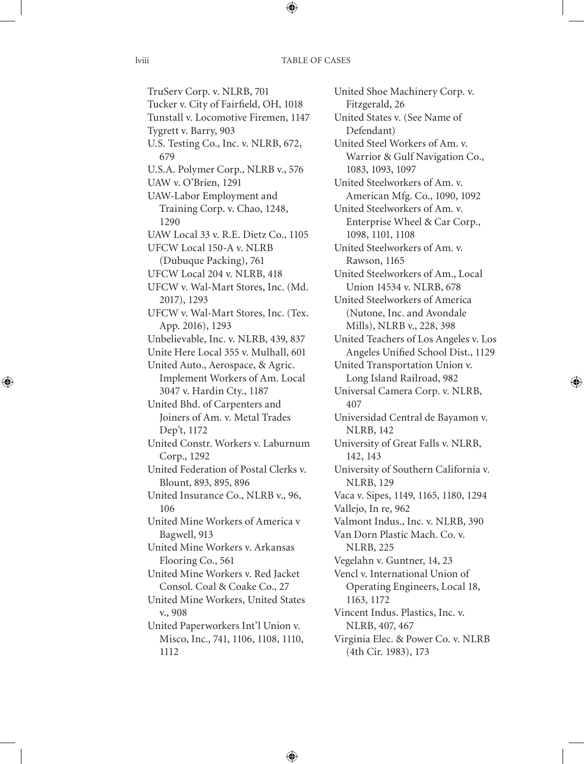TruServ Corp. v. NLRB, 701
Tucker v. City of Fairfield, OH, 1018
Tunstall v. Locomotive Firemen, 1147
Tygrett v. Barry, 903
U.S. Testing Co., Inc. v. NLRB, 672, 679
U.S.A. Polymer Corp., NLRB v., 576
UAW v. O'Brien, 1291
UAW-Labor Employment and Training Corp. v. Chao, 1248, 1290
UAW Local 33 v. R.E. Dietz Co., 1105
UFCW Local 150-A v. NLRB (Dubuque Packing), 761
UFCW Local 204 v. NLRB, 418
UFCW v. Wal-Mart Stores, Inc. (Md. 2017), 1293
UFCW v. Wal-Mart Stores, Inc. (Tex. App. 2016), 1293
Unbelievable, Inc. v. NLRB, 439, 837
Unite Here Local 355 v. Mulhall, 601
United Auto., Aerospace, & Agric. Implement Workers of Am. Local 3047 v. Hardin Cty., 1187
United Bhd. of Carpenters and Joiners of Am. v. Metal Trades Dep't, 1172
United Constr. Workers v. Laburnum Corp., 1292
United Federation of Postal Clerks v. Blount, 893, 895, 896
United Insurance Co., NLRB v., 96, 106
United Mine Workers of America v Bagwell, 913
United Mine Workers v. Arkansas Flooring Co., 561
United Mine Workers v. Red Jacket Consol. Coal & Coake Co., 27
United Mine Workers, United States v., 908
United Paperworkers Int'l Union v. Misco, Inc., 741, 1106, 1108, 1110, 1112
United Shoe Machinery Corp. v. Fitzgerald, 26
United States v. (See Name of Defendant)
United Steel Workers of Am. v. Warrior & Gulf Navigation Co., 1083, 1093, 1097
United Steelworkers of Am. v. American Mfg. Co., 1090, 1092
United Steelworkers of Am. v. Enterprise Wheel & Car Corp., 1098, 1101, 1108
United Steelworkers of Am. v. Rawson, 1165
United Steelworkers of Am., Local Union 14534 v. NLRB, 678
United Steelworkers of America (Nutone, Inc. and Avondale Mills), NLRB v., 228, 398
United Teachers of Los Angeles v. Los Angeles Unified School Dist., 1129
United Transportation Union v. Long Island Railroad, 982
Universal Camera Corp. v. NLRB, 407
Universidad Central de Bayamon v. NLRB, 142
University of Great Falls v. NLRB, 142, 143
University of Southern California v. NLRB, 129
Vaca v. Sipes, 1149, 1165, 1180, 1294
Vallejo, In re, 962
Valmont Indus., Inc. v. NLRB, 390
Van Dorn Plastic Mach. Co. v. NLRB, 225
Vegelahn v. Guntner, 14, 23
Vencl v. International Union of Operating Engineers, Local 18, 1163, 1172
Vincent Indus. Plastics, Inc. v. NLRB, 407, 467
Virginia Elec. & Power Co. v. NLRB (4th Cir. 1983), 173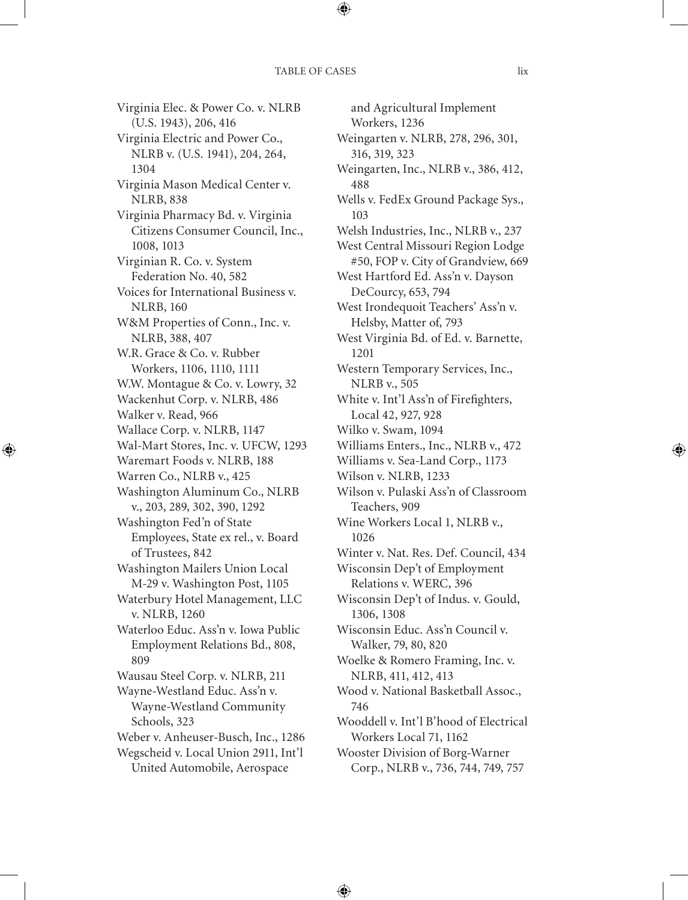Virginia Elec. & Power Co. v. NLRB (U.S. 1943), 206, 416
Virginia Electric and Power Co., NLRB v. (U.S. 1941), 204, 264, 1304
Virginia Mason Medical Center v. NLRB, 838
Virginia Pharmacy Bd. v. Virginia Citizens Consumer Council, Inc., 1008, 1013
Virginian R. Co. v. System Federation No. 40, 582
Voices for International Business v. NLRB, 160
W&M Properties of Conn., Inc. v. NLRB, 388, 407
W.R. Grace & Co. v. Rubber Workers, 1106, 1110, 1111
W.W. Montague & Co. v. Lowry, 32
Wackenhut Corp. v. NLRB, 486
Walker v. Read, 966
Wallace Corp. v. NLRB, 1147
Wal-Mart Stores, Inc. v. UFCW, 1293
Waremart Foods v. NLRB, 188
Warren Co., NLRB v., 425
Washington Aluminum Co., NLRB v., 203, 289, 302, 390, 1292
Washington Fed'n of State Employees, State ex rel., v. Board of Trustees, 842
Washington Mailers Union Local M-29 v. Washington Post, 1105
Waterbury Hotel Management, LLC v. NLRB, 1260
Waterloo Educ. Ass'n v. Iowa Public Employment Relations Bd., 808, 809
Wausau Steel Corp. v. NLRB, 211
Wayne-Westland Educ. Ass'n v. Wayne-Westland Community Schools, 323
Weber v. Anheuser-Busch, Inc., 1286
Wegscheid v. Local Union 2911, Int'l United Automobile, Aerospace and Agricultural Implement Workers, 1236
Weingarten v. NLRB, 278, 296, 301, 316, 319, 323
Weingarten, Inc., NLRB v., 386, 412, 488
Wells v. FedEx Ground Package Sys., 103
Welsh Industries, Inc., NLRB v., 237
West Central Missouri Region Lodge #50, FOP v. City of Grandview, 669
West Hartford Ed. Ass'n v. Dayson DeCourcy, 653, 794
West Irondequoit Teachers' Ass'n v. Helsby, Matter of, 793
West Virginia Bd. of Ed. v. Barnette, 1201
Western Temporary Services, Inc., NLRB v., 505
White v. Int'l Ass'n of Firefighters, Local 42, 927, 928
Wilko v. Swam, 1094
Williams Enters., Inc., NLRB v., 472
Williams v. Sea-Land Corp., 1173
Wilson v. NLRB, 1233
Wilson v. Pulaski Ass'n of Classroom Teachers, 909
Wine Workers Local 1, NLRB v., 1026
Winter v. Nat. Res. Def. Council, 434
Wisconsin Dep't of Employment Relations v. WERC, 396
Wisconsin Dep't of Indus. v. Gould, 1306, 1308
Wisconsin Educ. Ass'n Council v. Walker, 79, 80, 820
Woelke & Romero Framing, Inc. v. NLRB, 411, 412, 413
Wood v. National Basketball Assoc., 746
Wooddell v. Int'l B'hood of Electrical Workers Local 71, 1162
Wooster Division of Borg-Warner Corp., NLRB v., 736, 744, 749, 757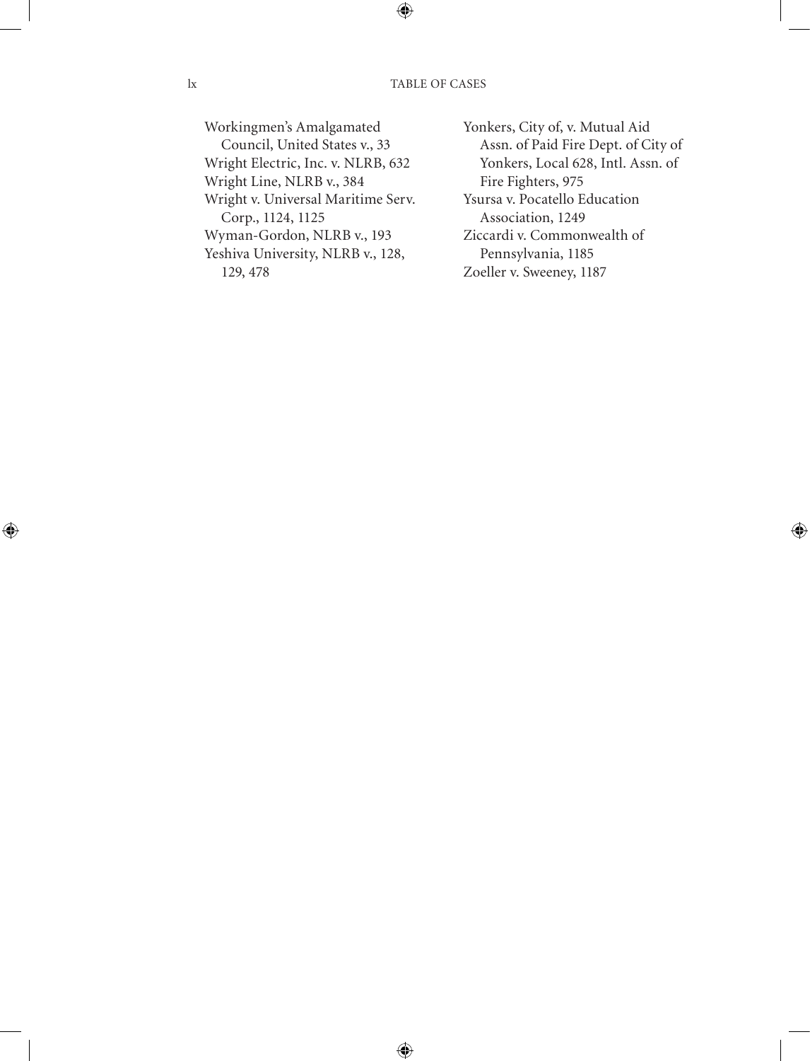Workingmen's Amalgamated Council, United States v., 33
Wright Electric, Inc. v. NLRB, 632
Wright Line, NLRB v., 384
Wright v. Universal Maritime Serv. Corp., 1124, 1125
Wyman-Gordon, NLRB v., 193
Yeshiva University, NLRB v., 128, 129, 478
Yonkers, City of, v. Mutual Aid Assn. of Paid Fire Dept. of City of Yonkers, Local 628, Intl. Assn. of Fire Fighters, 975
Ysursa v. Pocatello Education Association, 1249
Ziccardi v. Commonwealth of Pennsylvania, 1185
Zoeller v. Sweeney, 1187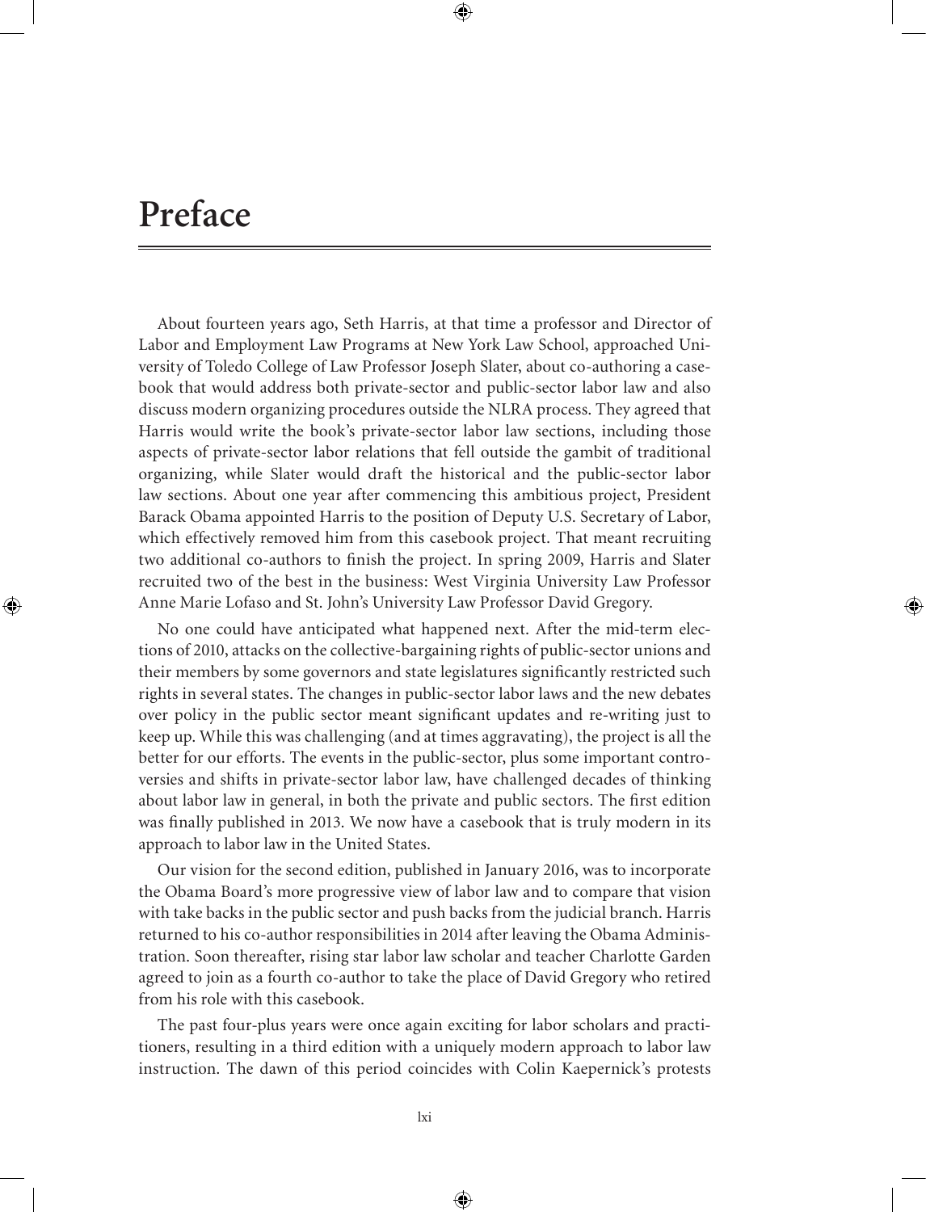# Preface

About fourteen years ago, Seth Harris, at that time a professor and Director of Labor and Employment Law Programs at New York Law School, approached University of Toledo College of Law Professor Joseph Slater, about co-authoring a casebook that would address both private-sector and public-sector labor law and also discuss modern organizing procedures outside the NLRA process. They agreed that Harris would write the book's private-sector labor law sections, including those aspects of private-sector labor relations that fell outside the gambit of traditional organizing, while Slater would draft the historical and the public-sector labor law sections. About one year after commencing this ambitious project, President Barack Obama appointed Harris to the position of Deputy U.S. Secretary of Labor, which effectively removed him from this casebook project. That meant recruiting two additional co-authors to finish the project. In spring 2009, Harris and Slater recruited two of the best in the business: West Virginia University Law Professor Anne Marie Lofaso and St. John's University Law Professor David Gregory.

No one could have anticipated what happened next. After the mid-term elections of 2010, attacks on the collective-bargaining rights of public-sector unions and their members by some governors and state legislatures significantly restricted such rights in several states. The changes in public-sector labor laws and the new debates over policy in the public sector meant significant updates and re-writing just to keep up. While this was challenging (and at times aggravating), the project is all the better for our efforts. The events in the public-sector, plus some important controversies and shifts in private-sector labor law, have challenged decades of thinking about labor law in general, in both the private and public sectors. The first edition was finally published in 2013. We now have a casebook that is truly modern in its approach to labor law in the United States.

Our vision for the second edition, published in January 2016, was to incorporate the Obama Board's more progressive view of labor law and to compare that vision with take backs in the public sector and push backs from the judicial branch. Harris returned to his co-author responsibilities in 2014 after leaving the Obama Administration. Soon thereafter, rising star labor law scholar and teacher Charlotte Garden agreed to join as a fourth co-author to take the place of David Gregory who retired from his role with this casebook.

The past four-plus years were once again exciting for labor scholars and practitioners, resulting in a third edition with a uniquely modern approach to labor law instruction. The dawn of this period coincides with Colin Kaepernick's protests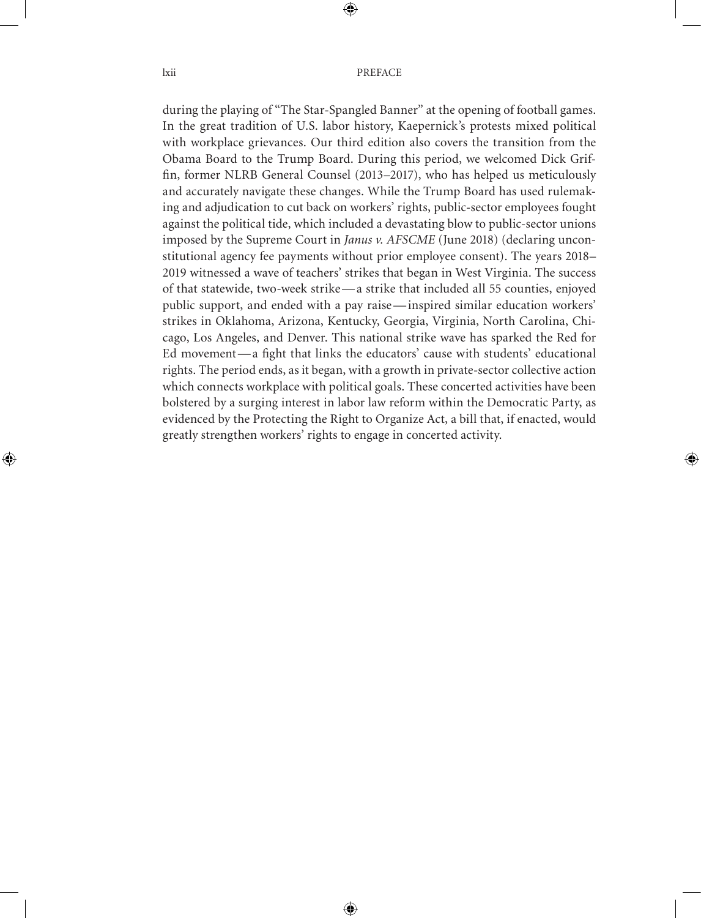during the playing of "The Star-Spangled Banner" at the opening of football games. In the great tradition of U.S. labor history, Kaepernick's protests mixed political with workplace grievances. Our third edition also covers the transition from the Obama Board to the Trump Board. During this period, we welcomed Dick Griffin, former NLRB General Counsel (2013–2017), who has helped us meticulously and accurately navigate these changes. While the Trump Board has used rulemaking and adjudication to cut back on workers' rights, public-sector employees fought against the political tide, which included a devastating blow to public-sector unions imposed by the Supreme Court in *Janus v. AFSCME* (June 2018) (declaring unconstitutional agency fee payments without prior employee consent). The years 2018–2019 witnessed a wave of teachers' strikes that began in West Virginia. The success of that statewide, two-week strike—a strike that included all 55 counties, enjoyed public support, and ended with a pay raise—inspired similar education workers' strikes in Oklahoma, Arizona, Kentucky, Georgia, Virginia, North Carolina, Chicago, Los Angeles, and Denver. This national strike wave has sparked the Red for Ed movement—a fight that links the educators' cause with students' educational rights. The period ends, as it began, with a growth in private-sector collective action which connects workplace with political goals. These concerted activities have been bolstered by a surging interest in labor law reform within the Democratic Party, as evidenced by the Protecting the Right to Organize Act, a bill that, if enacted, would greatly strengthen workers' rights to engage in concerted activity.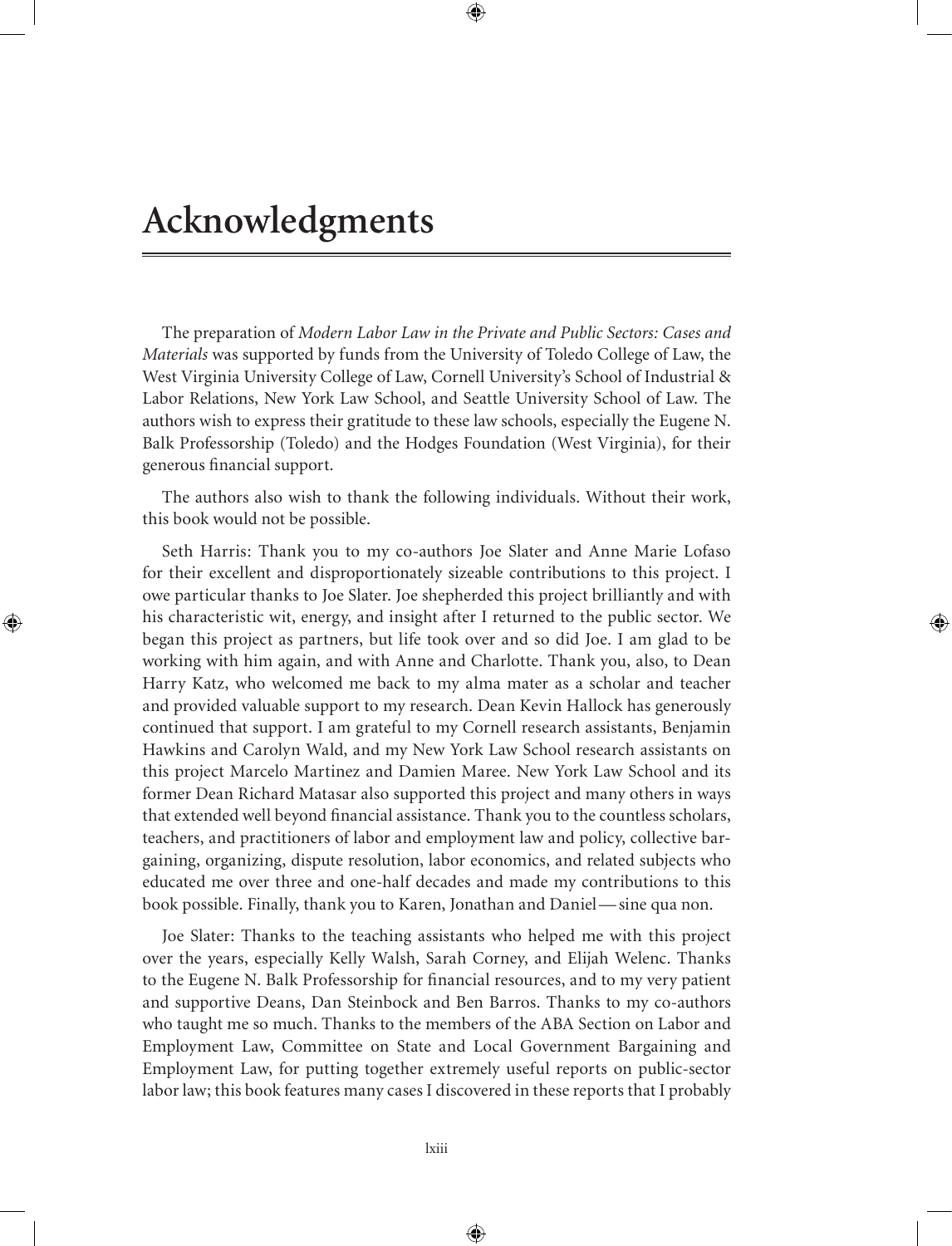# Acknowledgments

The preparation of *Modern Labor Law in the Private and Public Sectors: Cases and Materials* was supported by funds from the University of Toledo College of Law, the West Virginia University College of Law, Cornell University's School of Industrial & Labor Relations, New York Law School, and Seattle University School of Law. The authors wish to express their gratitude to these law schools, especially the Eugene N. Balk Professorship (Toledo) and the Hodges Foundation (West Virginia), for their generous financial support.

The authors also wish to thank the following individuals. Without their work, this book would not be possible.

Seth Harris: Thank you to my co-authors Joe Slater and Anne Marie Lofaso for their excellent and disproportionately sizeable contributions to this project. I owe particular thanks to Joe Slater. Joe shepherded this project brilliantly and with his characteristic wit, energy, and insight after I returned to the public sector. We began this project as partners, but life took over and so did Joe. I am glad to be working with him again, and with Anne and Charlotte. Thank you, also, to Dean Harry Katz, who welcomed me back to my alma mater as a scholar and teacher and provided valuable support to my research. Dean Kevin Hallock has generously continued that support. I am grateful to my Cornell research assistants, Benjamin Hawkins and Carolyn Wald, and my New York Law School research assistants on this project Marcelo Martinez and Damien Maree. New York Law School and its former Dean Richard Matasar also supported this project and many others in ways that extended well beyond financial assistance. Thank you to the countless scholars, teachers, and practitioners of labor and employment law and policy, collective bargaining, organizing, dispute resolution, labor economics, and related subjects who educated me over three and one-half decades and made my contributions to this book possible. Finally, thank you to Karen, Jonathan and Daniel — sine qua non.

Joe Slater: Thanks to the teaching assistants who helped me with this project over the years, especially Kelly Walsh, Sarah Corney, and Elijah Welenc. Thanks to the Eugene N. Balk Professorship for financial resources, and to my very patient and supportive Deans, Dan Steinbock and Ben Barros. Thanks to my co-authors who taught me so much. Thanks to the members of the ABA Section on Labor and Employment Law, Committee on State and Local Government Bargaining and Employment Law, for putting together extremely useful reports on public-sector labor law; this book features many cases I discovered in these reports that I probably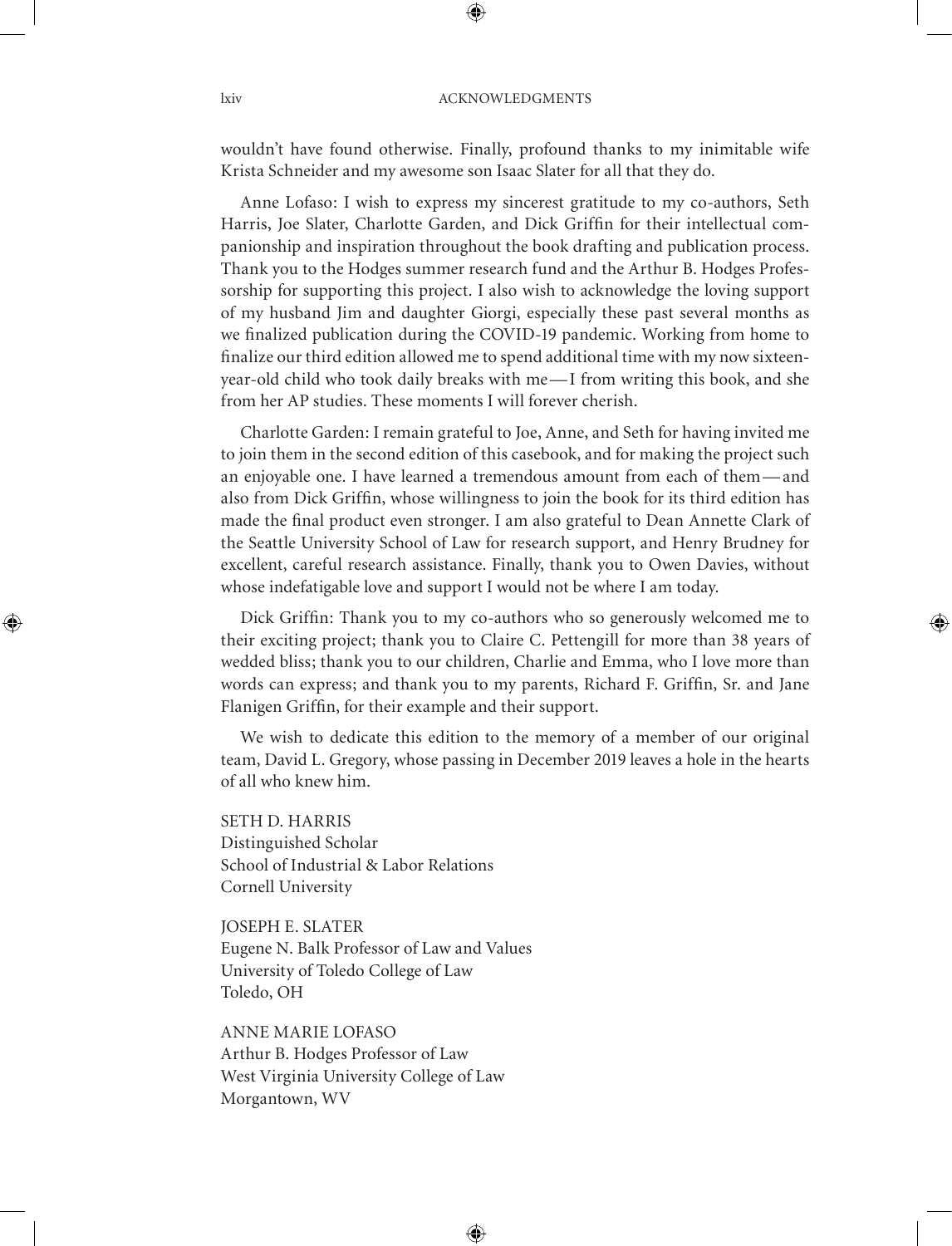wouldn't have found otherwise. Finally, profound thanks to my inimitable wife Krista Schneider and my awesome son Isaac Slater for all that they do.

Anne Lofaso: I wish to express my sincerest gratitude to my co-authors, Seth Harris, Joe Slater, Charlotte Garden, and Dick Griffin for their intellectual companionship and inspiration throughout the book drafting and publication process. Thank you to the Hodges summer research fund and the Arthur B. Hodges Professorship for supporting this project. I also wish to acknowledge the loving support of my husband Jim and daughter Giorgi, especially these past several months as we finalized publication during the COVID-19 pandemic. Working from home to finalize our third edition allowed me to spend additional time with my now sixteen-year-old child who took daily breaks with me—I from writing this book, and she from her AP studies. These moments I will forever cherish.

Charlotte Garden: I remain grateful to Joe, Anne, and Seth for having invited me to join them in the second edition of this casebook, and for making the project such an enjoyable one. I have learned a tremendous amount from each of them—and also from Dick Griffin, whose willingness to join the book for its third edition has made the final product even stronger. I am also grateful to Dean Annette Clark of the Seattle University School of Law for research support, and Henry Brudney for excellent, careful research assistance. Finally, thank you to Owen Davies, without whose indefatigable love and support I would not be where I am today.

Dick Griffin: Thank you to my co-authors who so generously welcomed me to their exciting project; thank you to Claire C. Pettengill for more than 38 years of wedded bliss; thank you to our children, Charlie and Emma, who I love more than words can express; and thank you to my parents, Richard F. Griffin, Sr. and Jane Flanigen Griffin, for their example and their support.

We wish to dedicate this edition to the memory of a member of our original team, David L. Gregory, whose passing in December 2019 leaves a hole in the hearts of all who knew him.

SETH D. HARRIS
Distinguished Scholar
School of Industrial & Labor Relations
Cornell University

JOSEPH E. SLATER
Eugene N. Balk Professor of Law and Values
University of Toledo College of Law
Toledo, OH

ANNE MARIE LOFASO
Arthur B. Hodges Professor of Law
West Virginia University College of Law
Morgantown, WV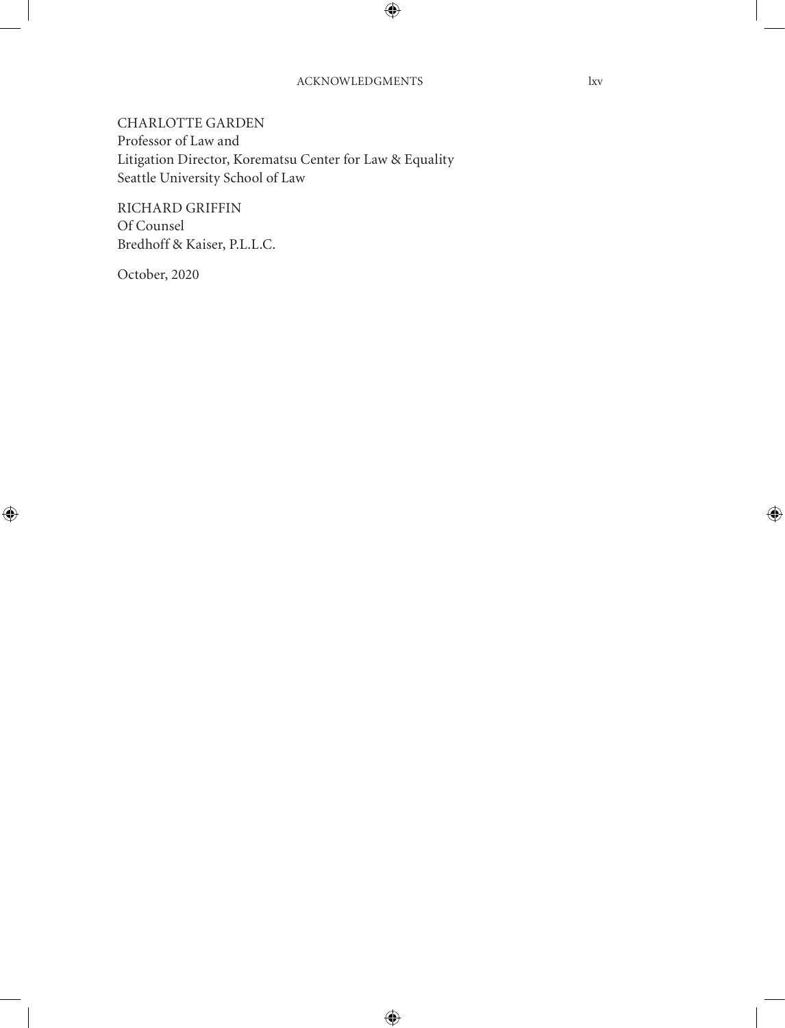CHARLOTTE GARDEN
Professor of Law and
Litigation Director, Korematsu Center for Law & Equality
Seattle University School of Law

RICHARD GRIFFIN
Of Counsel
Bredhoff & Kaiser, P.L.L.C.

October, 2020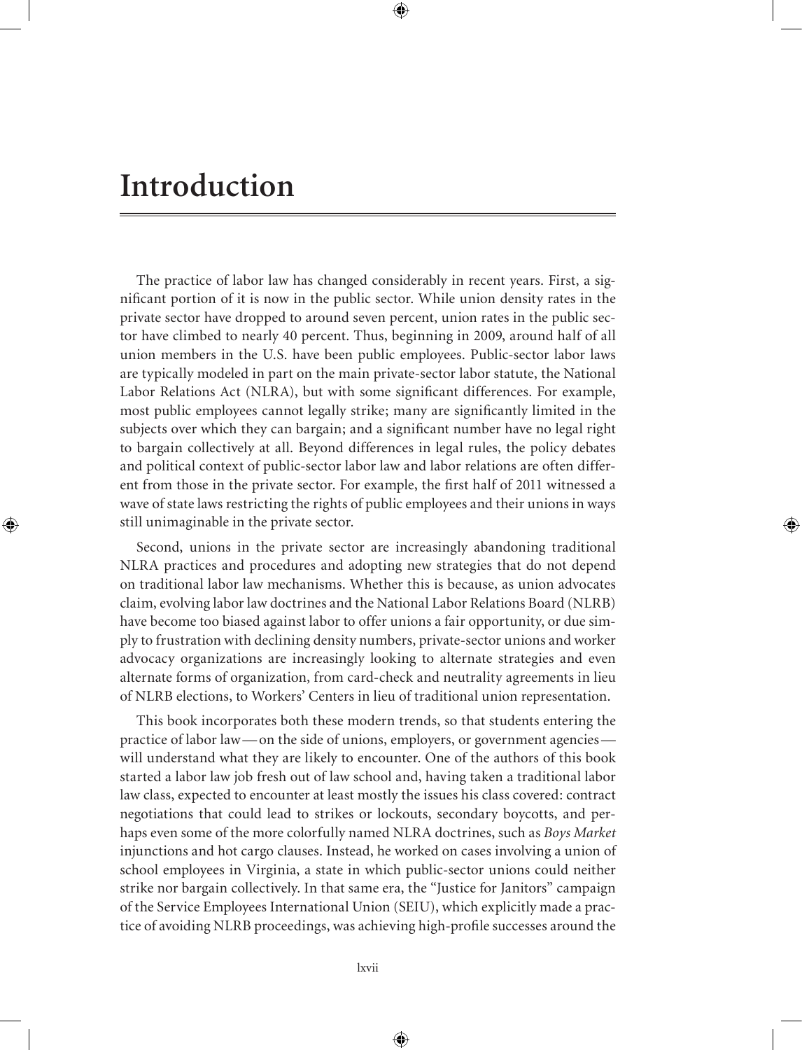# Introduction

The practice of labor law has changed considerably in recent years. First, a significant portion of it is now in the public sector. While union density rates in the private sector have dropped to around seven percent, union rates in the public sector have climbed to nearly 40 percent. Thus, beginning in 2009, around half of all union members in the U.S. have been public employees. Public-sector labor laws are typically modeled in part on the main private-sector labor statute, the National Labor Relations Act (NLRA), but with some significant differences. For example, most public employees cannot legally strike; many are significantly limited in the subjects over which they can bargain; and a significant number have no legal right to bargain collectively at all. Beyond differences in legal rules, the policy debates and political context of public-sector labor law and labor relations are often different from those in the private sector. For example, the first half of 2011 witnessed a wave of state laws restricting the rights of public employees and their unions in ways still unimaginable in the private sector.

Second, unions in the private sector are increasingly abandoning traditional NLRA practices and procedures and adopting new strategies that do not depend on traditional labor law mechanisms. Whether this is because, as union advocates claim, evolving labor law doctrines and the National Labor Relations Board (NLRB) have become too biased against labor to offer unions a fair opportunity, or due simply to frustration with declining density numbers, private-sector unions and worker advocacy organizations are increasingly looking to alternate strategies and even alternate forms of organization, from card-check and neutrality agreements in lieu of NLRB elections, to Workers' Centers in lieu of traditional union representation.

This book incorporates both these modern trends, so that students entering the practice of labor law—on the side of unions, employers, or government agencies—will understand what they are likely to encounter. One of the authors of this book started a labor law job fresh out of law school and, having taken a traditional labor law class, expected to encounter at least mostly the issues his class covered: contract negotiations that could lead to strikes or lockouts, secondary boycotts, and perhaps even some of the more colorfully named NLRA doctrines, such as *Boys Market* injunctions and hot cargo clauses. Instead, he worked on cases involving a union of school employees in Virginia, a state in which public-sector unions could neither strike nor bargain collectively. In that same era, the "Justice for Janitors" campaign of the Service Employees International Union (SEIU), which explicitly made a practice of avoiding NLRB proceedings, was achieving high-profile successes around the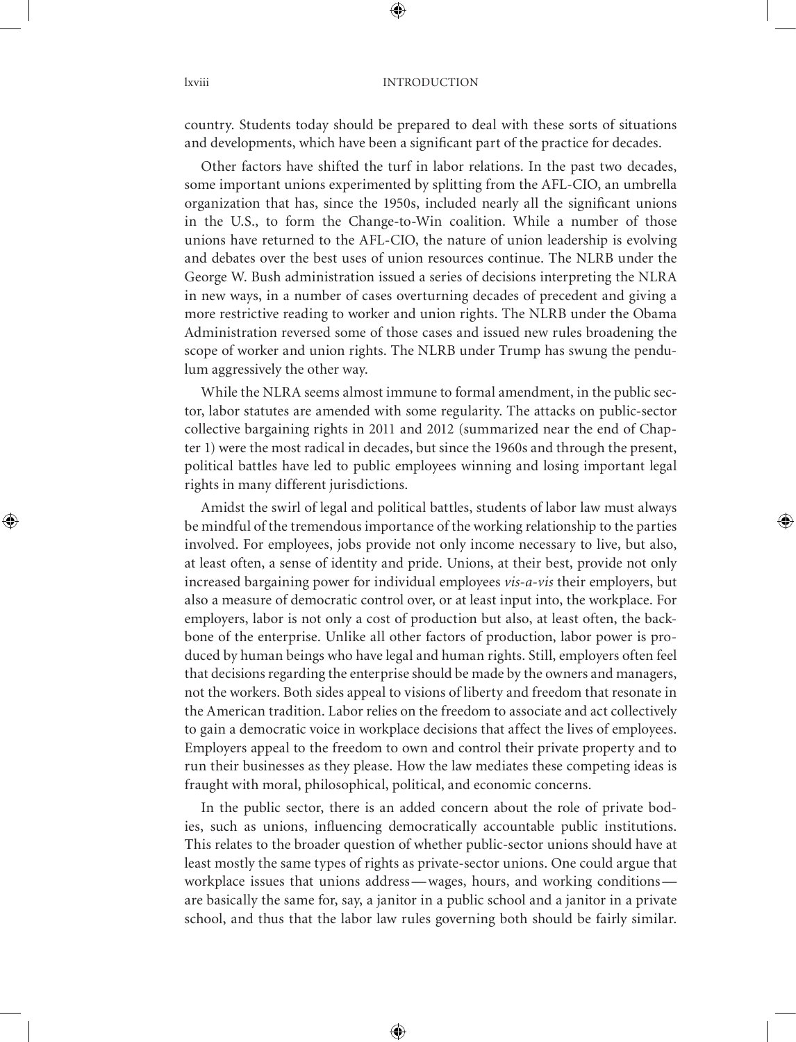country. Students today should be prepared to deal with these sorts of situations and developments, which have been a significant part of the practice for decades.

Other factors have shifted the turf in labor relations. In the past two decades, some important unions experimented by splitting from the AFL-CIO, an umbrella organization that has, since the 1950s, included nearly all the significant unions in the U.S., to form the Change-to-Win coalition. While a number of those unions have returned to the AFL-CIO, the nature of union leadership is evolving and debates over the best uses of union resources continue. The NLRB under the George W. Bush administration issued a series of decisions interpreting the NLRA in new ways, in a number of cases overturning decades of precedent and giving a more restrictive reading to worker and union rights. The NLRB under the Obama Administration reversed some of those cases and issued new rules broadening the scope of worker and union rights. The NLRB under Trump has swung the pendulum aggressively the other way.

While the NLRA seems almost immune to formal amendment, in the public sector, labor statutes are amended with some regularity. The attacks on public-sector collective bargaining rights in 2011 and 2012 (summarized near the end of Chapter 1) were the most radical in decades, but since the 1960s and through the present, political battles have led to public employees winning and losing important legal rights in many different jurisdictions.

Amidst the swirl of legal and political battles, students of labor law must always be mindful of the tremendous importance of the working relationship to the parties involved. For employees, jobs provide not only income necessary to live, but also, at least often, a sense of identity and pride. Unions, at their best, provide not only increased bargaining power for individual employees *vis-a-vis* their employers, but also a measure of democratic control over, or at least input into, the workplace. For employers, labor is not only a cost of production but also, at least often, the backbone of the enterprise. Unlike all other factors of production, labor power is produced by human beings who have legal and human rights. Still, employers often feel that decisions regarding the enterprise should be made by the owners and managers, not the workers. Both sides appeal to visions of liberty and freedom that resonate in the American tradition. Labor relies on the freedom to associate and act collectively to gain a democratic voice in workplace decisions that affect the lives of employees. Employers appeal to the freedom to own and control their private property and to run their businesses as they please. How the law mediates these competing ideas is fraught with moral, philosophical, political, and economic concerns.

In the public sector, there is an added concern about the role of private bodies, such as unions, influencing democratically accountable public institutions. This relates to the broader question of whether public-sector unions should have at least mostly the same types of rights as private-sector unions. One could argue that workplace issues that unions address—wages, hours, and working conditions—are basically the same for, say, a janitor in a public school and a janitor in a private school, and thus that the labor law rules governing both should be fairly similar.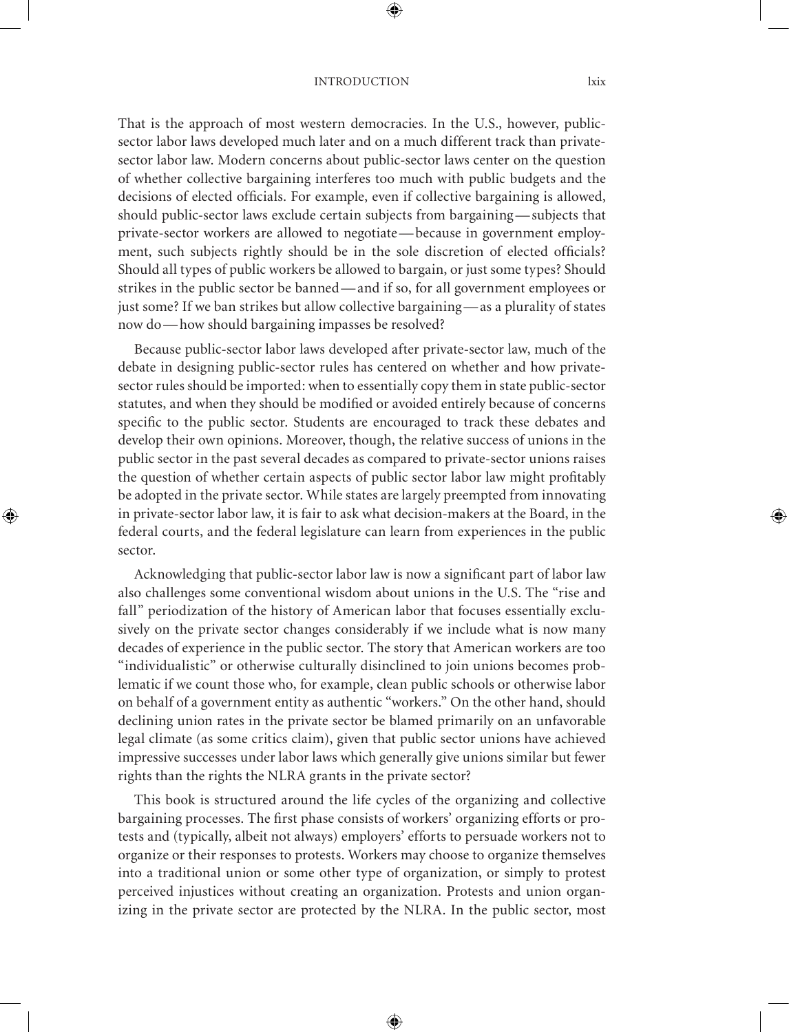That is the approach of most western democracies. In the U.S., however, public-sector labor laws developed much later and on a much different track than private-sector labor law. Modern concerns about public-sector laws center on the question of whether collective bargaining interferes too much with public budgets and the decisions of elected officials. For example, even if collective bargaining is allowed, should public-sector laws exclude certain subjects from bargaining—subjects that private-sector workers are allowed to negotiate—because in government employment, such subjects rightly should be in the sole discretion of elected officials? Should all types of public workers be allowed to bargain, or just some types? Should strikes in the public sector be banned—and if so, for all government employees or just some? If we ban strikes but allow collective bargaining—as a plurality of states now do—how should bargaining impasses be resolved?

Because public-sector labor laws developed after private-sector law, much of the debate in designing public-sector rules has centered on whether and how private-sector rules should be imported: when to essentially copy them in state public-sector statutes, and when they should be modified or avoided entirely because of concerns specific to the public sector. Students are encouraged to track these debates and develop their own opinions. Moreover, though, the relative success of unions in the public sector in the past several decades as compared to private-sector unions raises the question of whether certain aspects of public sector labor law might profitably be adopted in the private sector. While states are largely preempted from innovating in private-sector labor law, it is fair to ask what decision-makers at the Board, in the federal courts, and the federal legislature can learn from experiences in the public sector.

Acknowledging that public-sector labor law is now a significant part of labor law also challenges some conventional wisdom about unions in the U.S. The "rise and fall" periodization of the history of American labor that focuses essentially exclusively on the private sector changes considerably if we include what is now many decades of experience in the public sector. The story that American workers are too "individualistic" or otherwise culturally disinclined to join unions becomes problematic if we count those who, for example, clean public schools or otherwise labor on behalf of a government entity as authentic "workers." On the other hand, should declining union rates in the private sector be blamed primarily on an unfavorable legal climate (as some critics claim), given that public sector unions have achieved impressive successes under labor laws which generally give unions similar but fewer rights than the rights the NLRA grants in the private sector?

This book is structured around the life cycles of the organizing and collective bargaining processes. The first phase consists of workers' organizing efforts or protests and (typically, albeit not always) employers' efforts to persuade workers not to organize or their responses to protests. Workers may choose to organize themselves into a traditional union or some other type of organization, or simply to protest perceived injustices without creating an organization. Protests and union organizing in the private sector are protected by the NLRA. In the public sector, most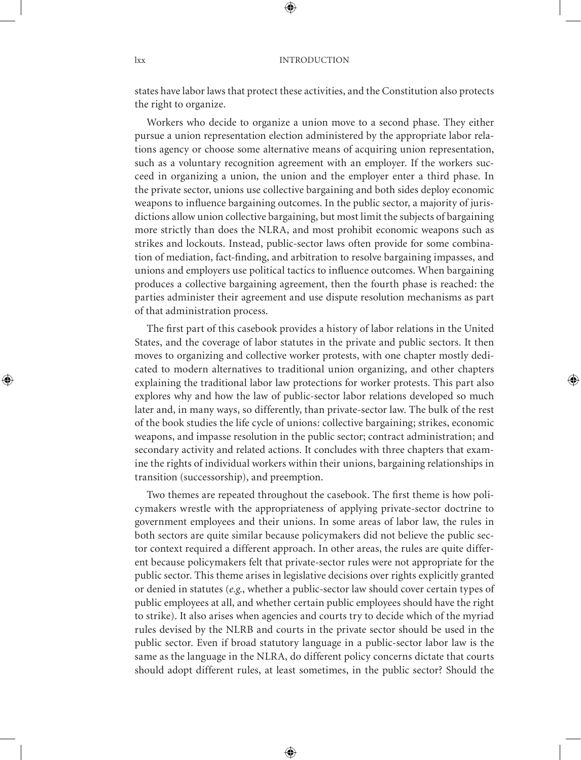states have labor laws that protect these activities, and the Constitution also protects the right to organize.

Workers who decide to organize a union move to a second phase. They either pursue a union representation election administered by the appropriate labor relations agency or choose some alternative means of acquiring union representation, such as a voluntary recognition agreement with an employer. If the workers succeed in organizing a union, the union and the employer enter a third phase. In the private sector, unions use collective bargaining and both sides deploy economic weapons to influence bargaining outcomes. In the public sector, a majority of jurisdictions allow union collective bargaining, but most limit the subjects of bargaining more strictly than does the NLRA, and most prohibit economic weapons such as strikes and lockouts. Instead, public-sector laws often provide for some combination of mediation, fact-finding, and arbitration to resolve bargaining impasses, and unions and employers use political tactics to influence outcomes. When bargaining produces a collective bargaining agreement, then the fourth phase is reached: the parties administer their agreement and use dispute resolution mechanisms as part of that administration process.

The first part of this casebook provides a history of labor relations in the United States, and the coverage of labor statutes in the private and public sectors. It then moves to organizing and collective worker protests, with one chapter mostly dedicated to modern alternatives to traditional union organizing, and other chapters explaining the traditional labor law protections for worker protests. This part also explores why and how the law of public-sector labor relations developed so much later and, in many ways, so differently, than private-sector law. The bulk of the rest of the book studies the life cycle of unions: collective bargaining; strikes, economic weapons, and impasse resolution in the public sector; contract administration; and secondary activity and related actions. It concludes with three chapters that examine the rights of individual workers within their unions, bargaining relationships in transition (successorship), and preemption.

Two themes are repeated throughout the casebook. The first theme is how policymakers wrestle with the appropriateness of applying private-sector doctrine to government employees and their unions. In some areas of labor law, the rules in both sectors are quite similar because policymakers did not believe the public sector context required a different approach. In other areas, the rules are quite different because policymakers felt that private-sector rules were not appropriate for the public sector. This theme arises in legislative decisions over rights explicitly granted or denied in statutes (*e.g.*, whether a public-sector law should cover certain types of public employees at all, and whether certain public employees should have the right to strike). It also arises when agencies and courts try to decide which of the myriad rules devised by the NLRB and courts in the private sector should be used in the public sector. Even if broad statutory language in a public-sector labor law is the same as the language in the NLRA, do different policy concerns dictate that courts should adopt different rules, at least sometimes, in the public sector? Should the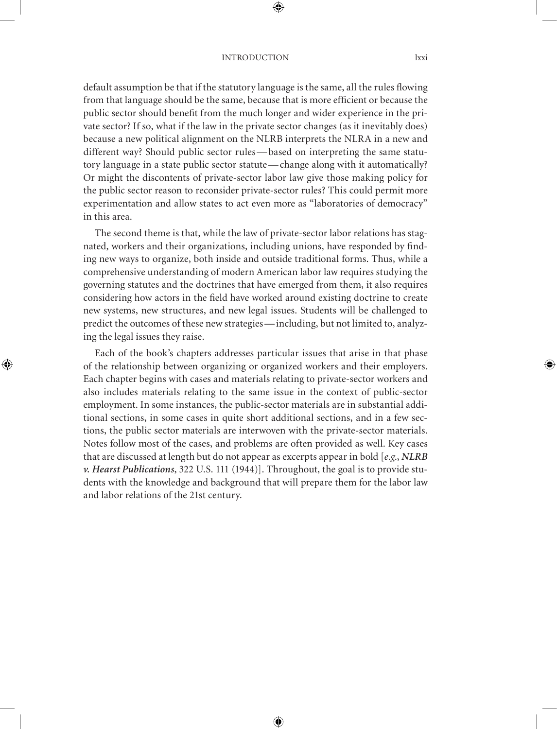default assumption be that if the statutory language is the same, all the rules flowing from that language should be the same, because that is more efficient or because the public sector should benefit from the much longer and wider experience in the private sector? If so, what if the law in the private sector changes (as it inevitably does) because a new political alignment on the NLRB interprets the NLRA in a new and different way? Should public sector rules — based on interpreting the same statutory language in a state public sector statute — change along with it automatically? Or might the discontents of private-sector labor law give those making policy for the public sector reason to reconsider private-sector rules? This could permit more experimentation and allow states to act even more as "laboratories of democracy" in this area.

The second theme is that, while the law of private-sector labor relations has stagnated, workers and their organizations, including unions, have responded by finding new ways to organize, both inside and outside traditional forms. Thus, while a comprehensive understanding of modern American labor law requires studying the governing statutes and the doctrines that have emerged from them, it also requires considering how actors in the field have worked around existing doctrine to create new systems, new structures, and new legal issues. Students will be challenged to predict the outcomes of these new strategies — including, but not limited to, analyzing the legal issues they raise.

Each of the book's chapters addresses particular issues that arise in that phase of the relationship between organizing or organized workers and their employers. Each chapter begins with cases and materials relating to private-sector workers and also includes materials relating to the same issue in the context of public-sector employment. In some instances, the public-sector materials are in substantial additional sections, in some cases in quite short additional sections, and in a few sections, the public sector materials are interwoven with the private-sector materials. Notes follow most of the cases, and problems are often provided as well. Key cases that are discussed at length but do not appear as excerpts appear in bold [*e.g.*, ***NLRB v. Hearst Publications***, 322 U.S. 111 (1944)]. Throughout, the goal is to provide students with the knowledge and background that will prepare them for the labor law and labor relations of the 21st century.